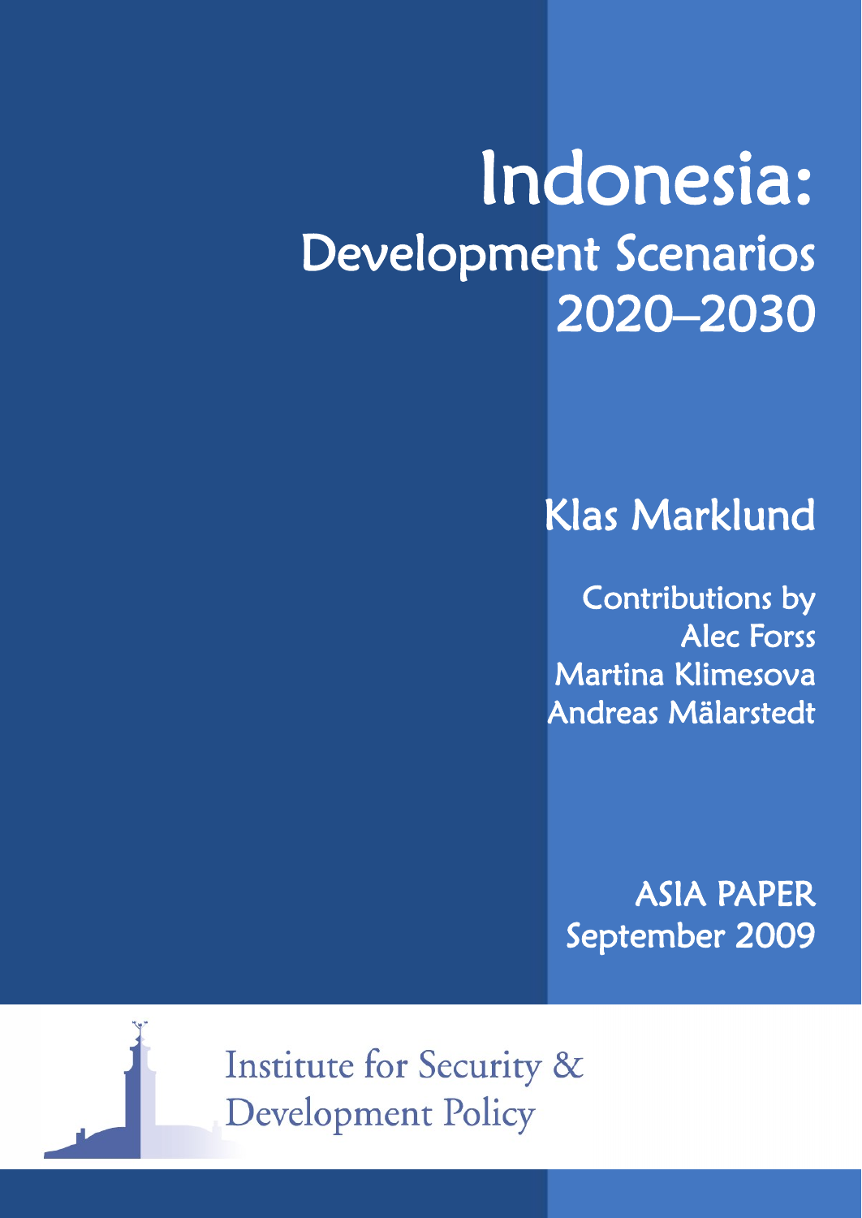# Indonesia:

## Development Scenarios 2020–2030

**Klas Marklund**

Contributions by
Alec Forss
Martina Klimesova
Andreas Mälarstedt

ASIA PAPER
September 2009

Institute for Security & Development Policy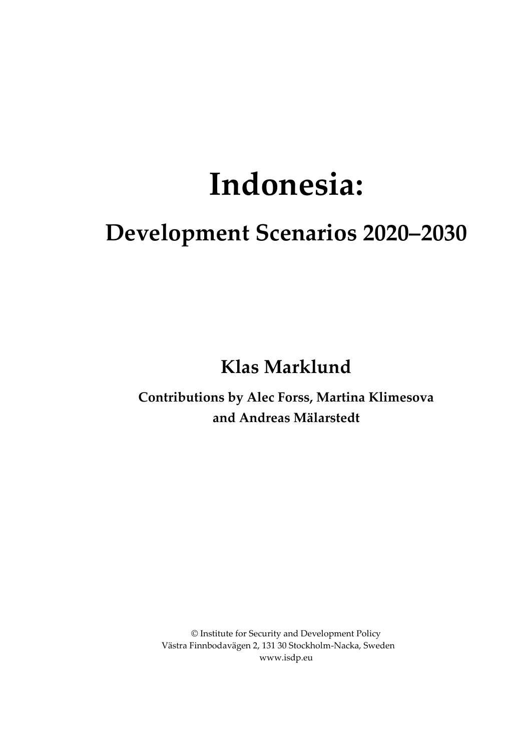# Indonesia:

## Development Scenarios 2020–2030

**Klas Marklund**

**Contributions by Alec Forss, Martina Klimesova and Andreas Mälarstedt**

© Institute for Security and Development Policy
Västra Finnbodavägen 2, 131 30 Stockholm-Nacka, Sweden
www.isdp.eu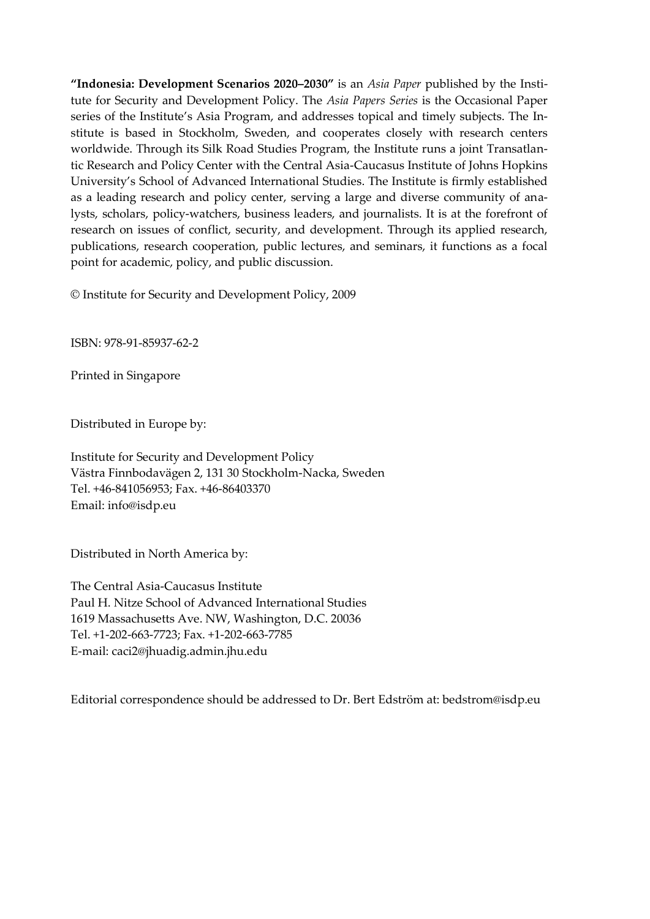**"Indonesia: Development Scenarios 2020–2030"** is an *Asia Paper* published by the Institute for Security and Development Policy. The *Asia Papers Series* is the Occasional Paper series of the Institute's Asia Program, and addresses topical and timely subjects. The Institute is based in Stockholm, Sweden, and cooperates closely with research centers worldwide. Through its Silk Road Studies Program, the Institute runs a joint Transatlantic Research and Policy Center with the Central Asia-Caucasus Institute of Johns Hopkins University's School of Advanced International Studies. The Institute is firmly established as a leading research and policy center, serving a large and diverse community of analysts, scholars, policy-watchers, business leaders, and journalists. It is at the forefront of research on issues of conflict, security, and development. Through its applied research, publications, research cooperation, public lectures, and seminars, it functions as a focal point for academic, policy, and public discussion.

© Institute for Security and Development Policy, 2009

ISBN: 978-91-85937-62-2

Printed in Singapore

Distributed in Europe by:

Institute for Security and Development Policy
Västra Finnbodavägen 2, 131 30 Stockholm-Nacka, Sweden
Tel. +46-841056953; Fax. +46-86403370
Email: info@isdp.eu

Distributed in North America by:

The Central Asia-Caucasus Institute
Paul H. Nitze School of Advanced International Studies
1619 Massachusetts Ave. NW, Washington, D.C. 20036
Tel. +1-202-663-7723; Fax. +1-202-663-7785
E-mail: caci2@jhuadig.admin.jhu.edu

Editorial correspondence should be addressed to Dr. Bert Edström at: bedstrom@isdp.eu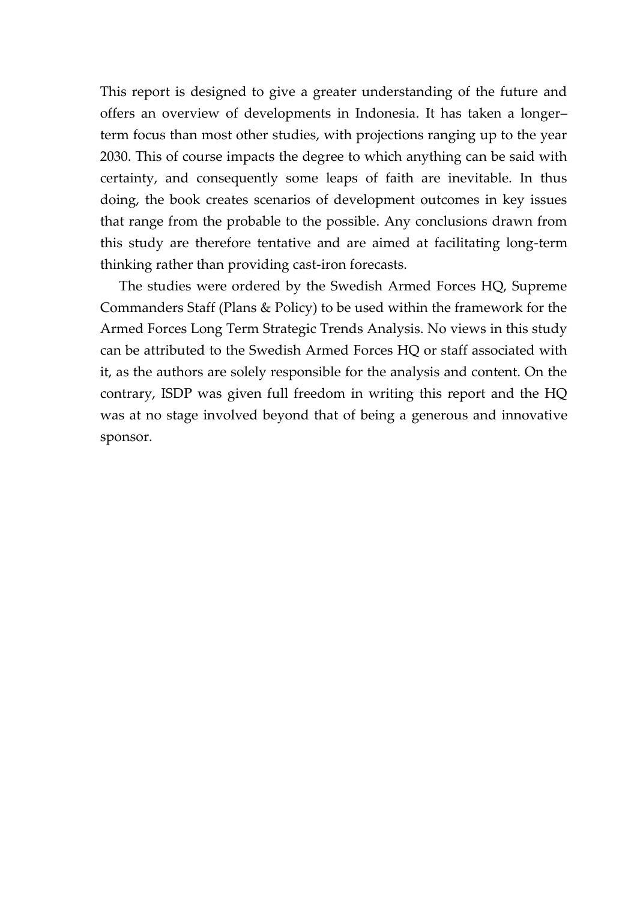This report is designed to give a greater understanding of the future and offers an overview of developments in Indonesia. It has taken a longer–term focus than most other studies, with projections ranging up to the year 2030. This of course impacts the degree to which anything can be said with certainty, and consequently some leaps of faith are inevitable. In thus doing, the book creates scenarios of development outcomes in key issues that range from the probable to the possible. Any conclusions drawn from this study are therefore tentative and are aimed at facilitating long-term thinking rather than providing cast-iron forecasts.

The studies were ordered by the Swedish Armed Forces HQ, Supreme Commanders Staff (Plans & Policy) to be used within the framework for the Armed Forces Long Term Strategic Trends Analysis. No views in this study can be attributed to the Swedish Armed Forces HQ or staff associated with it, as the authors are solely responsible for the analysis and content. On the contrary, ISDP was given full freedom in writing this report and the HQ was at no stage involved beyond that of being a generous and innovative sponsor.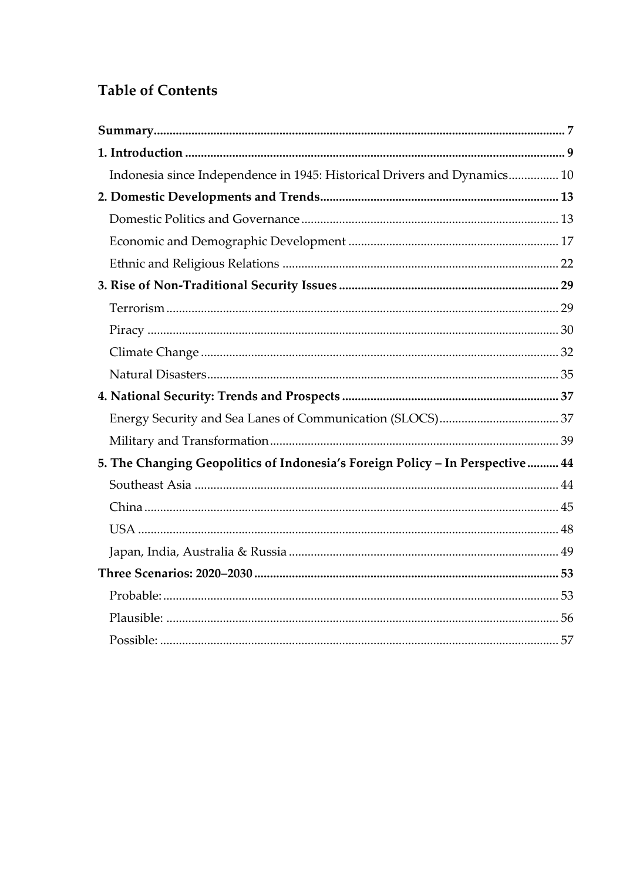## Table of Contents

**Summary** ..... **7**

**1. Introduction** ..... **9**

- Indonesia since Independence in 1945: Historical Drivers and Dynamics ..... 10

**2. Domestic Developments and Trends** ..... **13**

- Domestic Politics and Governance ..... 13
- Economic and Demographic Development ..... 17
- Ethnic and Religious Relations ..... 22

**3. Rise of Non-Traditional Security Issues** ..... **29**

- Terrorism ..... 29
- Piracy ..... 30
- Climate Change ..... 32
- Natural Disasters ..... 35

**4. National Security: Trends and Prospects** ..... **37**

- Energy Security and Sea Lanes of Communication (SLOCS) ..... 37
- Military and Transformation ..... 39

**5. The Changing Geopolitics of Indonesia's Foreign Policy – In Perspective** ..... **44**

- Southeast Asia ..... 44
- China ..... 45
- USA ..... 48
- Japan, India, Australia & Russia ..... 49

**Three Scenarios: 2020–2030** ..... **53**

- Probable: ..... 53
- Plausible: ..... 56
- Possible: ..... 57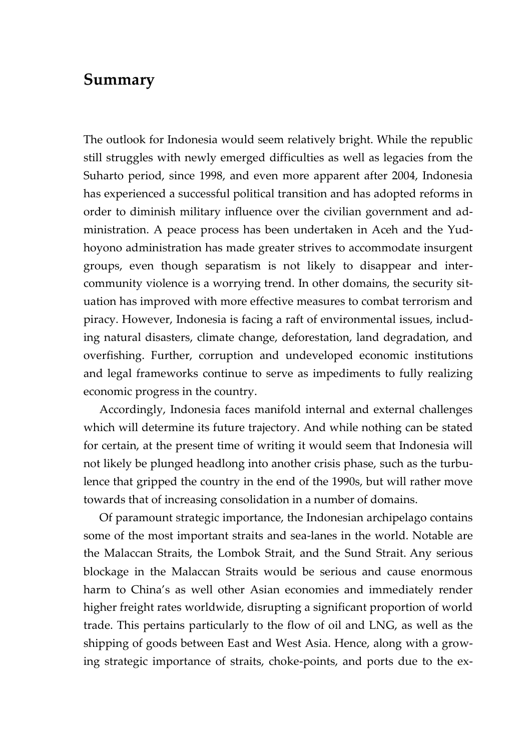# Summary

The outlook for Indonesia would seem relatively bright. While the republic still struggles with newly emerged difficulties as well as legacies from the Suharto period, since 1998, and even more apparent after 2004, Indonesia has experienced a successful political transition and has adopted reforms in order to diminish military influence over the civilian government and administration. A peace process has been undertaken in Aceh and the Yudhoyono administration has made greater strives to accommodate insurgent groups, even though separatism is not likely to disappear and inter-community violence is a worrying trend. In other domains, the security situation has improved with more effective measures to combat terrorism and piracy. However, Indonesia is facing a raft of environmental issues, including natural disasters, climate change, deforestation, land degradation, and overfishing. Further, corruption and undeveloped economic institutions and legal frameworks continue to serve as impediments to fully realizing economic progress in the country.

Accordingly, Indonesia faces manifold internal and external challenges which will determine its future trajectory. And while nothing can be stated for certain, at the present time of writing it would seem that Indonesia will not likely be plunged headlong into another crisis phase, such as the turbulence that gripped the country in the end of the 1990s, but will rather move towards that of increasing consolidation in a number of domains.

Of paramount strategic importance, the Indonesian archipelago contains some of the most important straits and sea-lanes in the world. Notable are the Malaccan Straits, the Lombok Strait, and the Sund Strait. Any serious blockage in the Malaccan Straits would be serious and cause enormous harm to China's as well other Asian economies and immediately render higher freight rates worldwide, disrupting a significant proportion of world trade. This pertains particularly to the flow of oil and LNG, as well as the shipping of goods between East and West Asia. Hence, along with a growing strategic importance of straits, choke-points, and ports due to the ex-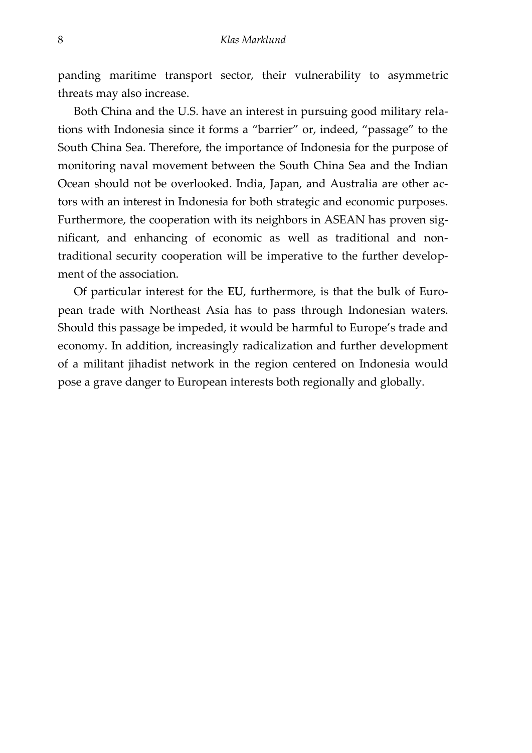panding maritime transport sector, their vulnerability to asymmetric threats may also increase.

Both China and the U.S. have an interest in pursuing good military relations with Indonesia since it forms a "barrier" or, indeed, "passage" to the South China Sea. Therefore, the importance of Indonesia for the purpose of monitoring naval movement between the South China Sea and the Indian Ocean should not be overlooked. India, Japan, and Australia are other actors with an interest in Indonesia for both strategic and economic purposes. Furthermore, the cooperation with its neighbors in ASEAN has proven significant, and enhancing of economic as well as traditional and non-traditional security cooperation will be imperative to the further development of the association.

Of particular interest for the **EU**, furthermore, is that the bulk of European trade with Northeast Asia has to pass through Indonesian waters. Should this passage be impeded, it would be harmful to Europe's trade and economy. In addition, increasingly radicalization and further development of a militant jihadist network in the region centered on Indonesia would pose a grave danger to European interests both regionally and globally.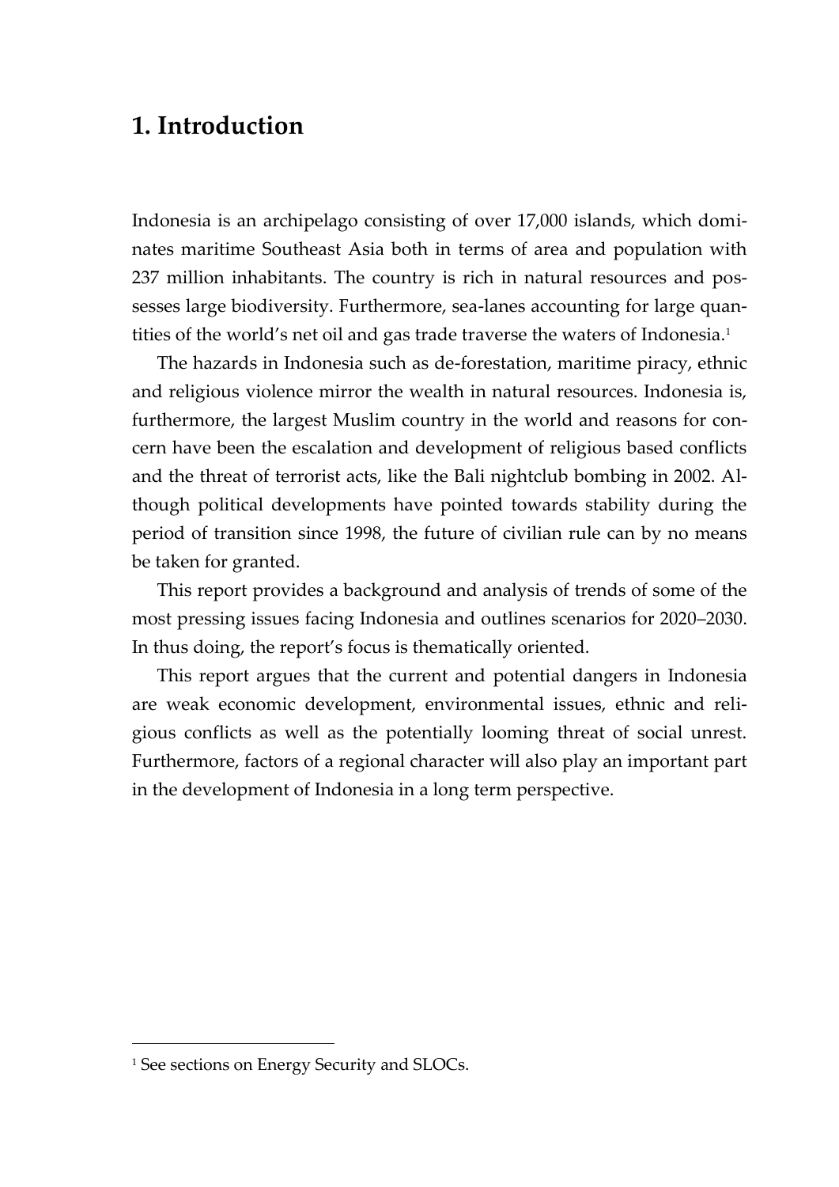# 1. Introduction

Indonesia is an archipelago consisting of over 17,000 islands, which dominates maritime Southeast Asia both in terms of area and population with 237 million inhabitants. The country is rich in natural resources and possesses large biodiversity. Furthermore, sea-lanes accounting for large quantities of the world's net oil and gas trade traverse the waters of Indonesia.[1]

The hazards in Indonesia such as de-forestation, maritime piracy, ethnic and religious violence mirror the wealth in natural resources. Indonesia is, furthermore, the largest Muslim country in the world and reasons for concern have been the escalation and development of religious based conflicts and the threat of terrorist acts, like the Bali nightclub bombing in 2002. Although political developments have pointed towards stability during the period of transition since 1998, the future of civilian rule can by no means be taken for granted.

This report provides a background and analysis of trends of some of the most pressing issues facing Indonesia and outlines scenarios for 2020–2030. In thus doing, the report's focus is thematically oriented.

This report argues that the current and potential dangers in Indonesia are weak economic development, environmental issues, ethnic and religious conflicts as well as the potentially looming threat of social unrest. Furthermore, factors of a regional character will also play an important part in the development of Indonesia in a long term perspective.

---

[1] See sections on Energy Security and SLOCs.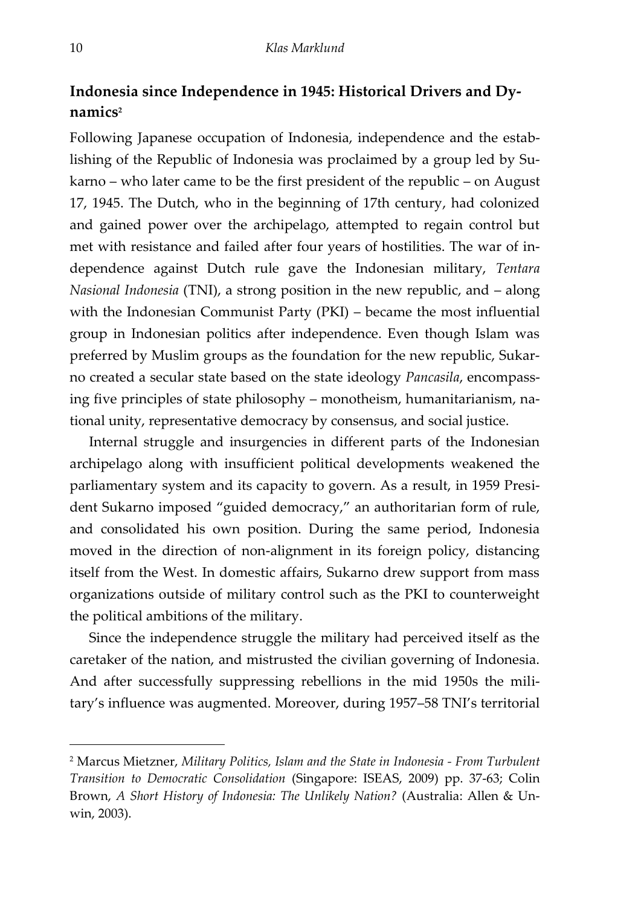## Indonesia since Independence in 1945: Historical Drivers and Dynamics[2]

Following Japanese occupation of Indonesia, independence and the establishing of the Republic of Indonesia was proclaimed by a group led by Sukarno – who later came to be the first president of the republic – on August 17, 1945. The Dutch, who in the beginning of 17th century, had colonized and gained power over the archipelago, attempted to regain control but met with resistance and failed after four years of hostilities. The war of independence against Dutch rule gave the Indonesian military, *Tentara Nasional Indonesia* (TNI), a strong position in the new republic, and – along with the Indonesian Communist Party (PKI) – became the most influential group in Indonesian politics after independence. Even though Islam was preferred by Muslim groups as the foundation for the new republic, Sukarno created a secular state based on the state ideology *Pancasila*, encompassing five principles of state philosophy – monotheism, humanitarianism, national unity, representative democracy by consensus, and social justice.

Internal struggle and insurgencies in different parts of the Indonesian archipelago along with insufficient political developments weakened the parliamentary system and its capacity to govern. As a result, in 1959 President Sukarno imposed "guided democracy," an authoritarian form of rule, and consolidated his own position. During the same period, Indonesia moved in the direction of non-alignment in its foreign policy, distancing itself from the West. In domestic affairs, Sukarno drew support from mass organizations outside of military control such as the PKI to counterweight the political ambitions of the military.

Since the independence struggle the military had perceived itself as the caretaker of the nation, and mistrusted the civilian governing of Indonesia. And after successfully suppressing rebellions in the mid 1950s the military's influence was augmented. Moreover, during 1957–58 TNI's territorial

---

[2] Marcus Mietzner, *Military Politics, Islam and the State in Indonesia - From Turbulent Transition to Democratic Consolidation* (Singapore: ISEAS, 2009) pp. 37-63; Colin Brown, *A Short History of Indonesia: The Unlikely Nation?* (Australia: Allen & Unwin, 2003).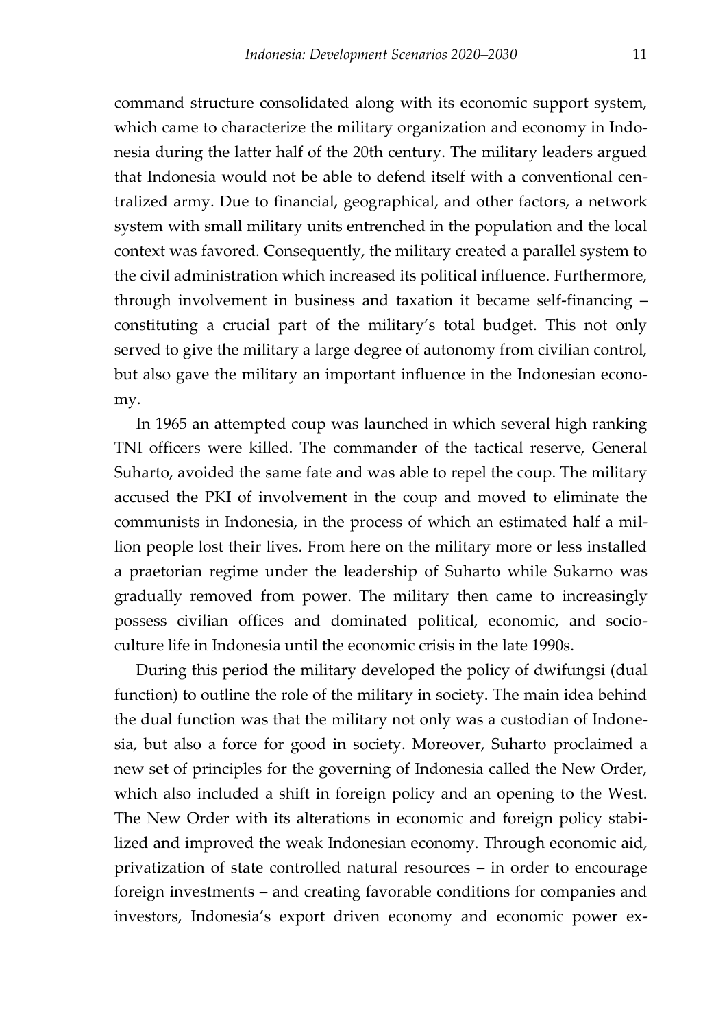command structure consolidated along with its economic support system, which came to characterize the military organization and economy in Indonesia during the latter half of the 20th century. The military leaders argued that Indonesia would not be able to defend itself with a conventional centralized army. Due to financial, geographical, and other factors, a network system with small military units entrenched in the population and the local context was favored. Consequently, the military created a parallel system to the civil administration which increased its political influence. Furthermore, through involvement in business and taxation it became self-financing – constituting a crucial part of the military's total budget. This not only served to give the military a large degree of autonomy from civilian control, but also gave the military an important influence in the Indonesian economy.

In 1965 an attempted coup was launched in which several high ranking TNI officers were killed. The commander of the tactical reserve, General Suharto, avoided the same fate and was able to repel the coup. The military accused the PKI of involvement in the coup and moved to eliminate the communists in Indonesia, in the process of which an estimated half a million people lost their lives. From here on the military more or less installed a praetorian regime under the leadership of Suharto while Sukarno was gradually removed from power. The military then came to increasingly possess civilian offices and dominated political, economic, and socio-culture life in Indonesia until the economic crisis in the late 1990s.

During this period the military developed the policy of dwifungsi (dual function) to outline the role of the military in society. The main idea behind the dual function was that the military not only was a custodian of Indonesia, but also a force for good in society. Moreover, Suharto proclaimed a new set of principles for the governing of Indonesia called the New Order, which also included a shift in foreign policy and an opening to the West. The New Order with its alterations in economic and foreign policy stabilized and improved the weak Indonesian economy. Through economic aid, privatization of state controlled natural resources – in order to encourage foreign investments – and creating favorable conditions for companies and investors, Indonesia's export driven economy and economic power ex-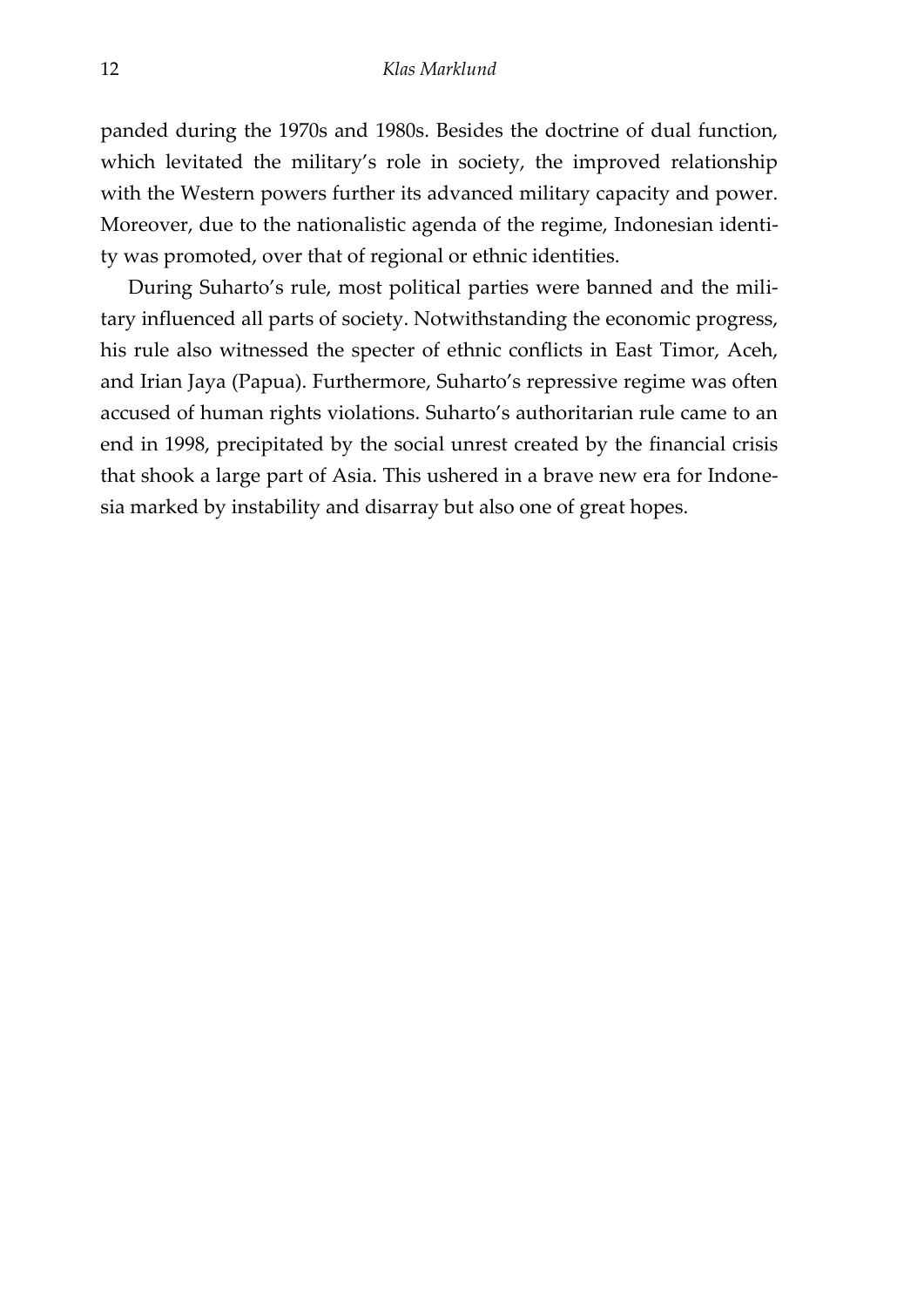panded during the 1970s and 1980s. Besides the doctrine of dual function, which levitated the military's role in society, the improved relationship with the Western powers further its advanced military capacity and power. Moreover, due to the nationalistic agenda of the regime, Indonesian identity was promoted, over that of regional or ethnic identities.

During Suharto's rule, most political parties were banned and the military influenced all parts of society. Notwithstanding the economic progress, his rule also witnessed the specter of ethnic conflicts in East Timor, Aceh, and Irian Jaya (Papua). Furthermore, Suharto's repressive regime was often accused of human rights violations. Suharto's authoritarian rule came to an end in 1998, precipitated by the social unrest created by the financial crisis that shook a large part of Asia. This ushered in a brave new era for Indonesia marked by instability and disarray but also one of great hopes.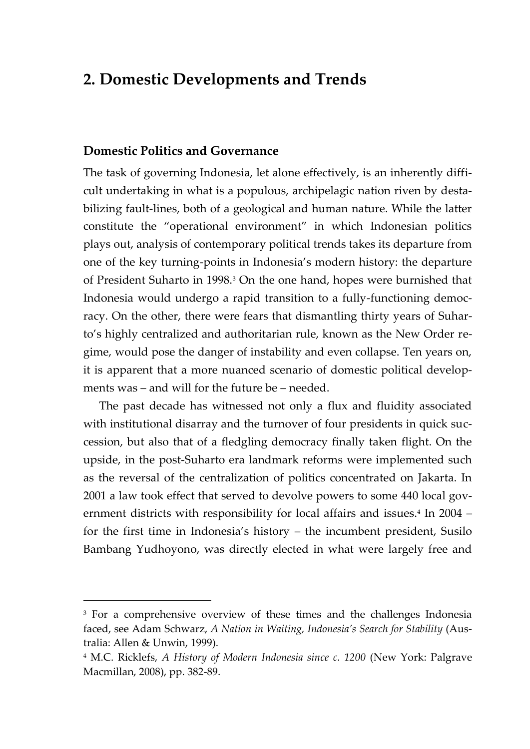# 2. Domestic Developments and Trends

## Domestic Politics and Governance

The task of governing Indonesia, let alone effectively, is an inherently difficult undertaking in what is a populous, archipelagic nation riven by destabilizing fault-lines, both of a geological and human nature. While the latter constitute the "operational environment" in which Indonesian politics plays out, analysis of contemporary political trends takes its departure from one of the key turning-points in Indonesia's modern history: the departure of President Suharto in 1998.[3] On the one hand, hopes were burnished that Indonesia would undergo a rapid transition to a fully-functioning democracy. On the other, there were fears that dismantling thirty years of Suharto's highly centralized and authoritarian rule, known as the New Order regime, would pose the danger of instability and even collapse. Ten years on, it is apparent that a more nuanced scenario of domestic political developments was – and will for the future be – needed.

The past decade has witnessed not only a flux and fluidity associated with institutional disarray and the turnover of four presidents in quick succession, but also that of a fledgling democracy finally taken flight. On the upside, in the post-Suharto era landmark reforms were implemented such as the reversal of the centralization of politics concentrated on Jakarta. In 2001 a law took effect that served to devolve powers to some 440 local government districts with responsibility for local affairs and issues.[4] In 2004 – for the first time in Indonesia's history – the incumbent president, Susilo Bambang Yudhoyono, was directly elected in what were largely free and

---

[3] For a comprehensive overview of these times and the challenges Indonesia faced, see Adam Schwarz, *A Nation in Waiting, Indonesia's Search for Stability* (Australia: Allen & Unwin, 1999).

[4] M.C. Ricklefs, *A History of Modern Indonesia since c. 1200* (New York: Palgrave Macmillan, 2008), pp. 382-89.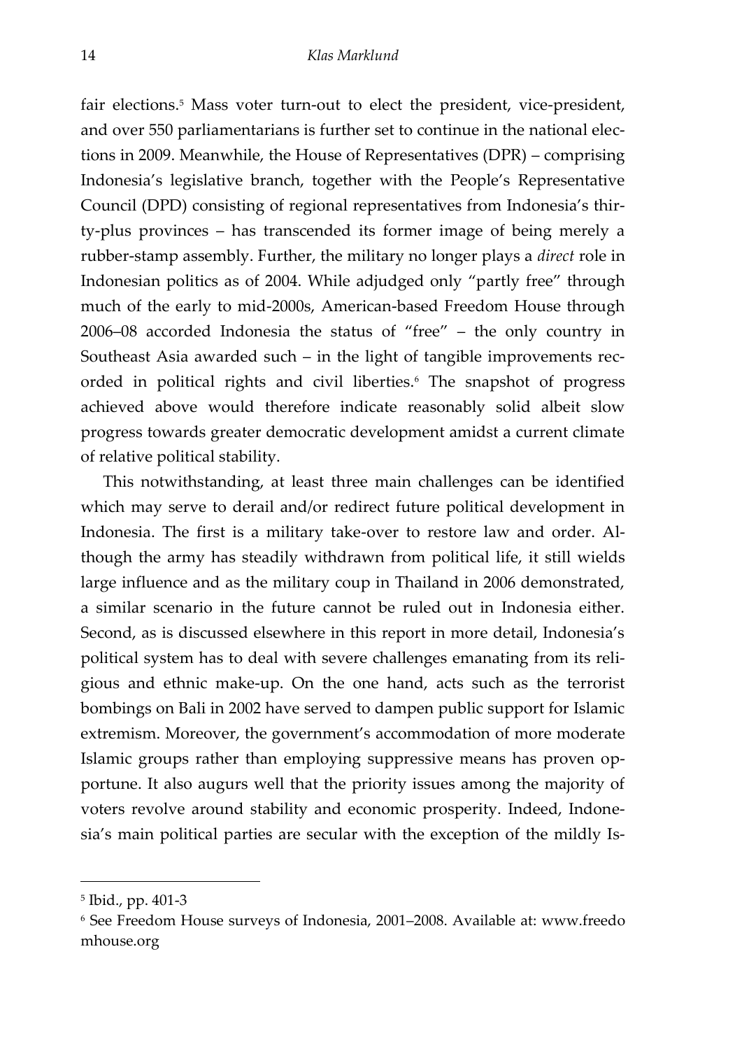fair elections.[5] Mass voter turn-out to elect the president, vice-president, and over 550 parliamentarians is further set to continue in the national elections in 2009. Meanwhile, the House of Representatives (DPR) – comprising Indonesia's legislative branch, together with the People's Representative Council (DPD) consisting of regional representatives from Indonesia's thirty-plus provinces – has transcended its former image of being merely a rubber-stamp assembly. Further, the military no longer plays a *direct* role in Indonesian politics as of 2004. While adjudged only "partly free" through much of the early to mid-2000s, American-based Freedom House through 2006–08 accorded Indonesia the status of "free" – the only country in Southeast Asia awarded such – in the light of tangible improvements recorded in political rights and civil liberties.[6] The snapshot of progress achieved above would therefore indicate reasonably solid albeit slow progress towards greater democratic development amidst a current climate of relative political stability.

This notwithstanding, at least three main challenges can be identified which may serve to derail and/or redirect future political development in Indonesia. The first is a military take-over to restore law and order. Although the army has steadily withdrawn from political life, it still wields large influence and as the military coup in Thailand in 2006 demonstrated, a similar scenario in the future cannot be ruled out in Indonesia either. Second, as is discussed elsewhere in this report in more detail, Indonesia's political system has to deal with severe challenges emanating from its religious and ethnic make-up. On the one hand, acts such as the terrorist bombings on Bali in 2002 have served to dampen public support for Islamic extremism. Moreover, the government's accommodation of more moderate Islamic groups rather than employing suppressive means has proven opportune. It also augurs well that the priority issues among the majority of voters revolve around stability and economic prosperity. Indeed, Indonesia's main political parties are secular with the exception of the mildly Is-

---

[5] Ibid., pp. 401-3

[6] See Freedom House surveys of Indonesia, 2001–2008. Available at: www.freedomhouse.org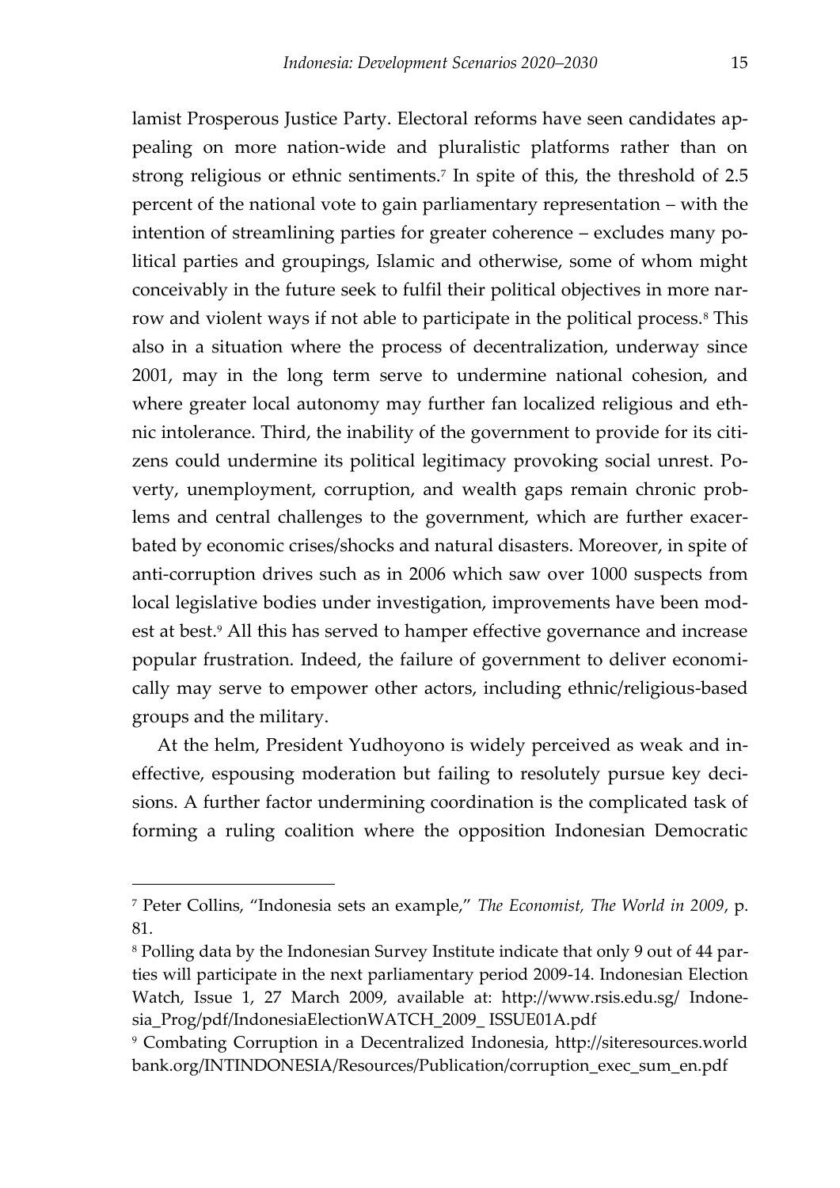lamist Prosperous Justice Party. Electoral reforms have seen candidates appealing on more nation-wide and pluralistic platforms rather than on strong religious or ethnic sentiments.[7] In spite of this, the threshold of 2.5 percent of the national vote to gain parliamentary representation – with the intention of streamlining parties for greater coherence – excludes many political parties and groupings, Islamic and otherwise, some of whom might conceivably in the future seek to fulfil their political objectives in more narrow and violent ways if not able to participate in the political process.[8] This also in a situation where the process of decentralization, underway since 2001, may in the long term serve to undermine national cohesion, and where greater local autonomy may further fan localized religious and ethnic intolerance. Third, the inability of the government to provide for its citizens could undermine its political legitimacy provoking social unrest. Poverty, unemployment, corruption, and wealth gaps remain chronic problems and central challenges to the government, which are further exacerbated by economic crises/shocks and natural disasters. Moreover, in spite of anti-corruption drives such as in 2006 which saw over 1000 suspects from local legislative bodies under investigation, improvements have been modest at best.[9] All this has served to hamper effective governance and increase popular frustration. Indeed, the failure of government to deliver economically may serve to empower other actors, including ethnic/religious-based groups and the military.

At the helm, President Yudhoyono is widely perceived as weak and ineffective, espousing moderation but failing to resolutely pursue key decisions. A further factor undermining coordination is the complicated task of forming a ruling coalition where the opposition Indonesian Democratic

---

[7] Peter Collins, "Indonesia sets an example," *The Economist, The World in 2009*, p. 81.

[8] Polling data by the Indonesian Survey Institute indicate that only 9 out of 44 parties will participate in the next parliamentary period 2009-14. Indonesian Election Watch, Issue 1, 27 March 2009, available at: http://www.rsis.edu.sg/ Indonesia_Prog/pdf/IndonesiaElectionWATCH_2009_ ISSUE01A.pdf

[9] Combating Corruption in a Decentralized Indonesia, http://siteresources.world bank.org/INTINDONESIA/Resources/Publication/corruption_exec_sum_en.pdf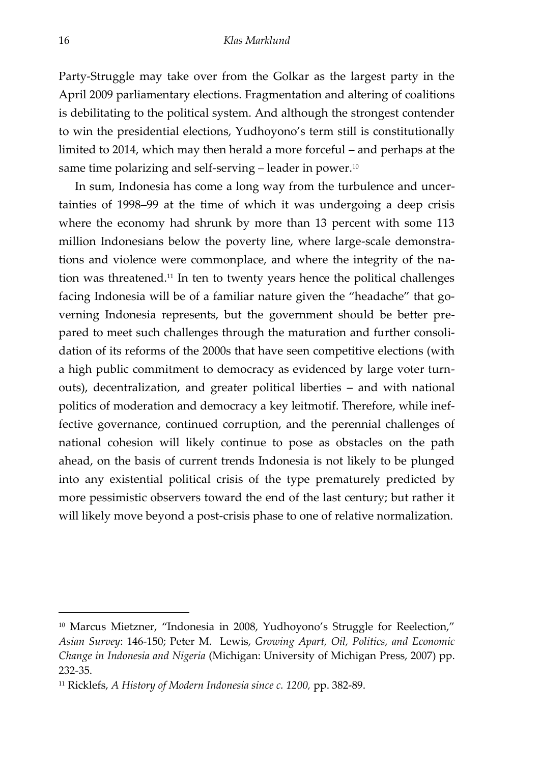Party-Struggle may take over from the Golkar as the largest party in the April 2009 parliamentary elections. Fragmentation and altering of coalitions is debilitating to the political system. And although the strongest contender to win the presidential elections, Yudhoyono's term still is constitutionally limited to 2014, which may then herald a more forceful – and perhaps at the same time polarizing and self-serving – leader in power.[10]

In sum, Indonesia has come a long way from the turbulence and uncertainties of 1998–99 at the time of which it was undergoing a deep crisis where the economy had shrunk by more than 13 percent with some 113 million Indonesians below the poverty line, where large-scale demonstrations and violence were commonplace, and where the integrity of the nation was threatened.[11] In ten to twenty years hence the political challenges facing Indonesia will be of a familiar nature given the "headache" that governing Indonesia represents, but the government should be better prepared to meet such challenges through the maturation and further consolidation of its reforms of the 2000s that have seen competitive elections (with a high public commitment to democracy as evidenced by large voter turnouts), decentralization, and greater political liberties – and with national politics of moderation and democracy a key leitmotif. Therefore, while ineffective governance, continued corruption, and the perennial challenges of national cohesion will likely continue to pose as obstacles on the path ahead, on the basis of current trends Indonesia is not likely to be plunged into any existential political crisis of the type prematurely predicted by more pessimistic observers toward the end of the last century; but rather it will likely move beyond a post-crisis phase to one of relative normalization.

---

[10] Marcus Mietzner, "Indonesia in 2008, Yudhoyono's Struggle for Reelection," *Asian Survey*: 146-150; Peter M. Lewis, *Growing Apart, Oil, Politics, and Economic Change in Indonesia and Nigeria* (Michigan: University of Michigan Press, 2007) pp. 232-35.

[11] Ricklefs, *A History of Modern Indonesia since c. 1200,* pp. 382-89.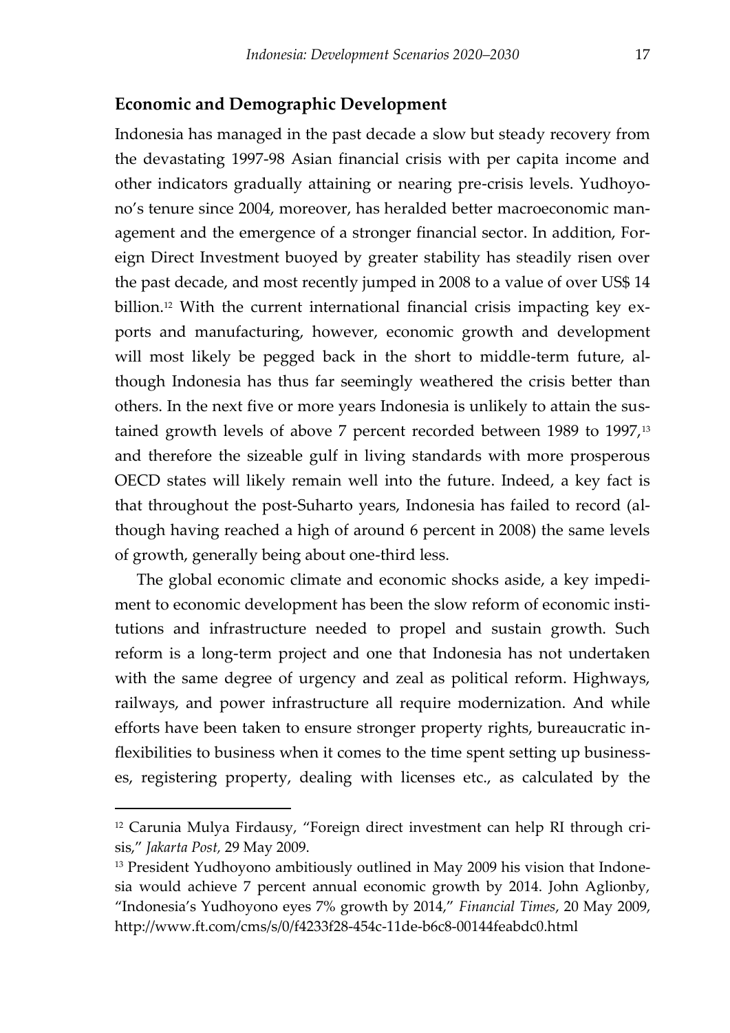## Economic and Demographic Development

Indonesia has managed in the past decade a slow but steady recovery from the devastating 1997-98 Asian financial crisis with per capita income and other indicators gradually attaining or nearing pre-crisis levels. Yudhoyono's tenure since 2004, moreover, has heralded better macroeconomic management and the emergence of a stronger financial sector. In addition, Foreign Direct Investment buoyed by greater stability has steadily risen over the past decade, and most recently jumped in 2008 to a value of over US$ 14 billion.[12] With the current international financial crisis impacting key exports and manufacturing, however, economic growth and development will most likely be pegged back in the short to middle-term future, although Indonesia has thus far seemingly weathered the crisis better than others. In the next five or more years Indonesia is unlikely to attain the sustained growth levels of above 7 percent recorded between 1989 to 1997,[13] and therefore the sizeable gulf in living standards with more prosperous OECD states will likely remain well into the future. Indeed, a key fact is that throughout the post-Suharto years, Indonesia has failed to record (although having reached a high of around 6 percent in 2008) the same levels of growth, generally being about one-third less.

The global economic climate and economic shocks aside, a key impediment to economic development has been the slow reform of economic institutions and infrastructure needed to propel and sustain growth. Such reform is a long-term project and one that Indonesia has not undertaken with the same degree of urgency and zeal as political reform. Highways, railways, and power infrastructure all require modernization. And while efforts have been taken to ensure stronger property rights, bureaucratic inflexibilities to business when it comes to the time spent setting up businesses, registering property, dealing with licenses etc., as calculated by the

---

[12] Carunia Mulya Firdausy, "Foreign direct investment can help RI through crisis," *Jakarta Post*, 29 May 2009.

[13] President Yudhoyono ambitiously outlined in May 2009 his vision that Indonesia would achieve 7 percent annual economic growth by 2014. John Aglionby, "Indonesia's Yudhoyono eyes 7% growth by 2014," *Financial Times*, 20 May 2009, http://www.ft.com/cms/s/0/f4233f28-454c-11de-b6c8-00144feabdc0.html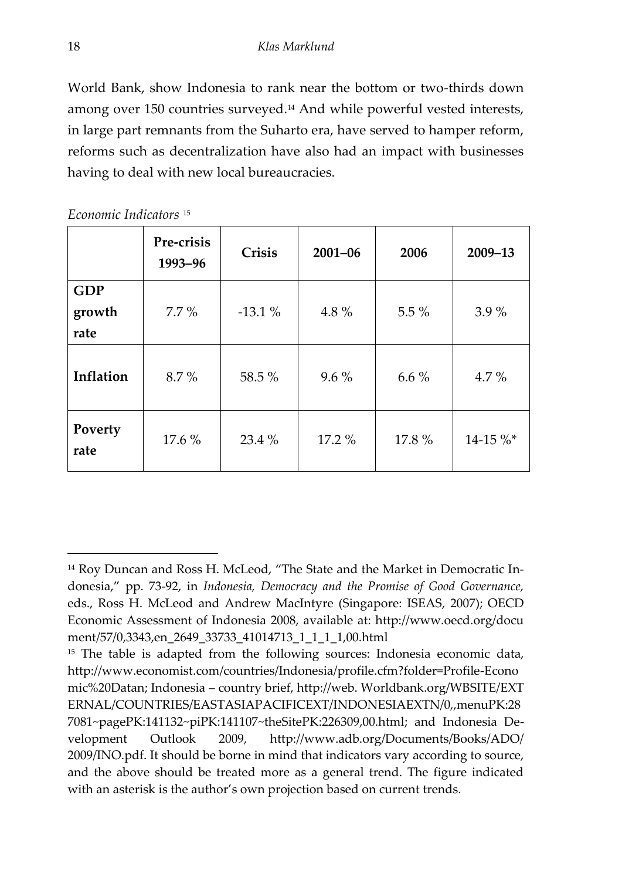World Bank, show Indonesia to rank near the bottom or two-thirds down among over 150 countries surveyed.[14] And while powerful vested interests, in large part remnants from the Suharto era, have served to hamper reform, reforms such as decentralization have also had an impact with businesses having to deal with new local bureaucracies.

*Economic Indicators* [15]

| | Pre-crisis 1993–96 | Crisis | 2001–06 | 2006 | 2009–13 |
|---|---|---|---|---|---|
| **GDP growth rate** | 7.7 % | -13.1 % | 4.8 % | 5.5 % | 3.9 % |
| **Inflation** | 8.7 % | 58.5 % | 9.6 % | 6.6 % | 4.7 % |
| **Poverty rate** | 17.6 % | 23.4 % | 17.2 % | 17.8 % | 14-15 %* |

---

[14] Roy Duncan and Ross H. McLeod, "The State and the Market in Democratic Indonesia," pp. 73-92, in *Indonesia, Democracy and the Promise of Good Governance,* eds., Ross H. McLeod and Andrew MacIntyre (Singapore: ISEAS, 2007); OECD Economic Assessment of Indonesia 2008, available at: http://www.oecd.org/document/57/0,3343,en_2649_33733_41014713_1_1_1_1,00.html

[15] The table is adapted from the following sources: Indonesia economic data, http://www.economist.com/countries/Indonesia/profile.cfm?folder=Profile-Economic%20Datan; Indonesia – country brief, http://web. Worldbank.org/WBSITE/EXTERNAL/COUNTRIES/EASTASIAPACIFICEXT/INDONESIAEXTN/0,,menuPK:287081~pagePK:141132~piPK:141107~theSitePK:226309,00.html; and Indonesia Development Outlook 2009, http://www.adb.org/Documents/Books/ADO/2009/INO.pdf. It should be borne in mind that indicators vary according to source, and the above should be treated more as a general trend. The figure indicated with an asterisk is the author's own projection based on current trends.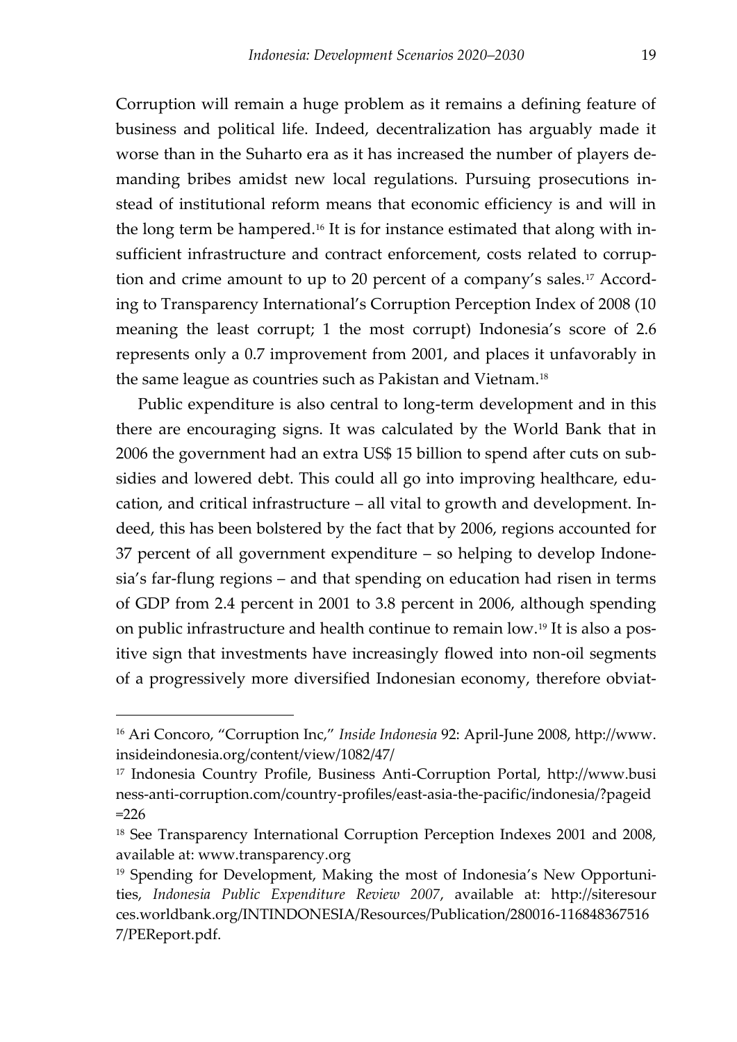Corruption will remain a huge problem as it remains a defining feature of business and political life. Indeed, decentralization has arguably made it worse than in the Suharto era as it has increased the number of players demanding bribes amidst new local regulations. Pursuing prosecutions instead of institutional reform means that economic efficiency is and will in the long term be hampered.[16] It is for instance estimated that along with insufficient infrastructure and contract enforcement, costs related to corruption and crime amount to up to 20 percent of a company's sales.[17] According to Transparency International's Corruption Perception Index of 2008 (10 meaning the least corrupt; 1 the most corrupt) Indonesia's score of 2.6 represents only a 0.7 improvement from 2001, and places it unfavorably in the same league as countries such as Pakistan and Vietnam.[18]

Public expenditure is also central to long-term development and in this there are encouraging signs. It was calculated by the World Bank that in 2006 the government had an extra US$ 15 billion to spend after cuts on subsidies and lowered debt. This could all go into improving healthcare, education, and critical infrastructure – all vital to growth and development. Indeed, this has been bolstered by the fact that by 2006, regions accounted for 37 percent of all government expenditure – so helping to develop Indonesia's far-flung regions – and that spending on education had risen in terms of GDP from 2.4 percent in 2001 to 3.8 percent in 2006, although spending on public infrastructure and health continue to remain low.[19] It is also a positive sign that investments have increasingly flowed into non-oil segments of a progressively more diversified Indonesian economy, therefore obviat-

---

[16] Ari Concoro, "Corruption Inc," *Inside Indonesia* 92: April-June 2008, http://www.insideindonesia.org/content/view/1082/47/

[17] Indonesia Country Profile, Business Anti-Corruption Portal, http://www.business-anti-corruption.com/country-profiles/east-asia-the-pacific/indonesia/?pageid=226

[18] See Transparency International Corruption Perception Indexes 2001 and 2008, available at: www.transparency.org

[19] Spending for Development, Making the most of Indonesia's New Opportunities, *Indonesia Public Expenditure Review 2007*, available at: http://siteresources.worldbank.org/INTINDONESIA/Resources/Publication/280016-1168483675167/PEReport.pdf.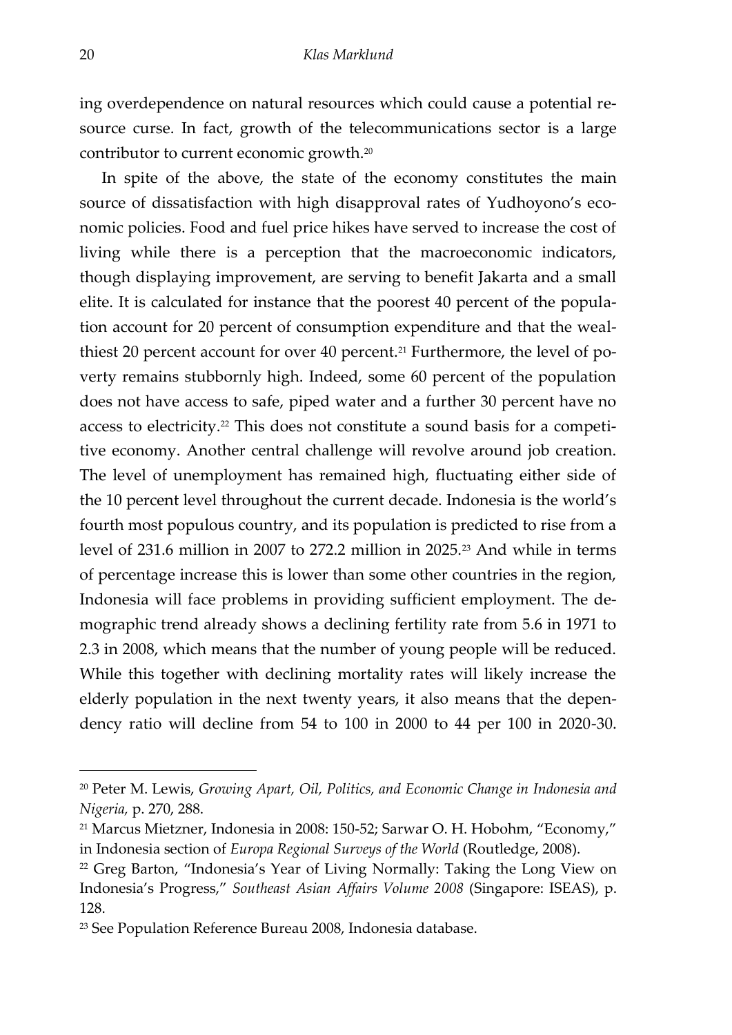ing overdependence on natural resources which could cause a potential resource curse. In fact, growth of the telecommunications sector is a large contributor to current economic growth.[20]

In spite of the above, the state of the economy constitutes the main source of dissatisfaction with high disapproval rates of Yudhoyono's economic policies. Food and fuel price hikes have served to increase the cost of living while there is a perception that the macroeconomic indicators, though displaying improvement, are serving to benefit Jakarta and a small elite. It is calculated for instance that the poorest 40 percent of the population account for 20 percent of consumption expenditure and that the wealthiest 20 percent account for over 40 percent.[21] Furthermore, the level of poverty remains stubbornly high. Indeed, some 60 percent of the population does not have access to safe, piped water and a further 30 percent have no access to electricity.[22] This does not constitute a sound basis for a competitive economy. Another central challenge will revolve around job creation. The level of unemployment has remained high, fluctuating either side of the 10 percent level throughout the current decade. Indonesia is the world's fourth most populous country, and its population is predicted to rise from a level of 231.6 million in 2007 to 272.2 million in 2025.[23] And while in terms of percentage increase this is lower than some other countries in the region, Indonesia will face problems in providing sufficient employment. The demographic trend already shows a declining fertility rate from 5.6 in 1971 to 2.3 in 2008, which means that the number of young people will be reduced. While this together with declining mortality rates will likely increase the elderly population in the next twenty years, it also means that the dependency ratio will decline from 54 to 100 in 2000 to 44 per 100 in 2020-30.

---

[20] Peter M. Lewis, *Growing Apart, Oil, Politics, and Economic Change in Indonesia and Nigeria,* p. 270, 288.

[21] Marcus Mietzner, Indonesia in 2008: 150-52; Sarwar O. H. Hobohm, "Economy," in Indonesia section of *Europa Regional Surveys of the World* (Routledge, 2008).

[22] Greg Barton, "Indonesia's Year of Living Normally: Taking the Long View on Indonesia's Progress," *Southeast Asian Affairs Volume 2008* (Singapore: ISEAS), p. 128.

[23] See Population Reference Bureau 2008, Indonesia database.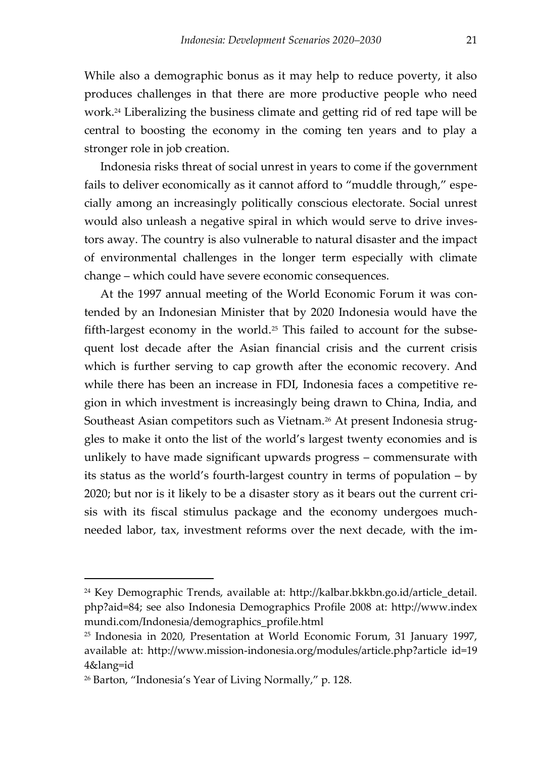While also a demographic bonus as it may help to reduce poverty, it also produces challenges in that there are more productive people who need work.[24] Liberalizing the business climate and getting rid of red tape will be central to boosting the economy in the coming ten years and to play a stronger role in job creation.

Indonesia risks threat of social unrest in years to come if the government fails to deliver economically as it cannot afford to "muddle through," especially among an increasingly politically conscious electorate. Social unrest would also unleash a negative spiral in which would serve to drive investors away. The country is also vulnerable to natural disaster and the impact of environmental challenges in the longer term especially with climate change – which could have severe economic consequences.

At the 1997 annual meeting of the World Economic Forum it was contended by an Indonesian Minister that by 2020 Indonesia would have the fifth-largest economy in the world.[25] This failed to account for the subsequent lost decade after the Asian financial crisis and the current crisis which is further serving to cap growth after the economic recovery. And while there has been an increase in FDI, Indonesia faces a competitive region in which investment is increasingly being drawn to China, India, and Southeast Asian competitors such as Vietnam.[26] At present Indonesia struggles to make it onto the list of the world's largest twenty economies and is unlikely to have made significant upwards progress – commensurate with its status as the world's fourth-largest country in terms of population – by 2020; but nor is it likely to be a disaster story as it bears out the current crisis with its fiscal stimulus package and the economy undergoes much-needed labor, tax, investment reforms over the next decade, with the im-

---

[24] Key Demographic Trends, available at: http://kalbar.bkkbn.go.id/article_detail.php?aid=84; see also Indonesia Demographics Profile 2008 at: http://www.indexmundi.com/Indonesia/demographics_profile.html

[25] Indonesia in 2020, Presentation at World Economic Forum, 31 January 1997, available at: http://www.mission-indonesia.org/modules/article.php?article id=194&lang=id

[26] Barton, "Indonesia's Year of Living Normally," p. 128.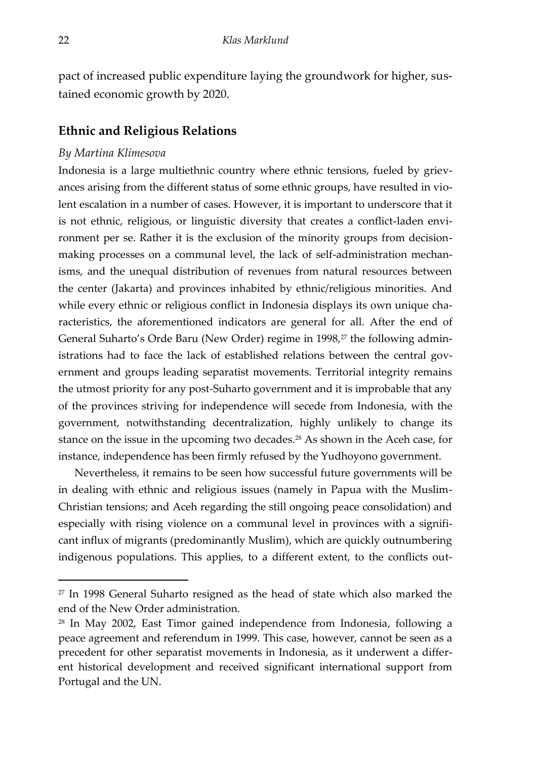pact of increased public expenditure laying the groundwork for higher, sustained economic growth by 2020.

## Ethnic and Religious Relations

*By Martina Klimesova*

Indonesia is a large multiethnic country where ethnic tensions, fueled by grievances arising from the different status of some ethnic groups, have resulted in violent escalation in a number of cases. However, it is important to underscore that it is not ethnic, religious, or linguistic diversity that creates a conflict-laden environment per se. Rather it is the exclusion of the minority groups from decision-making processes on a communal level, the lack of self-administration mechanisms, and the unequal distribution of revenues from natural resources between the center (Jakarta) and provinces inhabited by ethnic/religious minorities. And while every ethnic or religious conflict in Indonesia displays its own unique characteristics, the aforementioned indicators are general for all. After the end of General Suharto's Orde Baru (New Order) regime in 1998,[27] the following administrations had to face the lack of established relations between the central government and groups leading separatist movements. Territorial integrity remains the utmost priority for any post-Suharto government and it is improbable that any of the provinces striving for independence will secede from Indonesia, with the government, notwithstanding decentralization, highly unlikely to change its stance on the issue in the upcoming two decades.[28] As shown in the Aceh case, for instance, independence has been firmly refused by the Yudhoyono government.

Nevertheless, it remains to be seen how successful future governments will be in dealing with ethnic and religious issues (namely in Papua with the Muslim-Christian tensions; and Aceh regarding the still ongoing peace consolidation) and especially with rising violence on a communal level in provinces with a significant influx of migrants (predominantly Muslim), which are quickly outnumbering indigenous populations. This applies, to a different extent, to the conflicts out-

---

[27] In 1998 General Suharto resigned as the head of state which also marked the end of the New Order administration.

[28] In May 2002, East Timor gained independence from Indonesia, following a peace agreement and referendum in 1999. This case, however, cannot be seen as a precedent for other separatist movements in Indonesia, as it underwent a different historical development and received significant international support from Portugal and the UN.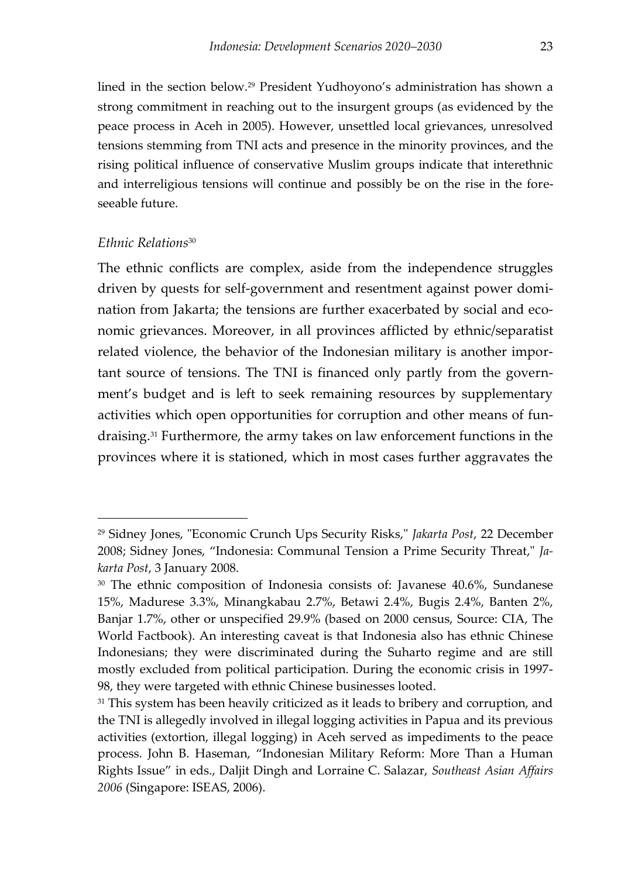lined in the section below.[29] President Yudhoyono's administration has shown a strong commitment in reaching out to the insurgent groups (as evidenced by the peace process in Aceh in 2005). However, unsettled local grievances, unresolved tensions stemming from TNI acts and presence in the minority provinces, and the rising political influence of conservative Muslim groups indicate that interethnic and interreligious tensions will continue and possibly be on the rise in the foreseeable future.

### *Ethnic Relations*[30]

The ethnic conflicts are complex, aside from the independence struggles driven by quests for self-government and resentment against power domination from Jakarta; the tensions are further exacerbated by social and economic grievances. Moreover, in all provinces afflicted by ethnic/separatist related violence, the behavior of the Indonesian military is another important source of tensions. The TNI is financed only partly from the government's budget and is left to seek remaining resources by supplementary activities which open opportunities for corruption and other means of fundraising.[31] Furthermore, the army takes on law enforcement functions in the provinces where it is stationed, which in most cases further aggravates the

---

[29] Sidney Jones, "Economic Crunch Ups Security Risks," *Jakarta Post*, 22 December 2008; Sidney Jones, "Indonesia: Communal Tension a Prime Security Threat," *Jakarta Post*, 3 January 2008.

[30] The ethnic composition of Indonesia consists of: Javanese 40.6%, Sundanese 15%, Madurese 3.3%, Minangkabau 2.7%, Betawi 2.4%, Bugis 2.4%, Banten 2%, Banjar 1.7%, other or unspecified 29.9% (based on 2000 census, Source: CIA, The World Factbook). An interesting caveat is that Indonesia also has ethnic Chinese Indonesians; they were discriminated during the Suharto regime and are still mostly excluded from political participation. During the economic crisis in 1997-98, they were targeted with ethnic Chinese businesses looted.

[31] This system has been heavily criticized as it leads to bribery and corruption, and the TNI is allegedly involved in illegal logging activities in Papua and its previous activities (extortion, illegal logging) in Aceh served as impediments to the peace process. John B. Haseman, "Indonesian Military Reform: More Than a Human Rights Issue" in eds., Daljit Dingh and Lorraine C. Salazar, *Southeast Asian Affairs 2006* (Singapore: ISEAS, 2006).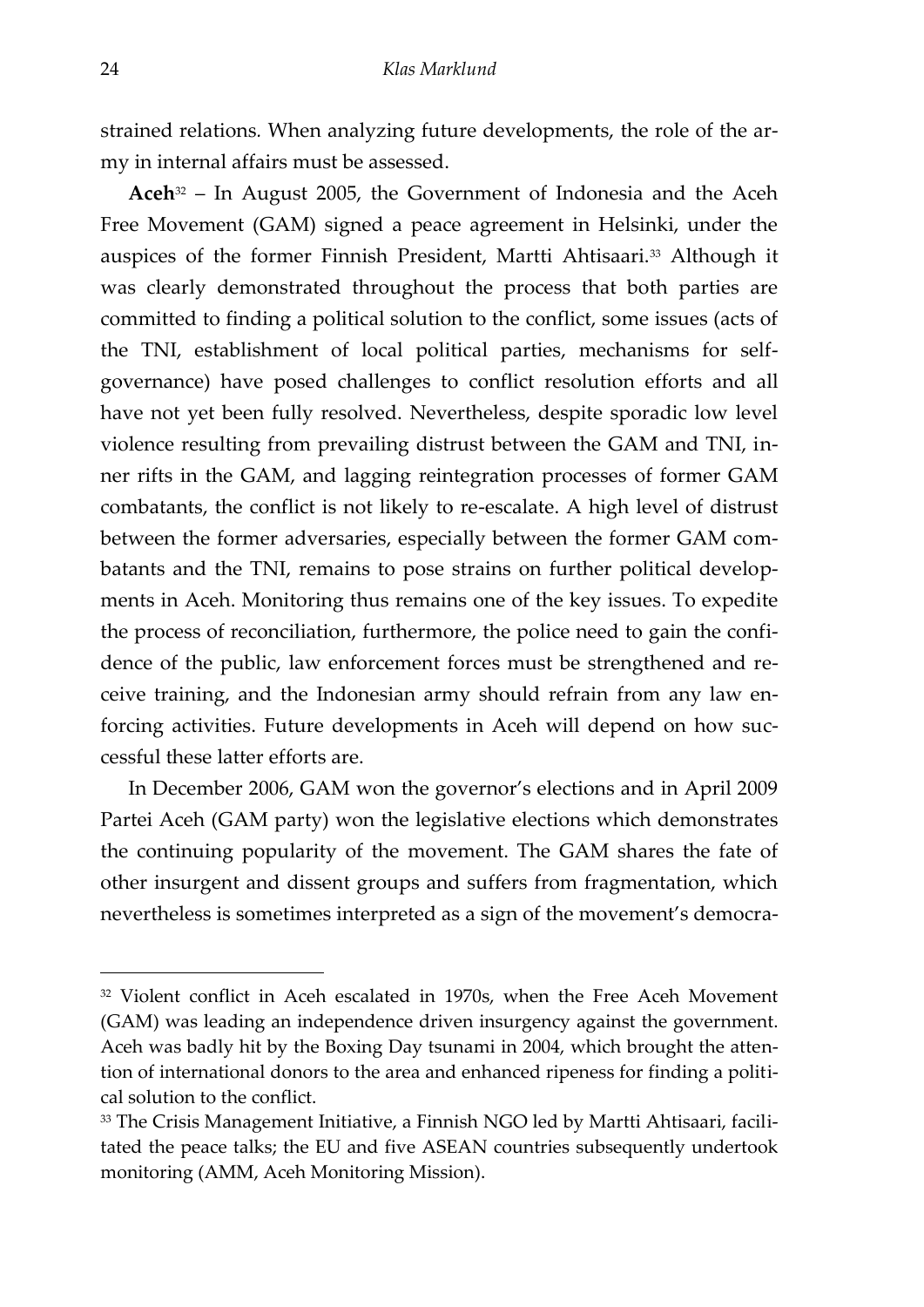strained relations. When analyzing future developments, the role of the army in internal affairs must be assessed.

**Aceh**[32] – In August 2005, the Government of Indonesia and the Aceh Free Movement (GAM) signed a peace agreement in Helsinki, under the auspices of the former Finnish President, Martti Ahtisaari.[33] Although it was clearly demonstrated throughout the process that both parties are committed to finding a political solution to the conflict, some issues (acts of the TNI, establishment of local political parties, mechanisms for self-governance) have posed challenges to conflict resolution efforts and all have not yet been fully resolved. Nevertheless, despite sporadic low level violence resulting from prevailing distrust between the GAM and TNI, inner rifts in the GAM, and lagging reintegration processes of former GAM combatants, the conflict is not likely to re-escalate. A high level of distrust between the former adversaries, especially between the former GAM combatants and the TNI, remains to pose strains on further political developments in Aceh. Monitoring thus remains one of the key issues. To expedite the process of reconciliation, furthermore, the police need to gain the confidence of the public, law enforcement forces must be strengthened and receive training, and the Indonesian army should refrain from any law enforcing activities. Future developments in Aceh will depend on how successful these latter efforts are.

In December 2006, GAM won the governor's elections and in April 2009 Partei Aceh (GAM party) won the legislative elections which demonstrates the continuing popularity of the movement. The GAM shares the fate of other insurgent and dissent groups and suffers from fragmentation, which nevertheless is sometimes interpreted as a sign of the movement's democra-

---

[32] Violent conflict in Aceh escalated in 1970s, when the Free Aceh Movement (GAM) was leading an independence driven insurgency against the government. Aceh was badly hit by the Boxing Day tsunami in 2004, which brought the attention of international donors to the area and enhanced ripeness for finding a political solution to the conflict.

[33] The Crisis Management Initiative, a Finnish NGO led by Martti Ahtisaari, facilitated the peace talks; the EU and five ASEAN countries subsequently undertook monitoring (AMM, Aceh Monitoring Mission).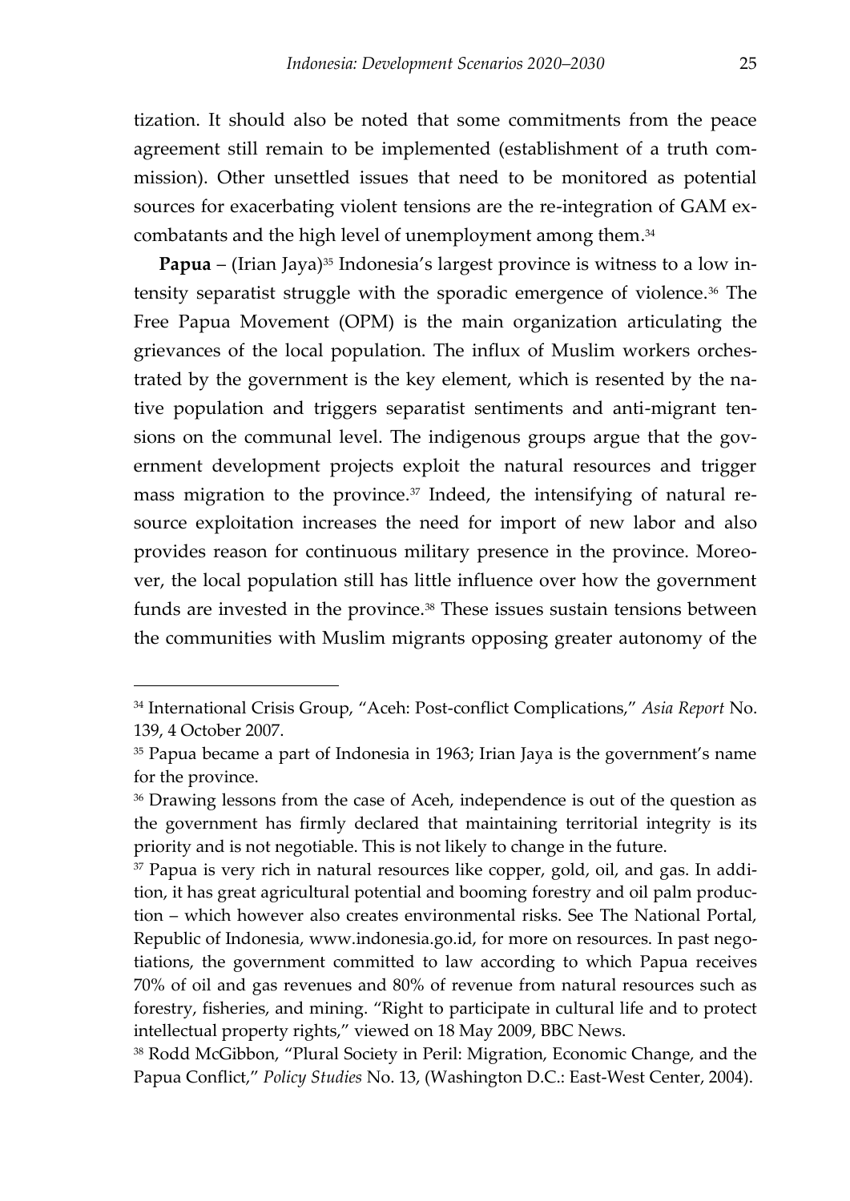tization. It should also be noted that some commitments from the peace agreement still remain to be implemented (establishment of a truth commission). Other unsettled issues that need to be monitored as potential sources for exacerbating violent tensions are the re-integration of GAM ex-combatants and the high level of unemployment among them.[34]

**Papua** – (Irian Jaya)[35] Indonesia's largest province is witness to a low intensity separatist struggle with the sporadic emergence of violence.[36] The Free Papua Movement (OPM) is the main organization articulating the grievances of the local population. The influx of Muslim workers orchestrated by the government is the key element, which is resented by the native population and triggers separatist sentiments and anti-migrant tensions on the communal level. The indigenous groups argue that the government development projects exploit the natural resources and trigger mass migration to the province.[37] Indeed, the intensifying of natural resource exploitation increases the need for import of new labor and also provides reason for continuous military presence in the province. Moreover, the local population still has little influence over how the government funds are invested in the province.[38] These issues sustain tensions between the communities with Muslim migrants opposing greater autonomy of the

---

[34] International Crisis Group, "Aceh: Post-conflict Complications," *Asia Report* No. 139, 4 October 2007.

[35] Papua became a part of Indonesia in 1963; Irian Jaya is the government's name for the province.

[36] Drawing lessons from the case of Aceh, independence is out of the question as the government has firmly declared that maintaining territorial integrity is its priority and is not negotiable. This is not likely to change in the future.

[37] Papua is very rich in natural resources like copper, gold, oil, and gas. In addition, it has great agricultural potential and booming forestry and oil palm production – which however also creates environmental risks. See The National Portal, Republic of Indonesia, www.indonesia.go.id, for more on resources. In past negotiations, the government committed to law according to which Papua receives 70% of oil and gas revenues and 80% of revenue from natural resources such as forestry, fisheries, and mining. "Right to participate in cultural life and to protect intellectual property rights," viewed on 18 May 2009, BBC News.

[38] Rodd McGibbon, "Plural Society in Peril: Migration, Economic Change, and the Papua Conflict," *Policy Studies* No. 13, (Washington D.C.: East-West Center, 2004).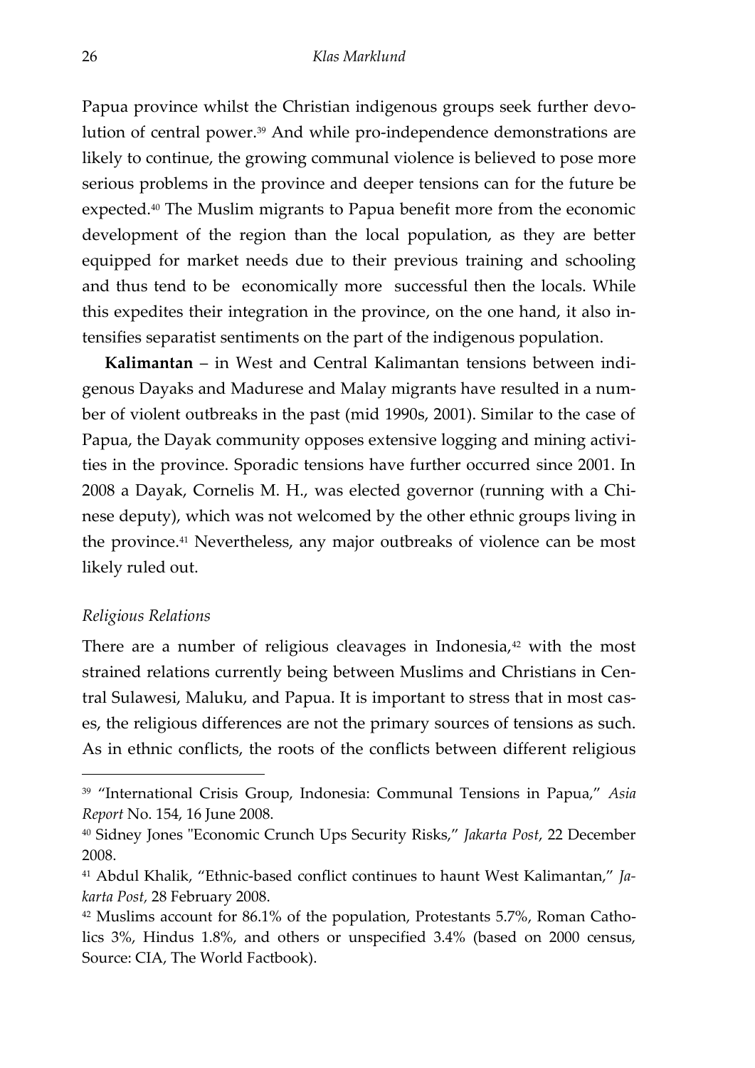Papua province whilst the Christian indigenous groups seek further devolution of central power.[39] And while pro-independence demonstrations are likely to continue, the growing communal violence is believed to pose more serious problems in the province and deeper tensions can for the future be expected.[40] The Muslim migrants to Papua benefit more from the economic development of the region than the local population, as they are better equipped for market needs due to their previous training and schooling and thus tend to be economically more successful then the locals. While this expedites their integration in the province, on the one hand, it also intensifies separatist sentiments on the part of the indigenous population.

**Kalimantan** – in West and Central Kalimantan tensions between indigenous Dayaks and Madurese and Malay migrants have resulted in a number of violent outbreaks in the past (mid 1990s, 2001). Similar to the case of Papua, the Dayak community opposes extensive logging and mining activities in the province. Sporadic tensions have further occurred since 2001. In 2008 a Dayak, Cornelis M. H., was elected governor (running with a Chinese deputy), which was not welcomed by the other ethnic groups living in the province.[41] Nevertheless, any major outbreaks of violence can be most likely ruled out.

*Religious Relations*

There are a number of religious cleavages in Indonesia,[42] with the most strained relations currently being between Muslims and Christians in Central Sulawesi, Maluku, and Papua. It is important to stress that in most cases, the religious differences are not the primary sources of tensions as such. As in ethnic conflicts, the roots of the conflicts between different religious

---

[39] "International Crisis Group, Indonesia: Communal Tensions in Papua," *Asia Report* No. 154, 16 June 2008.

[40] Sidney Jones "Economic Crunch Ups Security Risks," *Jakarta Post*, 22 December 2008.

[41] Abdul Khalik, "Ethnic-based conflict continues to haunt West Kalimantan," *Jakarta Post,* 28 February 2008.

[42] Muslims account for 86.1% of the population, Protestants 5.7%, Roman Catholics 3%, Hindus 1.8%, and others or unspecified 3.4% (based on 2000 census, Source: CIA, The World Factbook).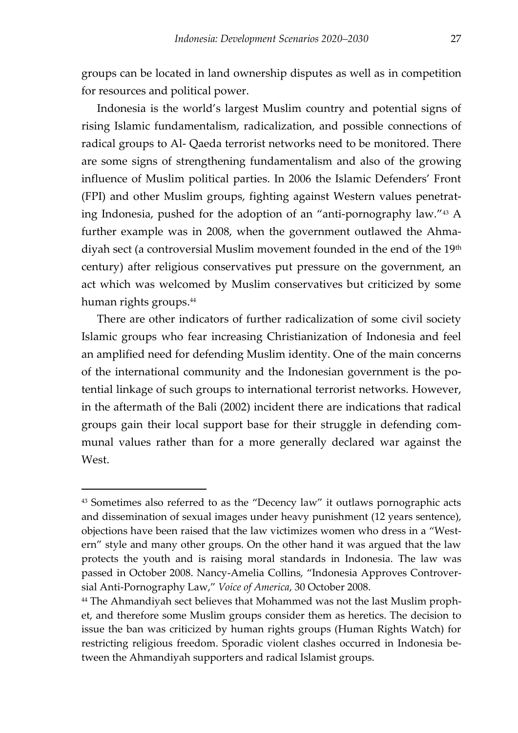groups can be located in land ownership disputes as well as in competition for resources and political power.

Indonesia is the world's largest Muslim country and potential signs of rising Islamic fundamentalism, radicalization, and possible connections of radical groups to Al- Qaeda terrorist networks need to be monitored. There are some signs of strengthening fundamentalism and also of the growing influence of Muslim political parties. In 2006 the Islamic Defenders' Front (FPI) and other Muslim groups, fighting against Western values penetrating Indonesia, pushed for the adoption of an "anti-pornography law."[43] A further example was in 2008, when the government outlawed the Ahmadiyah sect (a controversial Muslim movement founded in the end of the 19th century) after religious conservatives put pressure on the government, an act which was welcomed by Muslim conservatives but criticized by some human rights groups.[44]

There are other indicators of further radicalization of some civil society Islamic groups who fear increasing Christianization of Indonesia and feel an amplified need for defending Muslim identity. One of the main concerns of the international community and the Indonesian government is the potential linkage of such groups to international terrorist networks. However, in the aftermath of the Bali (2002) incident there are indications that radical groups gain their local support base for their struggle in defending communal values rather than for a more generally declared war against the West.

---

[43] Sometimes also referred to as the "Decency law" it outlaws pornographic acts and dissemination of sexual images under heavy punishment (12 years sentence), objections have been raised that the law victimizes women who dress in a "Western" style and many other groups. On the other hand it was argued that the law protects the youth and is raising moral standards in Indonesia. The law was passed in October 2008. Nancy-Amelia Collins, "Indonesia Approves Controversial Anti-Pornography Law," *Voice of America*, 30 October 2008.

[44] The Ahmandiyah sect believes that Mohammed was not the last Muslim prophet, and therefore some Muslim groups consider them as heretics. The decision to issue the ban was criticized by human rights groups (Human Rights Watch) for restricting religious freedom. Sporadic violent clashes occurred in Indonesia between the Ahmandiyah supporters and radical Islamist groups.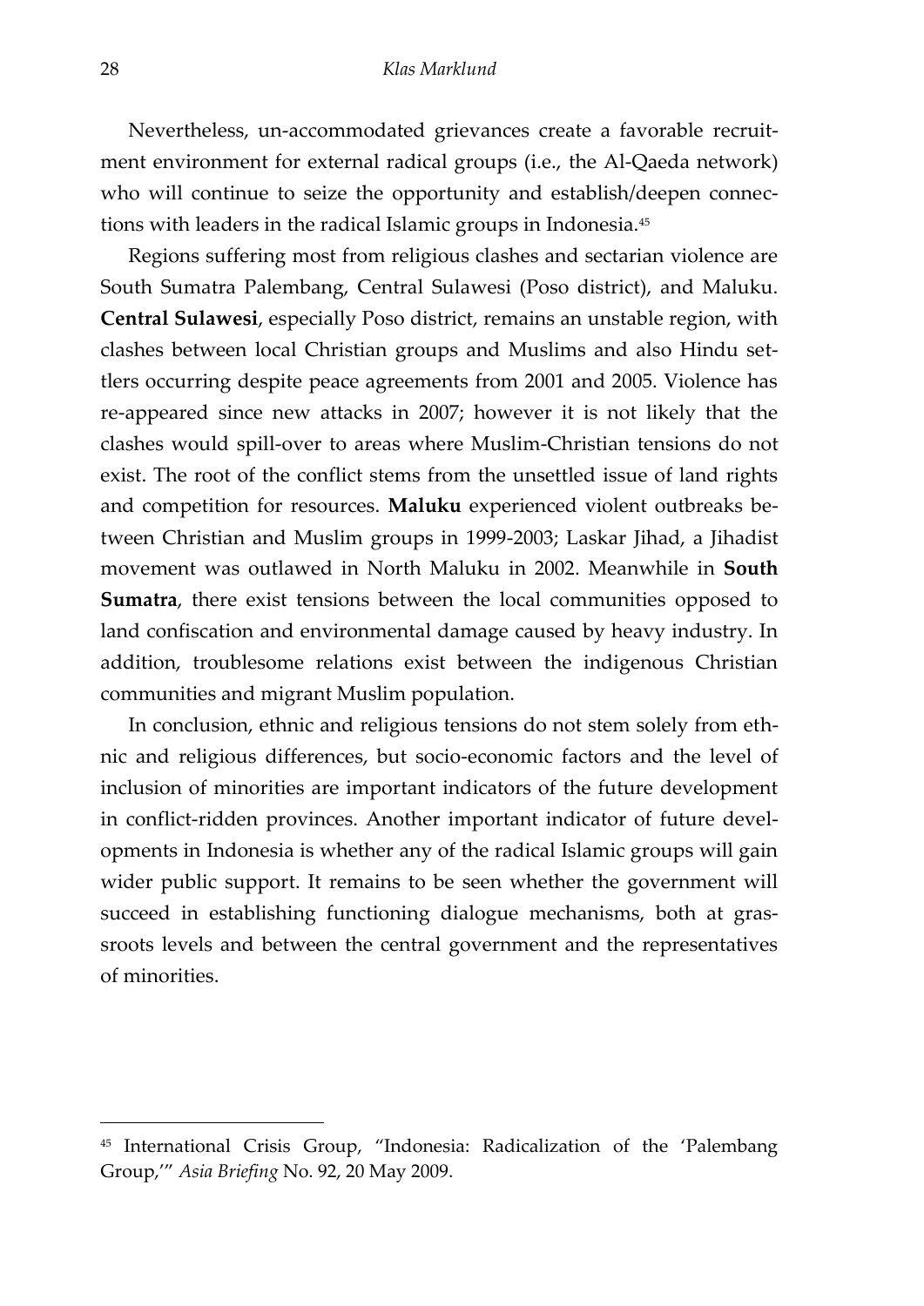Nevertheless, un-accommodated grievances create a favorable recruitment environment for external radical groups (i.e., the Al-Qaeda network) who will continue to seize the opportunity and establish/deepen connections with leaders in the radical Islamic groups in Indonesia.[45]

Regions suffering most from religious clashes and sectarian violence are South Sumatra Palembang, Central Sulawesi (Poso district), and Maluku. **Central Sulawesi**, especially Poso district, remains an unstable region, with clashes between local Christian groups and Muslims and also Hindu settlers occurring despite peace agreements from 2001 and 2005. Violence has re-appeared since new attacks in 2007; however it is not likely that the clashes would spill-over to areas where Muslim-Christian tensions do not exist. The root of the conflict stems from the unsettled issue of land rights and competition for resources. **Maluku** experienced violent outbreaks between Christian and Muslim groups in 1999-2003; Laskar Jihad, a Jihadist movement was outlawed in North Maluku in 2002. Meanwhile in **South Sumatra**, there exist tensions between the local communities opposed to land confiscation and environmental damage caused by heavy industry. In addition, troublesome relations exist between the indigenous Christian communities and migrant Muslim population.

In conclusion, ethnic and religious tensions do not stem solely from ethnic and religious differences, but socio-economic factors and the level of inclusion of minorities are important indicators of the future development in conflict-ridden provinces. Another important indicator of future developments in Indonesia is whether any of the radical Islamic groups will gain wider public support. It remains to be seen whether the government will succeed in establishing functioning dialogue mechanisms, both at grassroots levels and between the central government and the representatives of minorities.

---

[45] International Crisis Group, "Indonesia: Radicalization of the 'Palembang Group,'" *Asia Briefing* No. 92, 20 May 2009.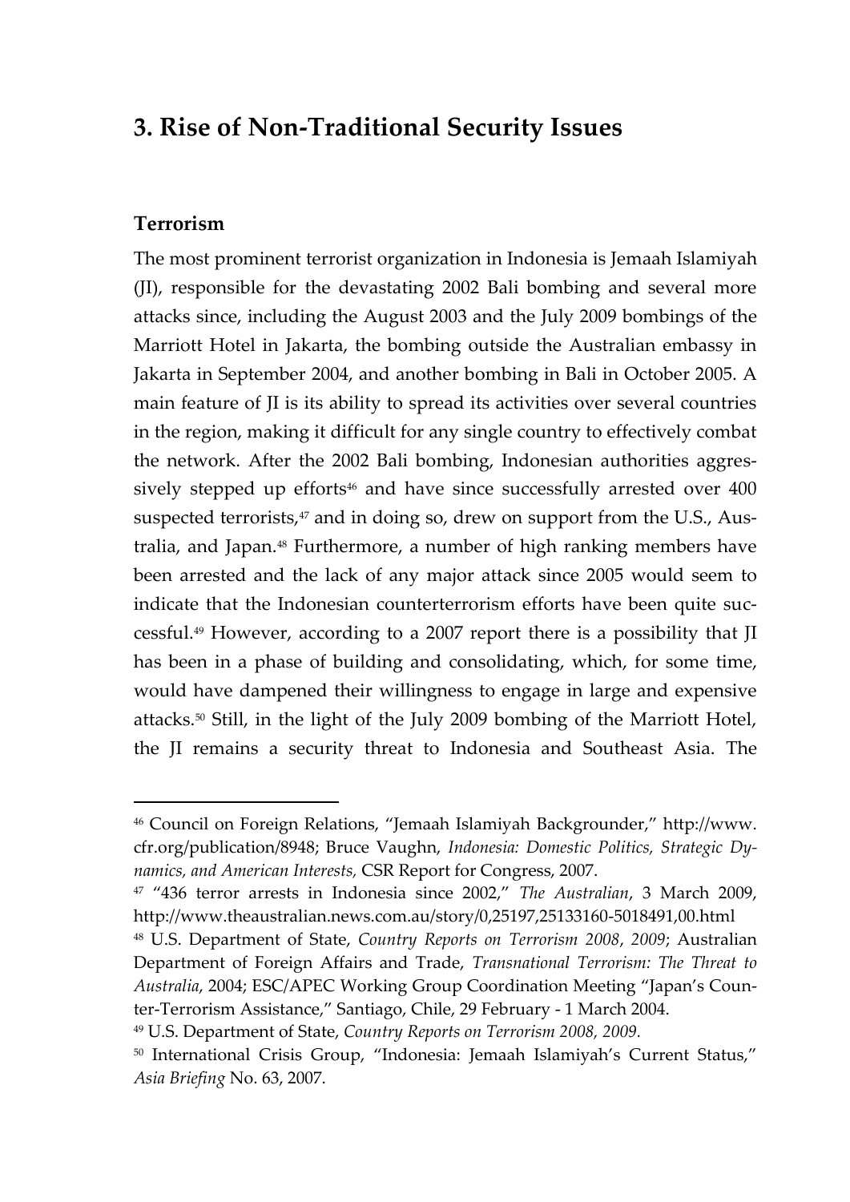## 3. Rise of Non-Traditional Security Issues

### Terrorism

The most prominent terrorist organization in Indonesia is Jemaah Islamiyah (JI), responsible for the devastating 2002 Bali bombing and several more attacks since, including the August 2003 and the July 2009 bombings of the Marriott Hotel in Jakarta, the bombing outside the Australian embassy in Jakarta in September 2004, and another bombing in Bali in October 2005. A main feature of JI is its ability to spread its activities over several countries in the region, making it difficult for any single country to effectively combat the network. After the 2002 Bali bombing, Indonesian authorities aggressively stepped up efforts[46] and have since successfully arrested over 400 suspected terrorists,[47] and in doing so, drew on support from the U.S., Australia, and Japan.[48] Furthermore, a number of high ranking members have been arrested and the lack of any major attack since 2005 would seem to indicate that the Indonesian counterterrorism efforts have been quite successful.[49] However, according to a 2007 report there is a possibility that JI has been in a phase of building and consolidating, which, for some time, would have dampened their willingness to engage in large and expensive attacks.[50] Still, in the light of the July 2009 bombing of the Marriott Hotel, the JI remains a security threat to Indonesia and Southeast Asia. The

---

[46] Council on Foreign Relations, "Jemaah Islamiyah Backgrounder," http://www.cfr.org/publication/8948; Bruce Vaughn, *Indonesia: Domestic Politics, Strategic Dynamics, and American Interests,* CSR Report for Congress, 2007.

[47] "436 terror arrests in Indonesia since 2002," *The Australian*, 3 March 2009, http://www.theaustralian.news.com.au/story/0,25197,25133160-5018491,00.html

[48] U.S. Department of State, *Country Reports on Terrorism 2008*, *2009*; Australian Department of Foreign Affairs and Trade, *Transnational Terrorism: The Threat to Australia*, 2004; ESC/APEC Working Group Coordination Meeting "Japan's Counter-Terrorism Assistance," Santiago, Chile, 29 February - 1 March 2004.

[49] U.S. Department of State, *Country Reports on Terrorism 2008, 2009.*

[50] International Crisis Group, "Indonesia: Jemaah Islamiyah's Current Status," *Asia Briefing* No. 63, 2007.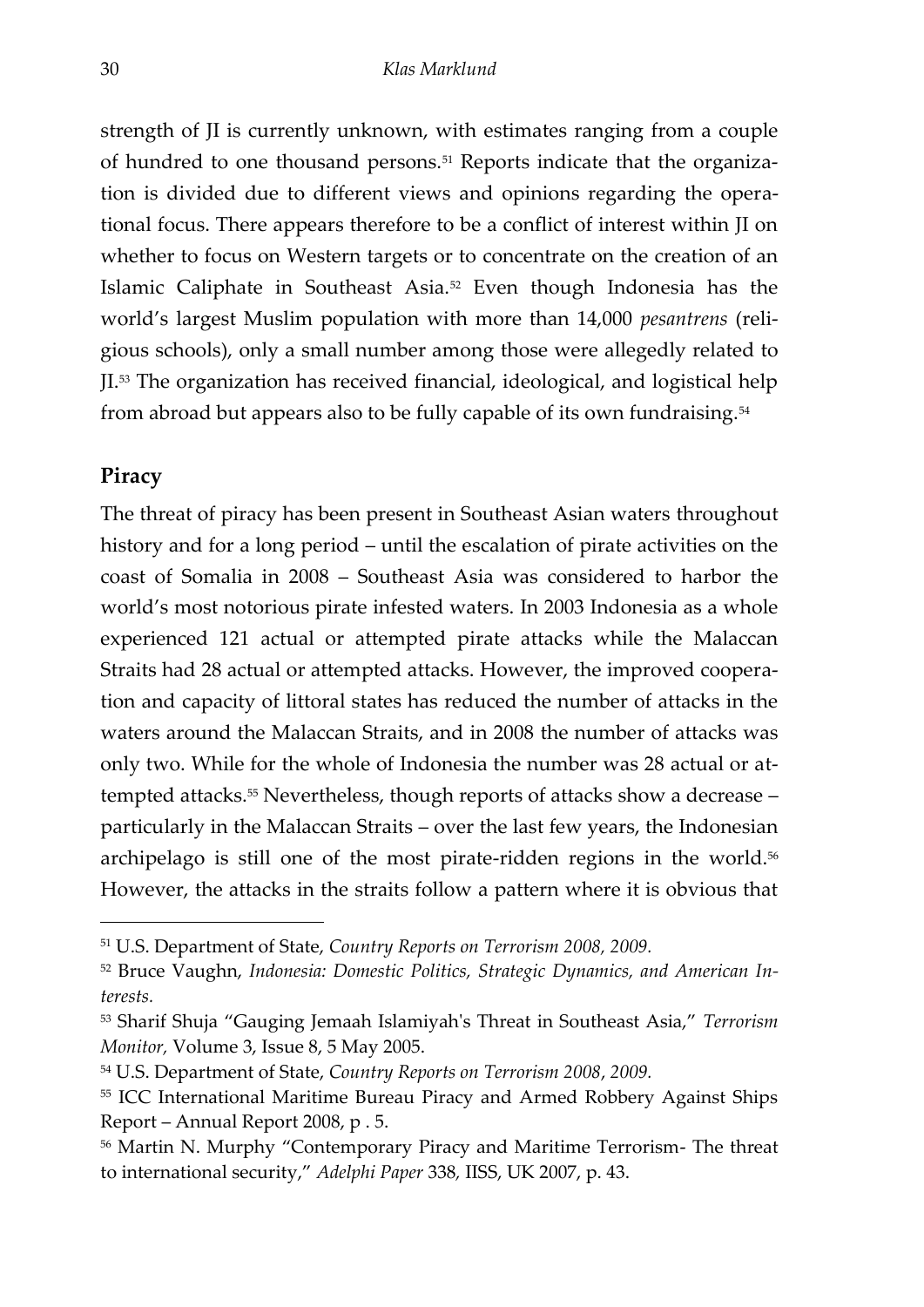strength of JI is currently unknown, with estimates ranging from a couple of hundred to one thousand persons.[51] Reports indicate that the organization is divided due to different views and opinions regarding the operational focus. There appears therefore to be a conflict of interest within JI on whether to focus on Western targets or to concentrate on the creation of an Islamic Caliphate in Southeast Asia.[52] Even though Indonesia has the world's largest Muslim population with more than 14,000 *pesantrens* (religious schools), only a small number among those were allegedly related to JI.[53] The organization has received financial, ideological, and logistical help from abroad but appears also to be fully capable of its own fundraising.[54]

## Piracy

The threat of piracy has been present in Southeast Asian waters throughout history and for a long period – until the escalation of pirate activities on the coast of Somalia in 2008 – Southeast Asia was considered to harbor the world's most notorious pirate infested waters. In 2003 Indonesia as a whole experienced 121 actual or attempted pirate attacks while the Malaccan Straits had 28 actual or attempted attacks. However, the improved cooperation and capacity of littoral states has reduced the number of attacks in the waters around the Malaccan Straits, and in 2008 the number of attacks was only two. While for the whole of Indonesia the number was 28 actual or attempted attacks.[55] Nevertheless, though reports of attacks show a decrease – particularly in the Malaccan Straits – over the last few years, the Indonesian archipelago is still one of the most pirate-ridden regions in the world.[56] However, the attacks in the straits follow a pattern where it is obvious that

---

[51] U.S. Department of State, *Country Reports on Terrorism 2008, 2009.*

[52] Bruce Vaughn, *Indonesia: Domestic Politics, Strategic Dynamics, and American Interests.*

[53] Sharif Shuja "Gauging Jemaah Islamiyah's Threat in Southeast Asia," *Terrorism Monitor,* Volume 3, Issue 8, 5 May 2005.

[54] U.S. Department of State, *Country Reports on Terrorism 2008*, *2009.*

[55] ICC International Maritime Bureau Piracy and Armed Robbery Against Ships Report – Annual Report 2008, p . 5.

[56] Martin N. Murphy "Contemporary Piracy and Maritime Terrorism- The threat to international security," *Adelphi Paper* 338, IISS, UK 2007, p. 43.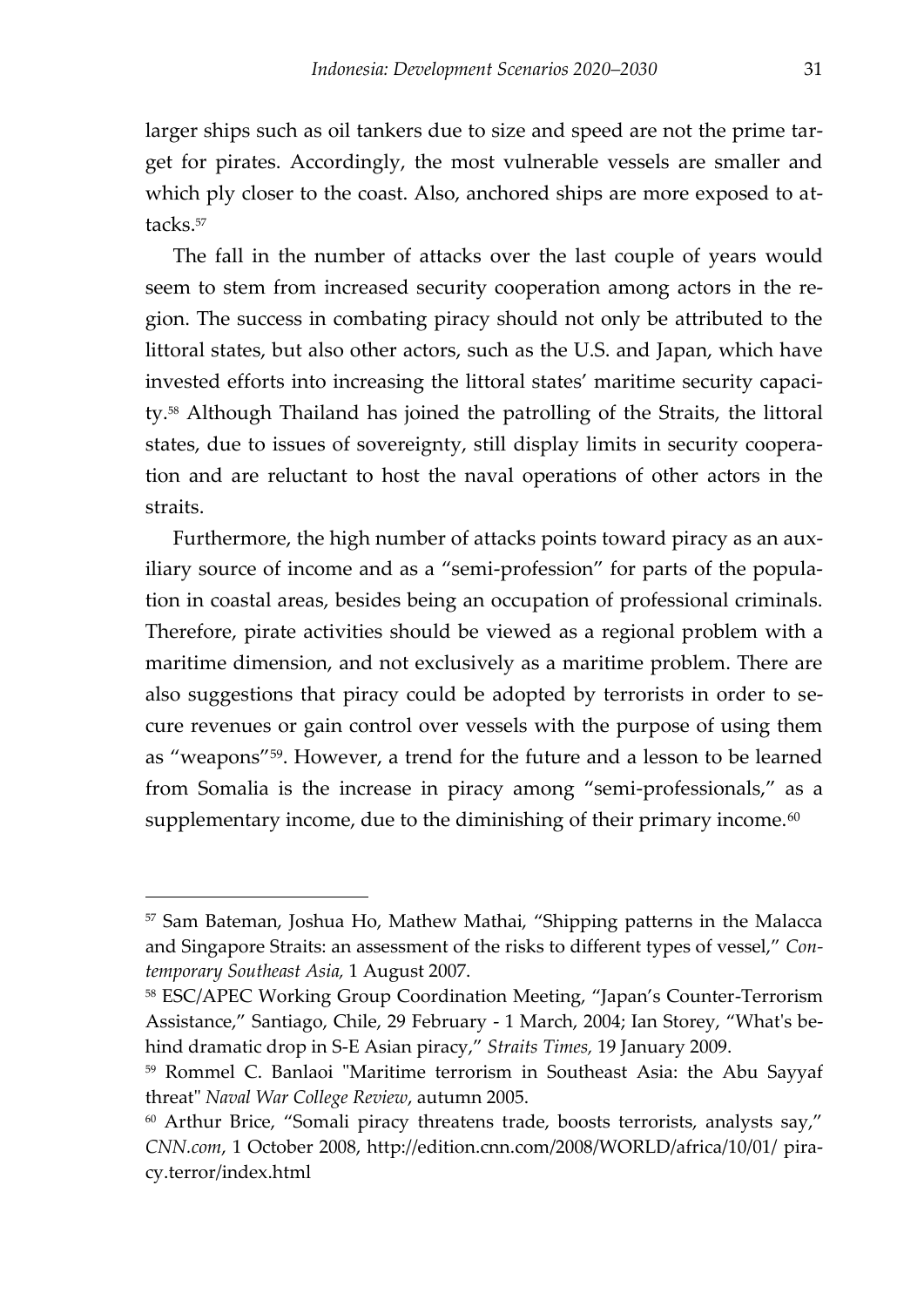larger ships such as oil tankers due to size and speed are not the prime target for pirates. Accordingly, the most vulnerable vessels are smaller and which ply closer to the coast. Also, anchored ships are more exposed to attacks.[57]

The fall in the number of attacks over the last couple of years would seem to stem from increased security cooperation among actors in the region. The success in combating piracy should not only be attributed to the littoral states, but also other actors, such as the U.S. and Japan, which have invested efforts into increasing the littoral states' maritime security capacity.[58] Although Thailand has joined the patrolling of the Straits, the littoral states, due to issues of sovereignty, still display limits in security cooperation and are reluctant to host the naval operations of other actors in the straits.

Furthermore, the high number of attacks points toward piracy as an auxiliary source of income and as a "semi-profession" for parts of the population in coastal areas, besides being an occupation of professional criminals. Therefore, pirate activities should be viewed as a regional problem with a maritime dimension, and not exclusively as a maritime problem. There are also suggestions that piracy could be adopted by terrorists in order to secure revenues or gain control over vessels with the purpose of using them as "weapons"[59]. However, a trend for the future and a lesson to be learned from Somalia is the increase in piracy among "semi-professionals," as a supplementary income, due to the diminishing of their primary income.[60]

---

[57] Sam Bateman, Joshua Ho, Mathew Mathai, "Shipping patterns in the Malacca and Singapore Straits: an assessment of the risks to different types of vessel," *Contemporary Southeast Asia,* 1 August 2007.

[58] ESC/APEC Working Group Coordination Meeting, "Japan's Counter-Terrorism Assistance," Santiago, Chile, 29 February - 1 March, 2004; Ian Storey, "What's behind dramatic drop in S-E Asian piracy," *Straits Times,* 19 January 2009.

[59] Rommel C. Banlaoi "Maritime terrorism in Southeast Asia: the Abu Sayyaf threat" *Naval War College Review*, autumn 2005.

[60] Arthur Brice, "Somali piracy threatens trade, boosts terrorists, analysts say," *CNN.com*, 1 October 2008, http://edition.cnn.com/2008/WORLD/africa/10/01/ piracy.terror/index.html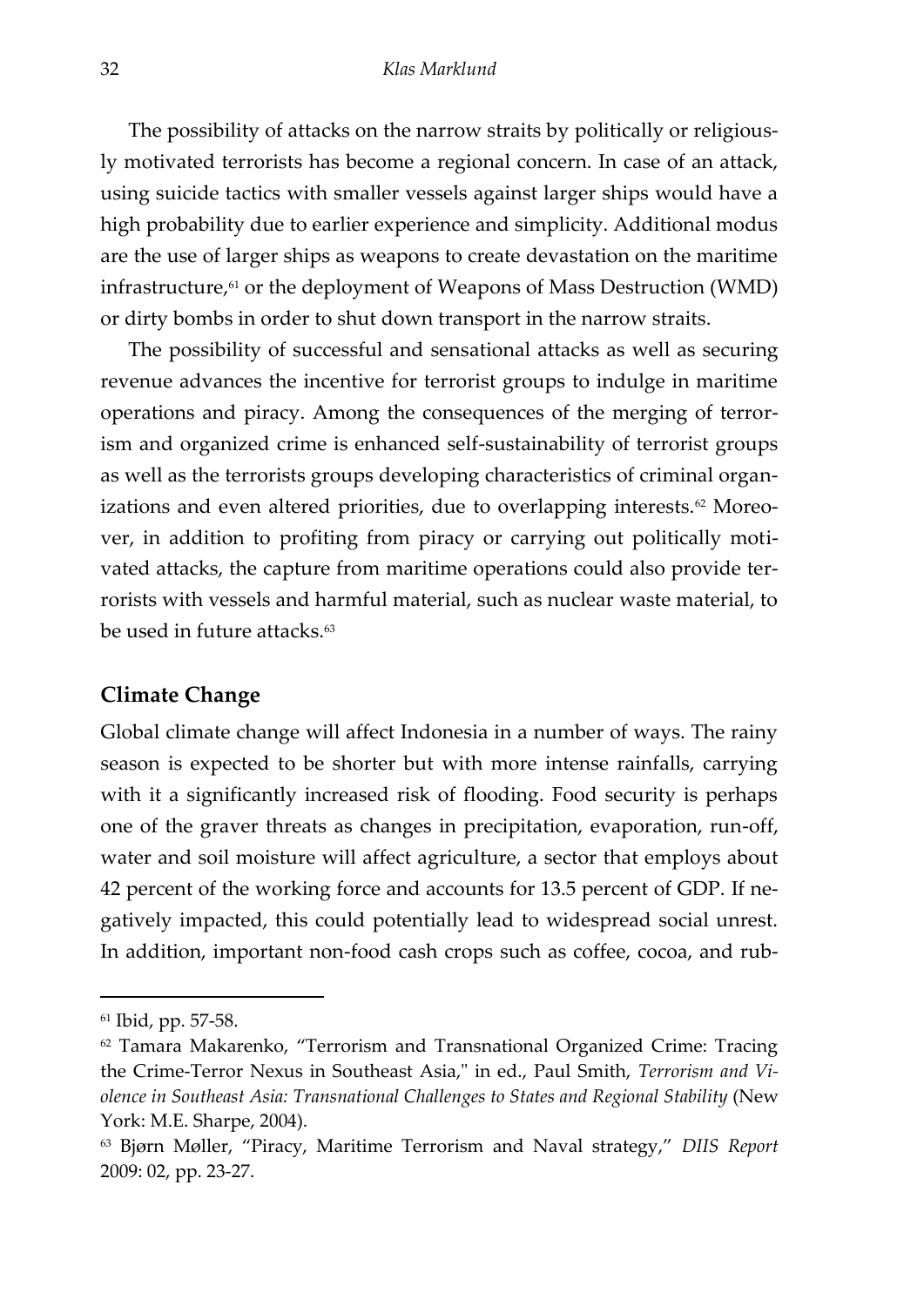The possibility of attacks on the narrow straits by politically or religiously motivated terrorists has become a regional concern. In case of an attack, using suicide tactics with smaller vessels against larger ships would have a high probability due to earlier experience and simplicity. Additional modus are the use of larger ships as weapons to create devastation on the maritime infrastructure,[61] or the deployment of Weapons of Mass Destruction (WMD) or dirty bombs in order to shut down transport in the narrow straits.

The possibility of successful and sensational attacks as well as securing revenue advances the incentive for terrorist groups to indulge in maritime operations and piracy. Among the consequences of the merging of terrorism and organized crime is enhanced self-sustainability of terrorist groups as well as the terrorists groups developing characteristics of criminal organizations and even altered priorities, due to overlapping interests.[62] Moreover, in addition to profiting from piracy or carrying out politically motivated attacks, the capture from maritime operations could also provide terrorists with vessels and harmful material, such as nuclear waste material, to be used in future attacks.[63]

## Climate Change

Global climate change will affect Indonesia in a number of ways. The rainy season is expected to be shorter but with more intense rainfalls, carrying with it a significantly increased risk of flooding. Food security is perhaps one of the graver threats as changes in precipitation, evaporation, run-off, water and soil moisture will affect agriculture, a sector that employs about 42 percent of the working force and accounts for 13.5 percent of GDP. If negatively impacted, this could potentially lead to widespread social unrest. In addition, important non-food cash crops such as coffee, cocoa, and rub-

---

[61] Ibid, pp. 57-58.

[62] Tamara Makarenko, "Terrorism and Transnational Organized Crime: Tracing the Crime-Terror Nexus in Southeast Asia," in ed., Paul Smith, *Terrorism and Violence in Southeast Asia: Transnational Challenges to States and Regional Stability* (New York: M.E. Sharpe, 2004).

[63] Bjørn Møller, "Piracy, Maritime Terrorism and Naval strategy," *DIIS Report* 2009: 02, pp. 23-27.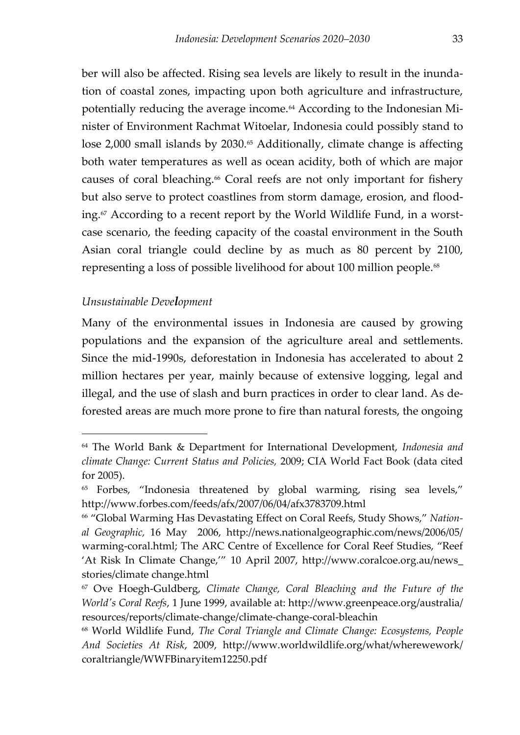ber will also be affected. Rising sea levels are likely to result in the inundation of coastal zones, impacting upon both agriculture and infrastructure, potentially reducing the average income.[64] According to the Indonesian Minister of Environment Rachmat Witoelar, Indonesia could possibly stand to lose 2,000 small islands by 2030.[65] Additionally, climate change is affecting both water temperatures as well as ocean acidity, both of which are major causes of coral bleaching.[66] Coral reefs are not only important for fishery but also serve to protect coastlines from storm damage, erosion, and flooding.[67] According to a recent report by the World Wildlife Fund, in a worst-case scenario, the feeding capacity of the coastal environment in the South Asian coral triangle could decline by as much as 80 percent by 2100, representing a loss of possible livelihood for about 100 million people.[68]

*Unsustainable Development*

Many of the environmental issues in Indonesia are caused by growing populations and the expansion of the agriculture areal and settlements. Since the mid-1990s, deforestation in Indonesia has accelerated to about 2 million hectares per year, mainly because of extensive logging, legal and illegal, and the use of slash and burn practices in order to clear land. As deforested areas are much more prone to fire than natural forests, the ongoing

---

[64] The World Bank & Department for International Development, *Indonesia and climate Change: Current Status and Policies,* 2009; CIA World Fact Book (data cited for 2005).

[65] Forbes, "Indonesia threatened by global warming, rising sea levels," http://www.forbes.com/feeds/afx/2007/06/04/afx3783709.html

[66] "Global Warming Has Devastating Effect on Coral Reefs, Study Shows," *National Geographic,* 16 May 2006, http://news.nationalgeographic.com/news/2006/05/warming-coral.html; The ARC Centre of Excellence for Coral Reef Studies, "Reef 'At Risk In Climate Change,'" 10 April 2007, http://www.coralcoe.org.au/news_stories/climate change.html

[67] Ove Hoegh-Guldberg, *Climate Change, Coral Bleaching and the Future of the World's Coral Reefs*, 1 June 1999, available at: http://www.greenpeace.org/australia/resources/reports/climate-change/climate-change-coral-bleachin

[68] World Wildlife Fund, *The Coral Triangle and Climate Change: Ecosystems, People And Societies At Risk*, 2009, http://www.worldwildlife.org/what/wherewework/coraltriangle/WWFBinaryitem12250.pdf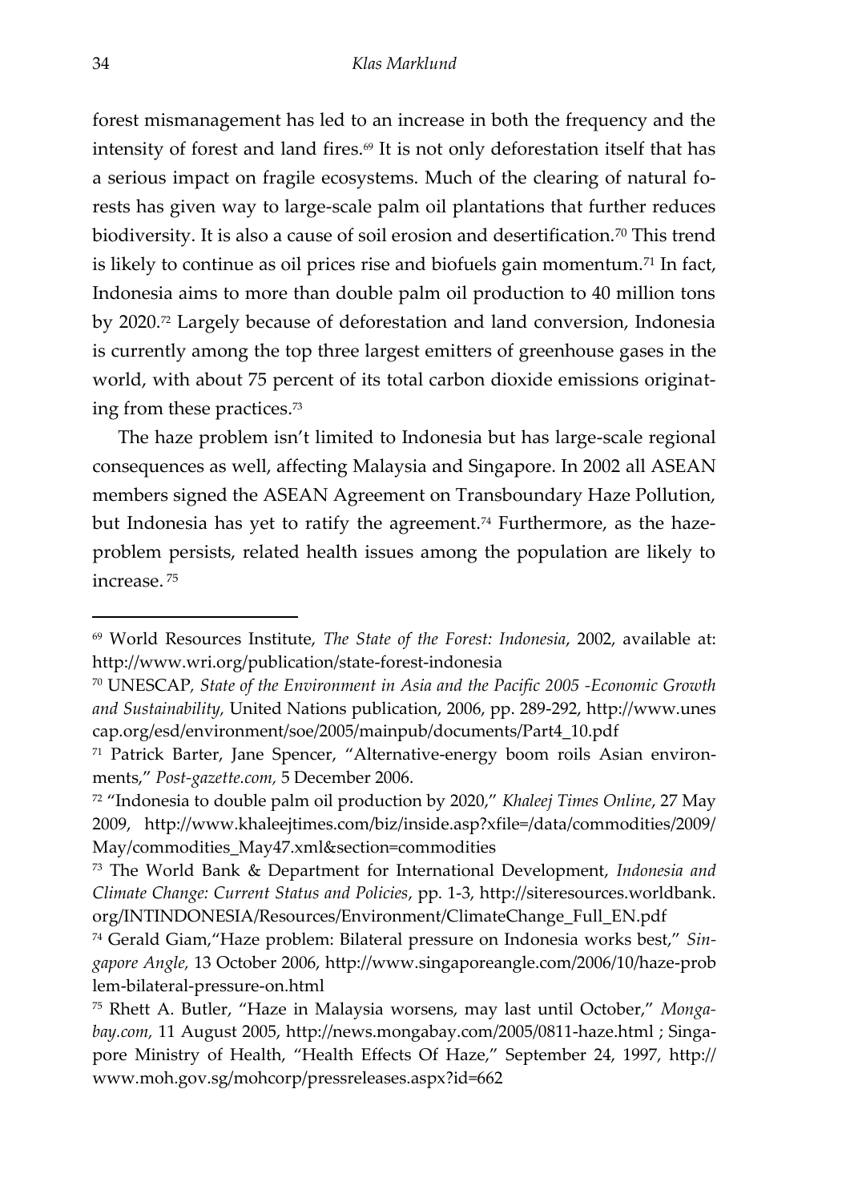forest mismanagement has led to an increase in both the frequency and the intensity of forest and land fires.[69] It is not only deforestation itself that has a serious impact on fragile ecosystems. Much of the clearing of natural forests has given way to large-scale palm oil plantations that further reduces biodiversity. It is also a cause of soil erosion and desertification.[70] This trend is likely to continue as oil prices rise and biofuels gain momentum.[71] In fact, Indonesia aims to more than double palm oil production to 40 million tons by 2020.[72] Largely because of deforestation and land conversion, Indonesia is currently among the top three largest emitters of greenhouse gases in the world, with about 75 percent of its total carbon dioxide emissions originating from these practices.[73]

The haze problem isn't limited to Indonesia but has large-scale regional consequences as well, affecting Malaysia and Singapore. In 2002 all ASEAN members signed the ASEAN Agreement on Transboundary Haze Pollution, but Indonesia has yet to ratify the agreement.[74] Furthermore, as the haze-problem persists, related health issues among the population are likely to increase.[75]

---

[69] World Resources Institute, *The State of the Forest: Indonesia*, 2002, available at: http://www.wri.org/publication/state-forest-indonesia

[70] UNESCAP, *State of the Environment in Asia and the Pacific 2005 -Economic Growth and Sustainability*, United Nations publication, 2006, pp. 289-292, http://www.unescap.org/esd/environment/soe/2005/mainpub/documents/Part4_10.pdf

[71] Patrick Barter, Jane Spencer, "Alternative-energy boom roils Asian environments," *Post-gazette.com,* 5 December 2006.

[72] "Indonesia to double palm oil production by 2020," *Khaleej Times Online*, 27 May 2009, http://www.khaleejtimes.com/biz/inside.asp?xfile=/data/commodities/2009/May/commodities_May47.xml&section=commodities

[73] The World Bank & Department for International Development, *Indonesia and Climate Change: Current Status and Policies*, pp. 1-3, http://siteresources.worldbank.org/INTINDONESIA/Resources/Environment/ClimateChange_Full_EN.pdf

[74] Gerald Giam,"Haze problem: Bilateral pressure on Indonesia works best," *Singapore Angle,* 13 October 2006, http://www.singaporeangle.com/2006/10/haze-problem-bilateral-pressure-on.html

[75] Rhett A. Butler, "Haze in Malaysia worsens, may last until October," *Mongabay.com,* 11 August 2005, http://news.mongabay.com/2005/0811-haze.html ; Singapore Ministry of Health, "Health Effects Of Haze," September 24, 1997, http://www.moh.gov.sg/mohcorp/pressreleases.aspx?id=662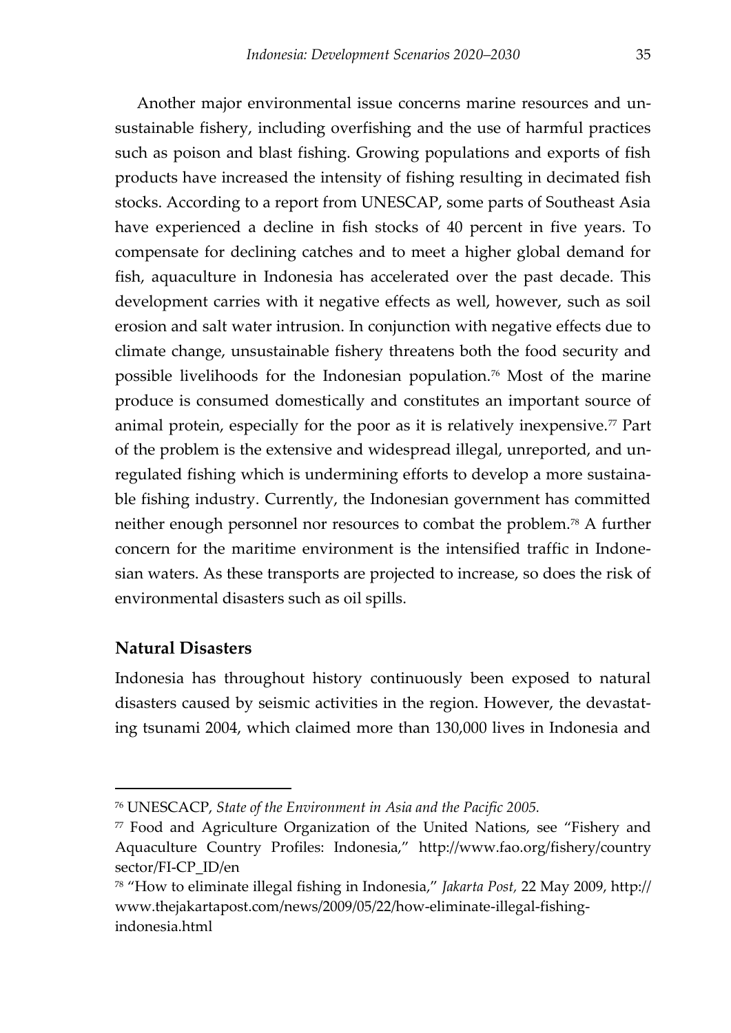Another major environmental issue concerns marine resources and unsustainable fishery, including overfishing and the use of harmful practices such as poison and blast fishing. Growing populations and exports of fish products have increased the intensity of fishing resulting in decimated fish stocks. According to a report from UNESCAP, some parts of Southeast Asia have experienced a decline in fish stocks of 40 percent in five years. To compensate for declining catches and to meet a higher global demand for fish, aquaculture in Indonesia has accelerated over the past decade. This development carries with it negative effects as well, however, such as soil erosion and salt water intrusion. In conjunction with negative effects due to climate change, unsustainable fishery threatens both the food security and possible livelihoods for the Indonesian population.[76] Most of the marine produce is consumed domestically and constitutes an important source of animal protein, especially for the poor as it is relatively inexpensive.[77] Part of the problem is the extensive and widespread illegal, unreported, and unregulated fishing which is undermining efforts to develop a more sustainable fishing industry. Currently, the Indonesian government has committed neither enough personnel nor resources to combat the problem.[78] A further concern for the maritime environment is the intensified traffic in Indonesian waters. As these transports are projected to increase, so does the risk of environmental disasters such as oil spills.

## Natural Disasters

Indonesia has throughout history continuously been exposed to natural disasters caused by seismic activities in the region. However, the devastating tsunami 2004, which claimed more than 130,000 lives in Indonesia and

---

[76] UNESCACP, *State of the Environment in Asia and the Pacific 2005.*

[77] Food and Agriculture Organization of the United Nations, see "Fishery and Aquaculture Country Profiles: Indonesia," http://www.fao.org/fishery/countrysector/FI-CP_ID/en

[78] "How to eliminate illegal fishing in Indonesia," *Jakarta Post,* 22 May 2009, http://www.thejakartapost.com/news/2009/05/22/how-eliminate-illegal-fishing-indonesia.html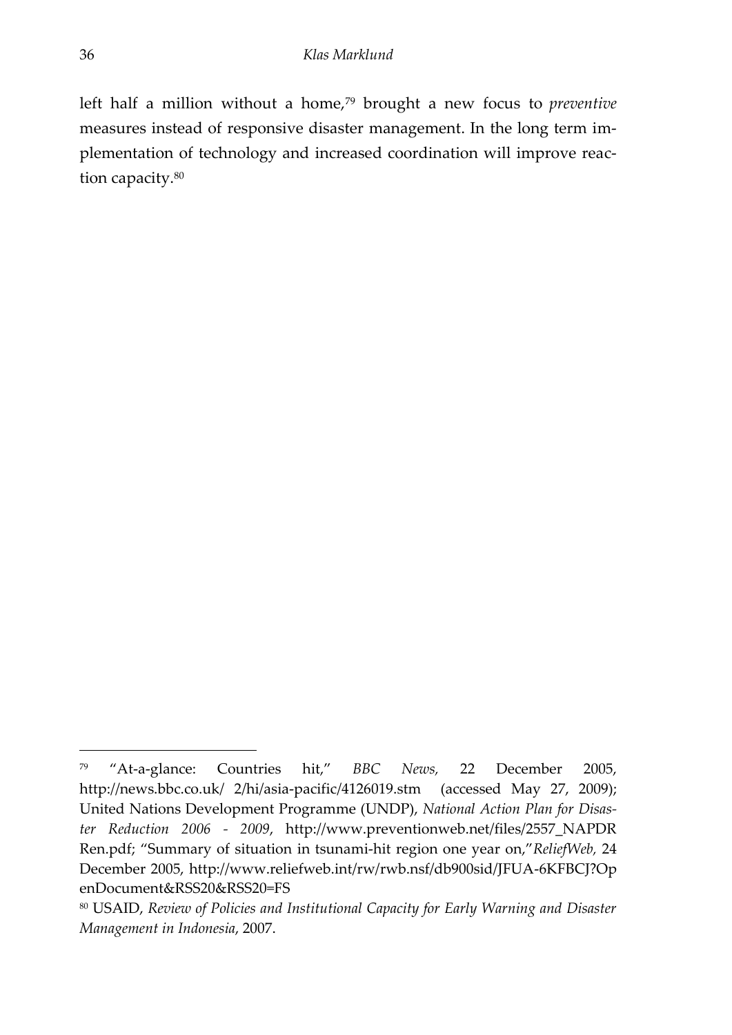left half a million without a home,[79] brought a new focus to *preventive* measures instead of responsive disaster management. In the long term implementation of technology and increased coordination will improve reaction capacity.[80]

---

[79] "At-a-glance: Countries hit," *BBC News,* 22 December 2005, http://news.bbc.co.uk/ 2/hi/asia-pacific/4126019.stm (accessed May 27, 2009); United Nations Development Programme (UNDP), *National Action Plan for Disaster Reduction 2006 - 2009*, http://www.preventionweb.net/files/2557_NAPDR Ren.pdf; "Summary of situation in tsunami-hit region one year on,"*ReliefWeb,* 24 December 2005, http://www.reliefweb.int/rw/rwb.nsf/db900sid/JFUA-6KFBCJ?OpenDocument&RSS20&RSS20=FS

[80] USAID, *Review of Policies and Institutional Capacity for Early Warning and Disaster Management in Indonesia*, 2007.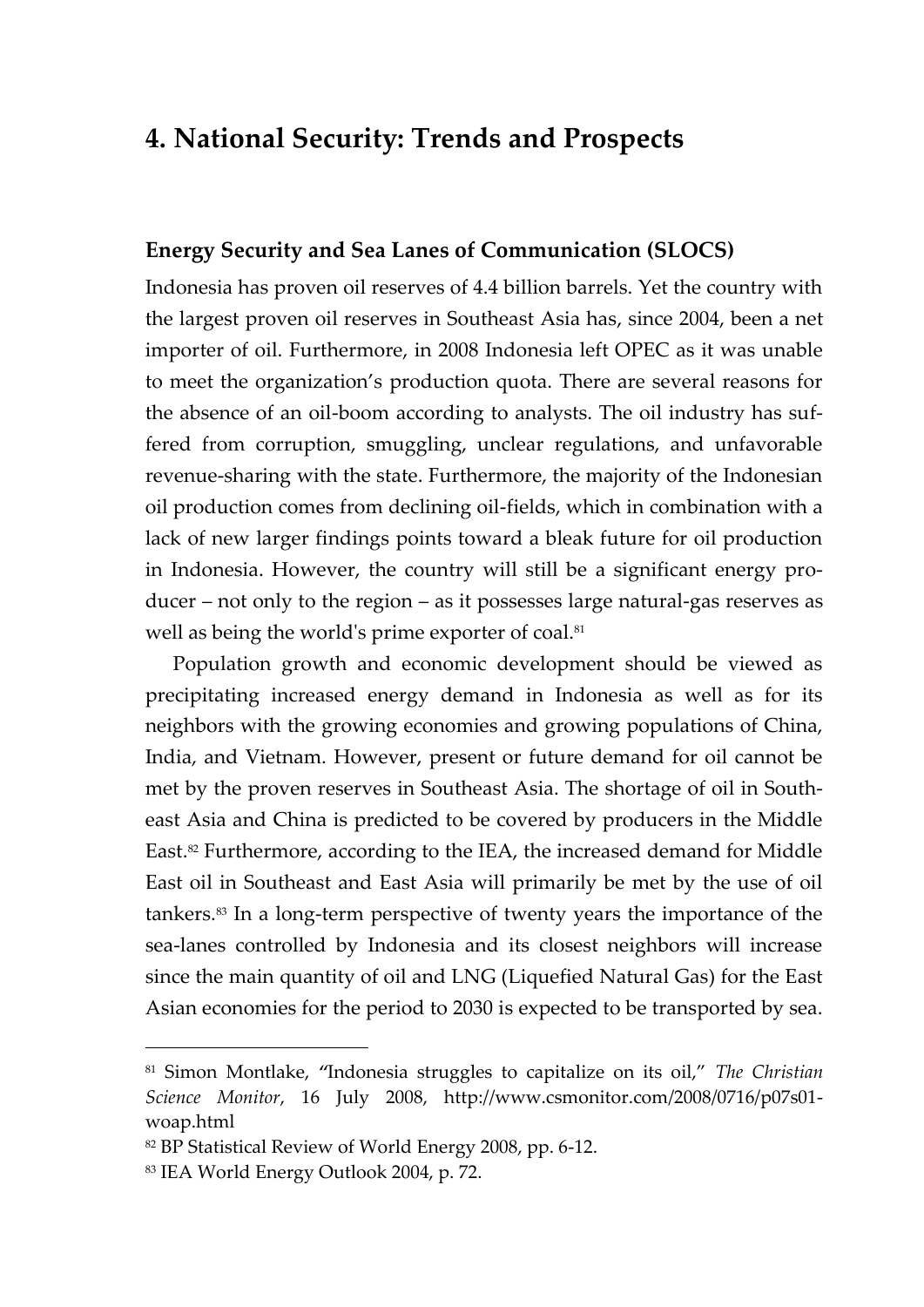## 4. National Security: Trends and Prospects

### Energy Security and Sea Lanes of Communication (SLOCS)

Indonesia has proven oil reserves of 4.4 billion barrels. Yet the country with the largest proven oil reserves in Southeast Asia has, since 2004, been a net importer of oil. Furthermore, in 2008 Indonesia left OPEC as it was unable to meet the organization's production quota. There are several reasons for the absence of an oil-boom according to analysts. The oil industry has suffered from corruption, smuggling, unclear regulations, and unfavorable revenue-sharing with the state. Furthermore, the majority of the Indonesian oil production comes from declining oil-fields, which in combination with a lack of new larger findings points toward a bleak future for oil production in Indonesia. However, the country will still be a significant energy producer – not only to the region – as it possesses large natural-gas reserves as well as being the world's prime exporter of coal.[81]

Population growth and economic development should be viewed as precipitating increased energy demand in Indonesia as well as for its neighbors with the growing economies and growing populations of China, India, and Vietnam. However, present or future demand for oil cannot be met by the proven reserves in Southeast Asia. The shortage of oil in Southeast Asia and China is predicted to be covered by producers in the Middle East.[82] Furthermore, according to the IEA, the increased demand for Middle East oil in Southeast and East Asia will primarily be met by the use of oil tankers.[83] In a long-term perspective of twenty years the importance of the sea-lanes controlled by Indonesia and its closest neighbors will increase since the main quantity of oil and LNG (Liquefied Natural Gas) for the East Asian economies for the period to 2030 is expected to be transported by sea.

---

[81] Simon Montlake, "Indonesia struggles to capitalize on its oil," *The Christian Science Monitor*, 16 July 2008, http://www.csmonitor.com/2008/0716/p07s01-woap.html

[82] BP Statistical Review of World Energy 2008, pp. 6-12.

[83] IEA World Energy Outlook 2004, p. 72.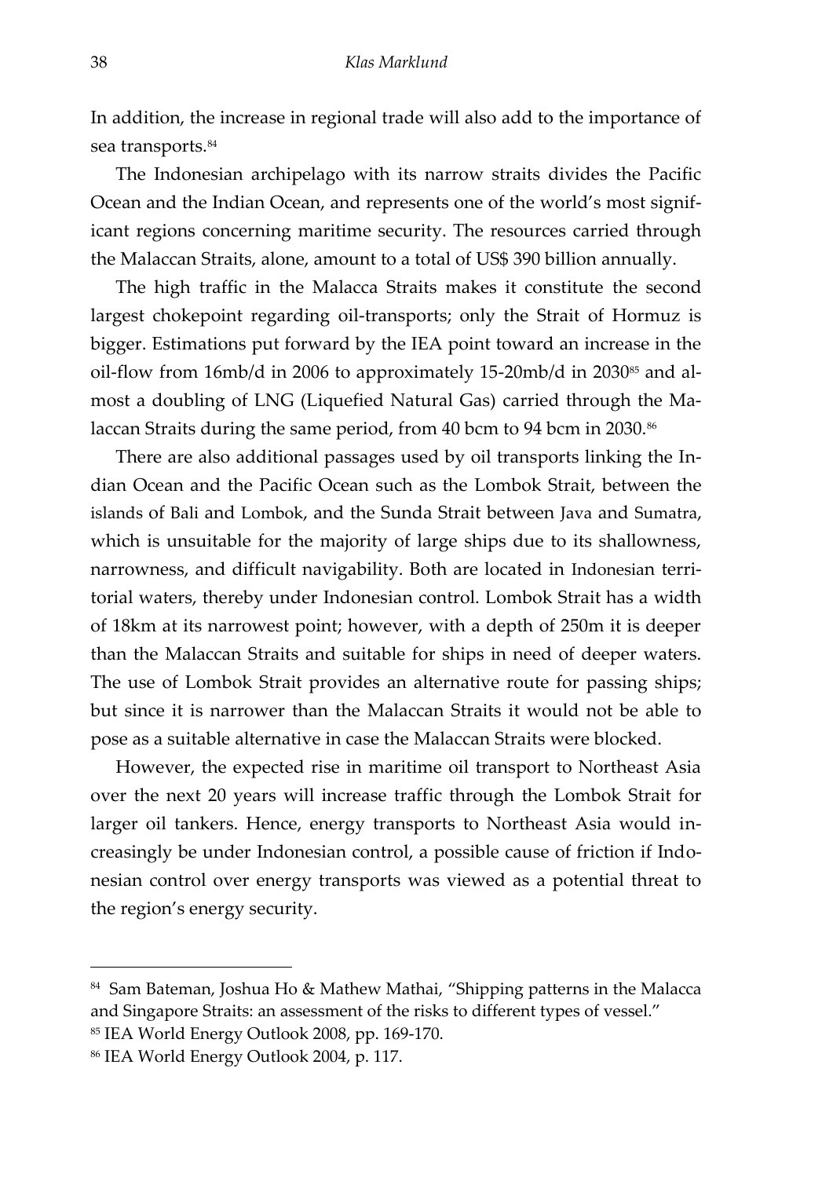In addition, the increase in regional trade will also add to the importance of sea transports.[84]

The Indonesian archipelago with its narrow straits divides the Pacific Ocean and the Indian Ocean, and represents one of the world's most significant regions concerning maritime security. The resources carried through the Malaccan Straits, alone, amount to a total of US$ 390 billion annually.

The high traffic in the Malacca Straits makes it constitute the second largest chokepoint regarding oil-transports; only the Strait of Hormuz is bigger. Estimations put forward by the IEA point toward an increase in the oil-flow from 16mb/d in 2006 to approximately 15-20mb/d in 2030[85] and almost a doubling of LNG (Liquefied Natural Gas) carried through the Malaccan Straits during the same period, from 40 bcm to 94 bcm in 2030.[86]

There are also additional passages used by oil transports linking the Indian Ocean and the Pacific Ocean such as the Lombok Strait, between the islands of Bali and Lombok, and the Sunda Strait between Java and Sumatra, which is unsuitable for the majority of large ships due to its shallowness, narrowness, and difficult navigability. Both are located in Indonesian territorial waters, thereby under Indonesian control. Lombok Strait has a width of 18km at its narrowest point; however, with a depth of 250m it is deeper than the Malaccan Straits and suitable for ships in need of deeper waters. The use of Lombok Strait provides an alternative route for passing ships; but since it is narrower than the Malaccan Straits it would not be able to pose as a suitable alternative in case the Malaccan Straits were blocked.

However, the expected rise in maritime oil transport to Northeast Asia over the next 20 years will increase traffic through the Lombok Strait for larger oil tankers. Hence, energy transports to Northeast Asia would increasingly be under Indonesian control, a possible cause of friction if Indonesian control over energy transports was viewed as a potential threat to the region's energy security.

---

[84] Sam Bateman, Joshua Ho & Mathew Mathai, "Shipping patterns in the Malacca and Singapore Straits: an assessment of the risks to different types of vessel."

[85] IEA World Energy Outlook 2008, pp. 169-170.

[86] IEA World Energy Outlook 2004, p. 117.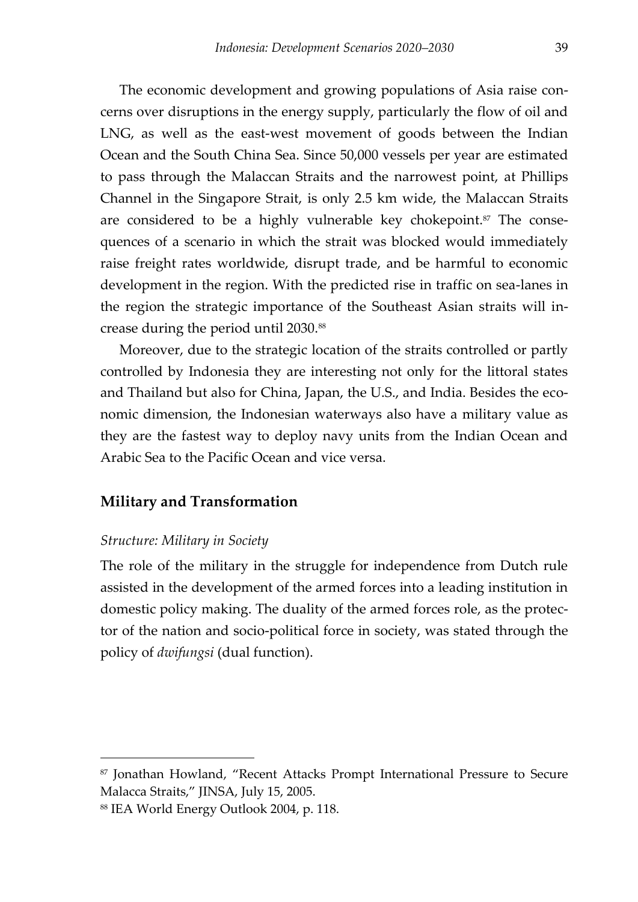The economic development and growing populations of Asia raise concerns over disruptions in the energy supply, particularly the flow of oil and LNG, as well as the east-west movement of goods between the Indian Ocean and the South China Sea. Since 50,000 vessels per year are estimated to pass through the Malaccan Straits and the narrowest point, at Phillips Channel in the Singapore Strait, is only 2.5 km wide, the Malaccan Straits are considered to be a highly vulnerable key chokepoint.[87] The consequences of a scenario in which the strait was blocked would immediately raise freight rates worldwide, disrupt trade, and be harmful to economic development in the region. With the predicted rise in traffic on sea-lanes in the region the strategic importance of the Southeast Asian straits will increase during the period until 2030.[88]

Moreover, due to the strategic location of the straits controlled or partly controlled by Indonesia they are interesting not only for the littoral states and Thailand but also for China, Japan, the U.S., and India. Besides the economic dimension, the Indonesian waterways also have a military value as they are the fastest way to deploy navy units from the Indian Ocean and Arabic Sea to the Pacific Ocean and vice versa.

## Military and Transformation

### *Structure: Military in Society*

The role of the military in the struggle for independence from Dutch rule assisted in the development of the armed forces into a leading institution in domestic policy making. The duality of the armed forces role, as the protector of the nation and socio-political force in society, was stated through the policy of *dwifungsi* (dual function).

---

[87] Jonathan Howland, "Recent Attacks Prompt International Pressure to Secure Malacca Straits," JINSA, July 15, 2005.

[88] IEA World Energy Outlook 2004, p. 118.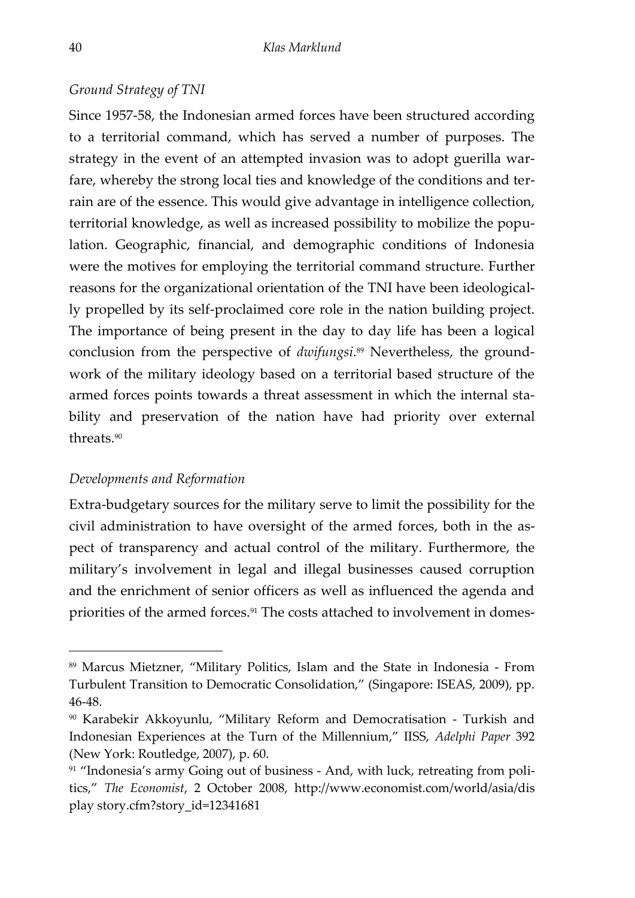*Ground Strategy of TNI*

Since 1957-58, the Indonesian armed forces have been structured according to a territorial command, which has served a number of purposes. The strategy in the event of an attempted invasion was to adopt guerilla warfare, whereby the strong local ties and knowledge of the conditions and terrain are of the essence. This would give advantage in intelligence collection, territorial knowledge, as well as increased possibility to mobilize the population. Geographic, financial, and demographic conditions of Indonesia were the motives for employing the territorial command structure. Further reasons for the organizational orientation of the TNI have been ideologically propelled by its self-proclaimed core role in the nation building project. The importance of being present in the day to day life has been a logical conclusion from the perspective of *dwifungsi*.[89] Nevertheless, the groundwork of the military ideology based on a territorial based structure of the armed forces points towards a threat assessment in which the internal stability and preservation of the nation have had priority over external threats.[90]

*Developments and Reformation*

Extra-budgetary sources for the military serve to limit the possibility for the civil administration to have oversight of the armed forces, both in the aspect of transparency and actual control of the military. Furthermore, the military's involvement in legal and illegal businesses caused corruption and the enrichment of senior officers as well as influenced the agenda and priorities of the armed forces.[91] The costs attached to involvement in domes-

---

[89] Marcus Mietzner, "Military Politics, Islam and the State in Indonesia - From Turbulent Transition to Democratic Consolidation," (Singapore: ISEAS, 2009), pp. 46-48.

[90] Karabekir Akkoyunlu, "Military Reform and Democratisation - Turkish and Indonesian Experiences at the Turn of the Millennium," IISS, *Adelphi Paper* 392 (New York: Routledge, 2007), p. 60.

[91] "Indonesia's army Going out of business - And, with luck, retreating from politics," *The Economist*, 2 October 2008, http://www.economist.com/world/asia/dis play story.cfm?story_id=12341681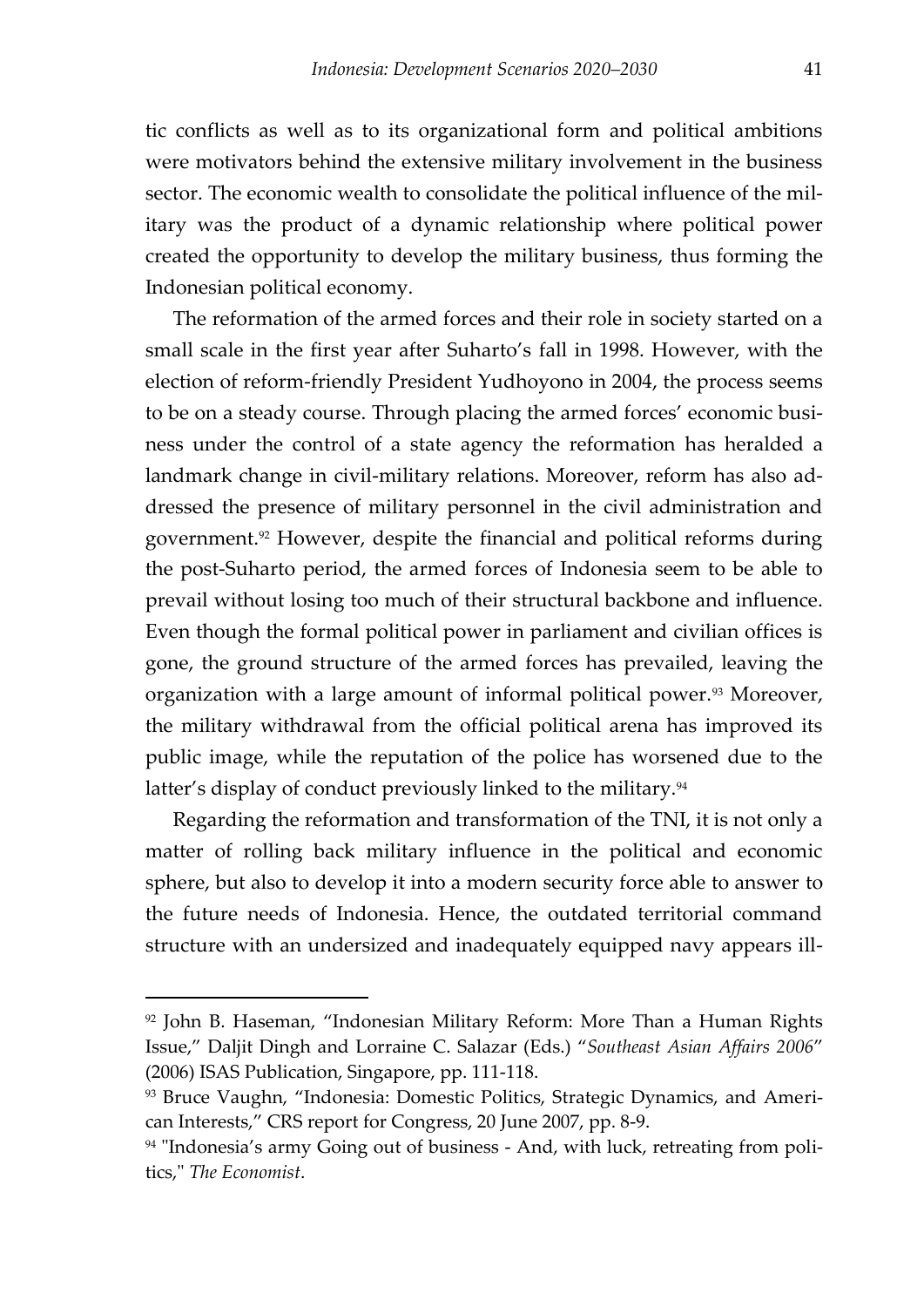tic conflicts as well as to its organizational form and political ambitions were motivators behind the extensive military involvement in the business sector. The economic wealth to consolidate the political influence of the military was the product of a dynamic relationship where political power created the opportunity to develop the military business, thus forming the Indonesian political economy.

The reformation of the armed forces and their role in society started on a small scale in the first year after Suharto's fall in 1998. However, with the election of reform-friendly President Yudhoyono in 2004, the process seems to be on a steady course. Through placing the armed forces' economic business under the control of a state agency the reformation has heralded a landmark change in civil-military relations. Moreover, reform has also addressed the presence of military personnel in the civil administration and government.[92] However, despite the financial and political reforms during the post-Suharto period, the armed forces of Indonesia seem to be able to prevail without losing too much of their structural backbone and influence. Even though the formal political power in parliament and civilian offices is gone, the ground structure of the armed forces has prevailed, leaving the organization with a large amount of informal political power.[93] Moreover, the military withdrawal from the official political arena has improved its public image, while the reputation of the police has worsened due to the latter's display of conduct previously linked to the military.[94]

Regarding the reformation and transformation of the TNI, it is not only a matter of rolling back military influence in the political and economic sphere, but also to develop it into a modern security force able to answer to the future needs of Indonesia. Hence, the outdated territorial command structure with an undersized and inadequately equipped navy appears ill-

---

[92] John B. Haseman, "Indonesian Military Reform: More Than a Human Rights Issue," Daljit Dingh and Lorraine C. Salazar (Eds.) "*Southeast Asian Affairs 2006*" (2006) ISAS Publication, Singapore, pp. 111-118.

[93] Bruce Vaughn, "Indonesia: Domestic Politics, Strategic Dynamics, and American Interests," CRS report for Congress, 20 June 2007, pp. 8-9.

[94] "Indonesia's army Going out of business - And, with luck, retreating from politics," *The Economist*.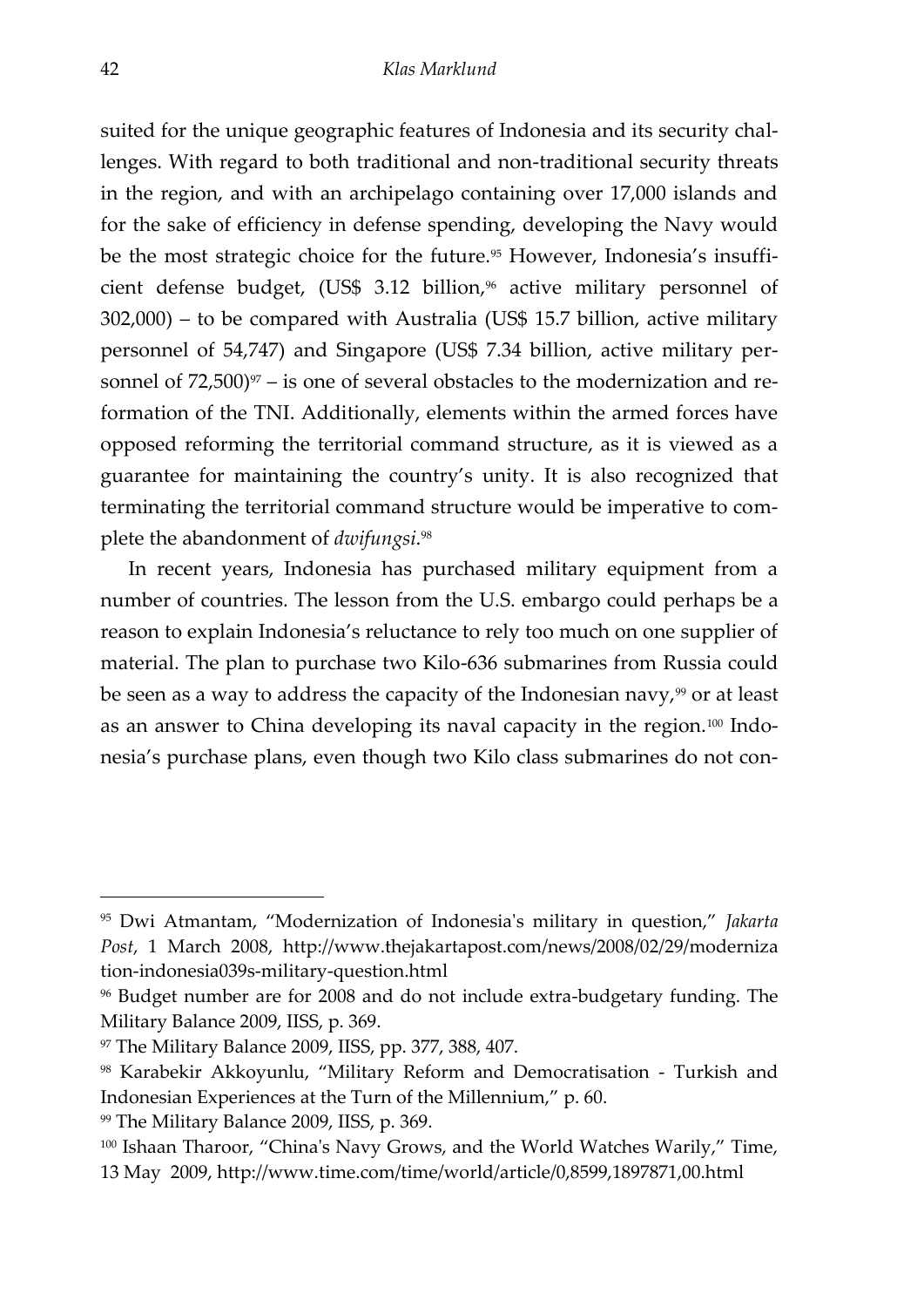suited for the unique geographic features of Indonesia and its security challenges. With regard to both traditional and non-traditional security threats in the region, and with an archipelago containing over 17,000 islands and for the sake of efficiency in defense spending, developing the Navy would be the most strategic choice for the future.[95] However, Indonesia's insufficient defense budget, (US$ 3.12 billion,[96] active military personnel of 302,000) – to be compared with Australia (US$ 15.7 billion, active military personnel of 54,747) and Singapore (US$ 7.34 billion, active military personnel of 72,500)[97] – is one of several obstacles to the modernization and reformation of the TNI. Additionally, elements within the armed forces have opposed reforming the territorial command structure, as it is viewed as a guarantee for maintaining the country's unity. It is also recognized that terminating the territorial command structure would be imperative to complete the abandonment of *dwifungsi*.[98]

In recent years, Indonesia has purchased military equipment from a number of countries. The lesson from the U.S. embargo could perhaps be a reason to explain Indonesia's reluctance to rely too much on one supplier of material. The plan to purchase two Kilo-636 submarines from Russia could be seen as a way to address the capacity of the Indonesian navy,[99] or at least as an answer to China developing its naval capacity in the region.[100] Indonesia's purchase plans, even though two Kilo class submarines do not con-

---

[95] Dwi Atmantam, "Modernization of Indonesia's military in question," *Jakarta Post*, 1 March 2008, http://www.thejakartapost.com/news/2008/02/29/modernization-indonesia039s-military-question.html

[96] Budget number are for 2008 and do not include extra-budgetary funding. The Military Balance 2009, IISS, p. 369.

[97] The Military Balance 2009, IISS, pp. 377, 388, 407.

[98] Karabekir Akkoyunlu, "Military Reform and Democratisation - Turkish and Indonesian Experiences at the Turn of the Millennium," p. 60.

[99] The Military Balance 2009, IISS, p. 369.

[100] Ishaan Tharoor, "China's Navy Grows, and the World Watches Warily," Time, 13 May 2009, http://www.time.com/time/world/article/0,8599,1897871,00.html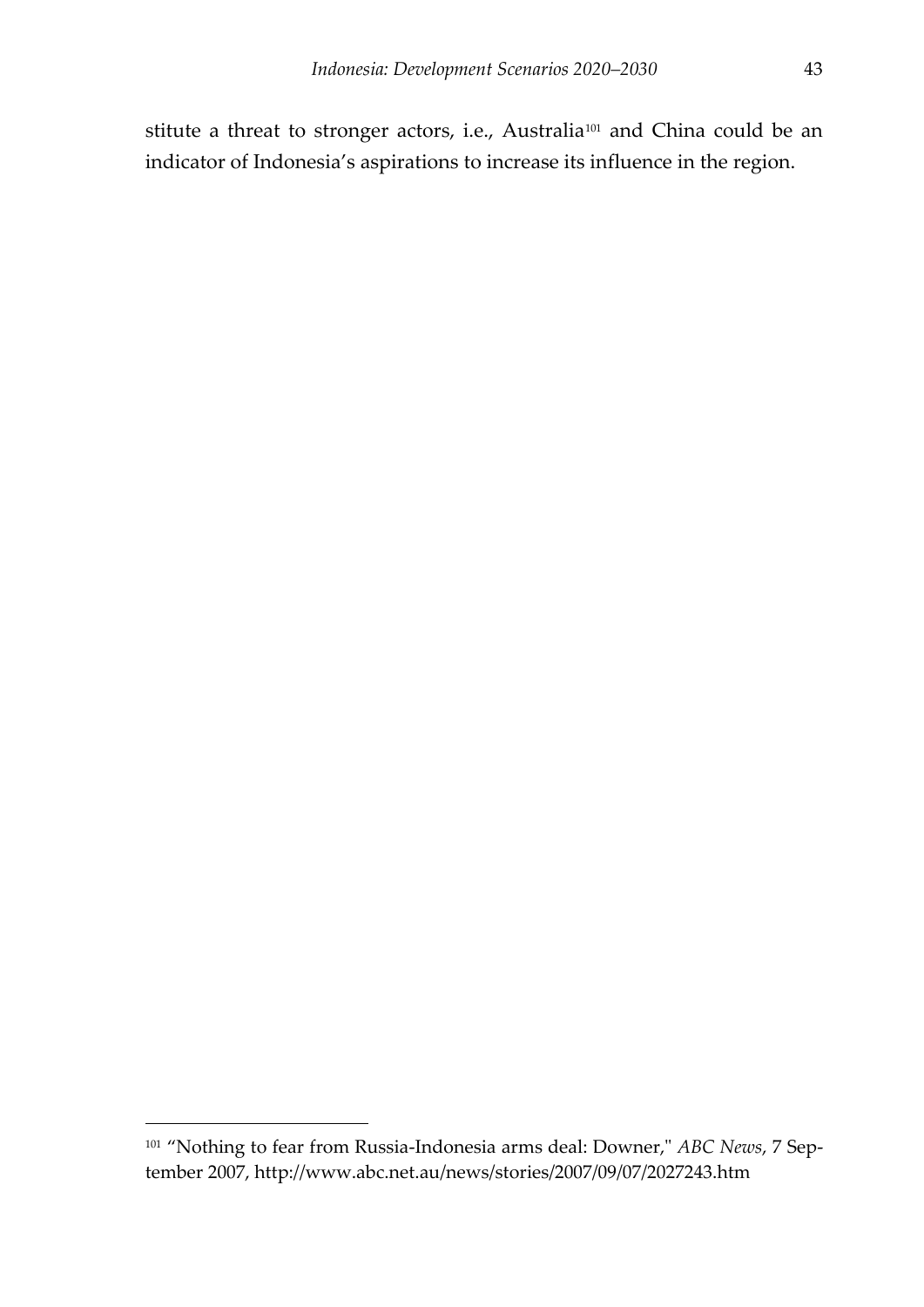stitute a threat to stronger actors, i.e., Australia[101] and China could be an indicator of Indonesia's aspirations to increase its influence in the region.

---

[101] "Nothing to fear from Russia-Indonesia arms deal: Downer," *ABC News*, 7 September 2007, http://www.abc.net.au/news/stories/2007/09/07/2027243.htm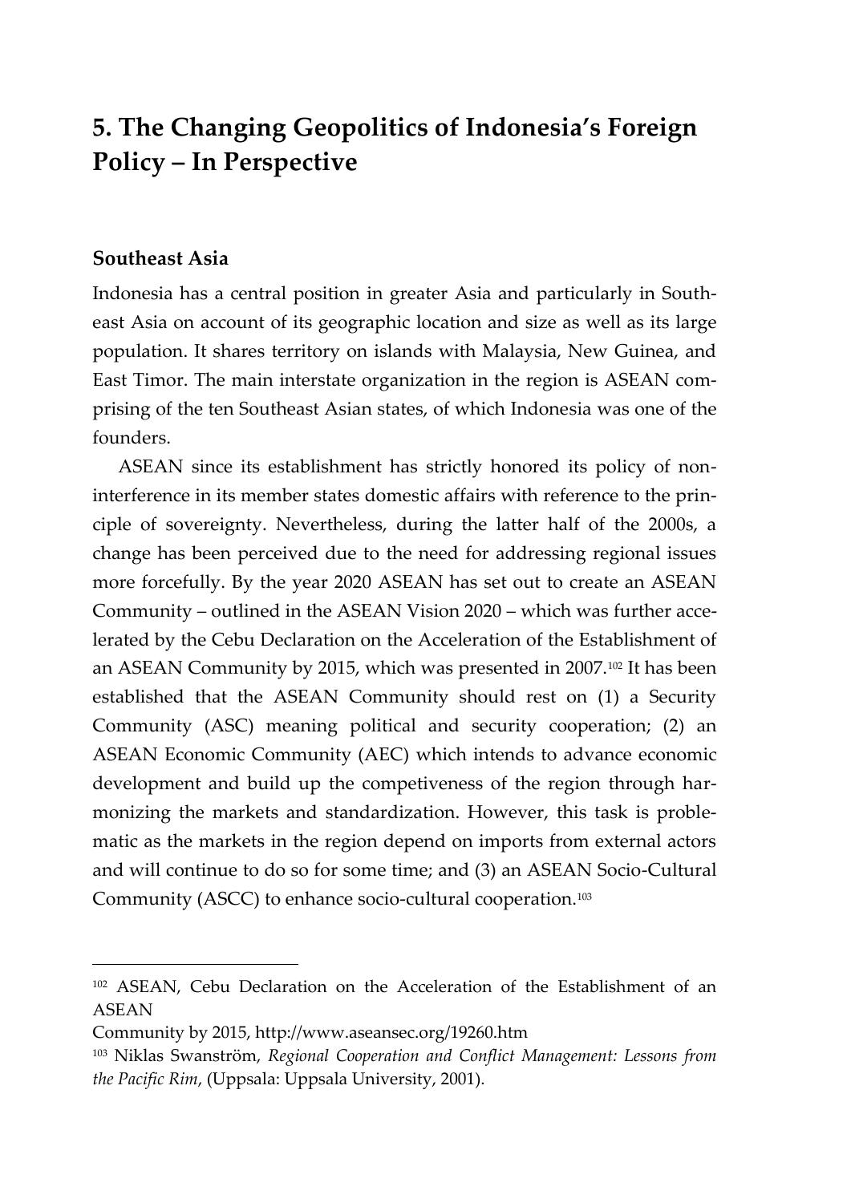# 5. The Changing Geopolitics of Indonesia's Foreign Policy – In Perspective

## Southeast Asia

Indonesia has a central position in greater Asia and particularly in Southeast Asia on account of its geographic location and size as well as its large population. It shares territory on islands with Malaysia, New Guinea, and East Timor. The main interstate organization in the region is ASEAN comprising of the ten Southeast Asian states, of which Indonesia was one of the founders.

ASEAN since its establishment has strictly honored its policy of non-interference in its member states domestic affairs with reference to the principle of sovereignty. Nevertheless, during the latter half of the 2000s, a change has been perceived due to the need for addressing regional issues more forcefully. By the year 2020 ASEAN has set out to create an ASEAN Community – outlined in the ASEAN Vision 2020 – which was further accelerated by the Cebu Declaration on the Acceleration of the Establishment of an ASEAN Community by 2015, which was presented in 2007.[102] It has been established that the ASEAN Community should rest on (1) a Security Community (ASC) meaning political and security cooperation; (2) an ASEAN Economic Community (AEC) which intends to advance economic development and build up the competiveness of the region through harmonizing the markets and standardization. However, this task is problematic as the markets in the region depend on imports from external actors and will continue to do so for some time; and (3) an ASEAN Socio-Cultural Community (ASCC) to enhance socio-cultural cooperation.[103]

---

[102] ASEAN, Cebu Declaration on the Acceleration of the Establishment of an ASEAN Community by 2015, http://www.aseansec.org/19260.htm

[103] Niklas Swanström, *Regional Cooperation and Conflict Management: Lessons from the Pacific Rim*, (Uppsala: Uppsala University, 2001).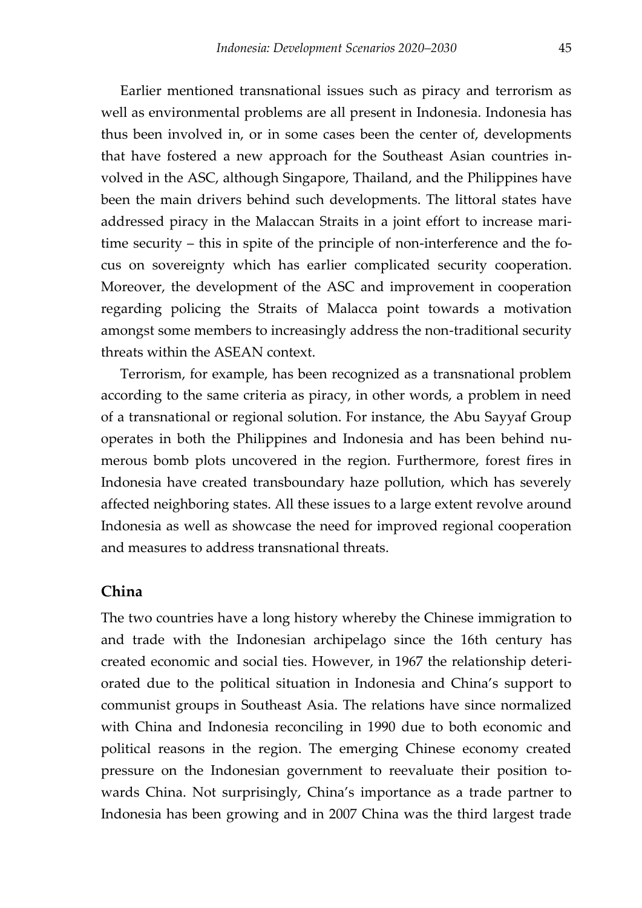Earlier mentioned transnational issues such as piracy and terrorism as well as environmental problems are all present in Indonesia. Indonesia has thus been involved in, or in some cases been the center of, developments that have fostered a new approach for the Southeast Asian countries involved in the ASC, although Singapore, Thailand, and the Philippines have been the main drivers behind such developments. The littoral states have addressed piracy in the Malaccan Straits in a joint effort to increase maritime security – this in spite of the principle of non-interference and the focus on sovereignty which has earlier complicated security cooperation. Moreover, the development of the ASC and improvement in cooperation regarding policing the Straits of Malacca point towards a motivation amongst some members to increasingly address the non-traditional security threats within the ASEAN context.

Terrorism, for example, has been recognized as a transnational problem according to the same criteria as piracy, in other words, a problem in need of a transnational or regional solution. For instance, the Abu Sayyaf Group operates in both the Philippines and Indonesia and has been behind numerous bomb plots uncovered in the region. Furthermore, forest fires in Indonesia have created transboundary haze pollution, which has severely affected neighboring states. All these issues to a large extent revolve around Indonesia as well as showcase the need for improved regional cooperation and measures to address transnational threats.

## China

The two countries have a long history whereby the Chinese immigration to and trade with the Indonesian archipelago since the 16th century has created economic and social ties. However, in 1967 the relationship deteriorated due to the political situation in Indonesia and China's support to communist groups in Southeast Asia. The relations have since normalized with China and Indonesia reconciling in 1990 due to both economic and political reasons in the region. The emerging Chinese economy created pressure on the Indonesian government to reevaluate their position towards China. Not surprisingly, China's importance as a trade partner to Indonesia has been growing and in 2007 China was the third largest trade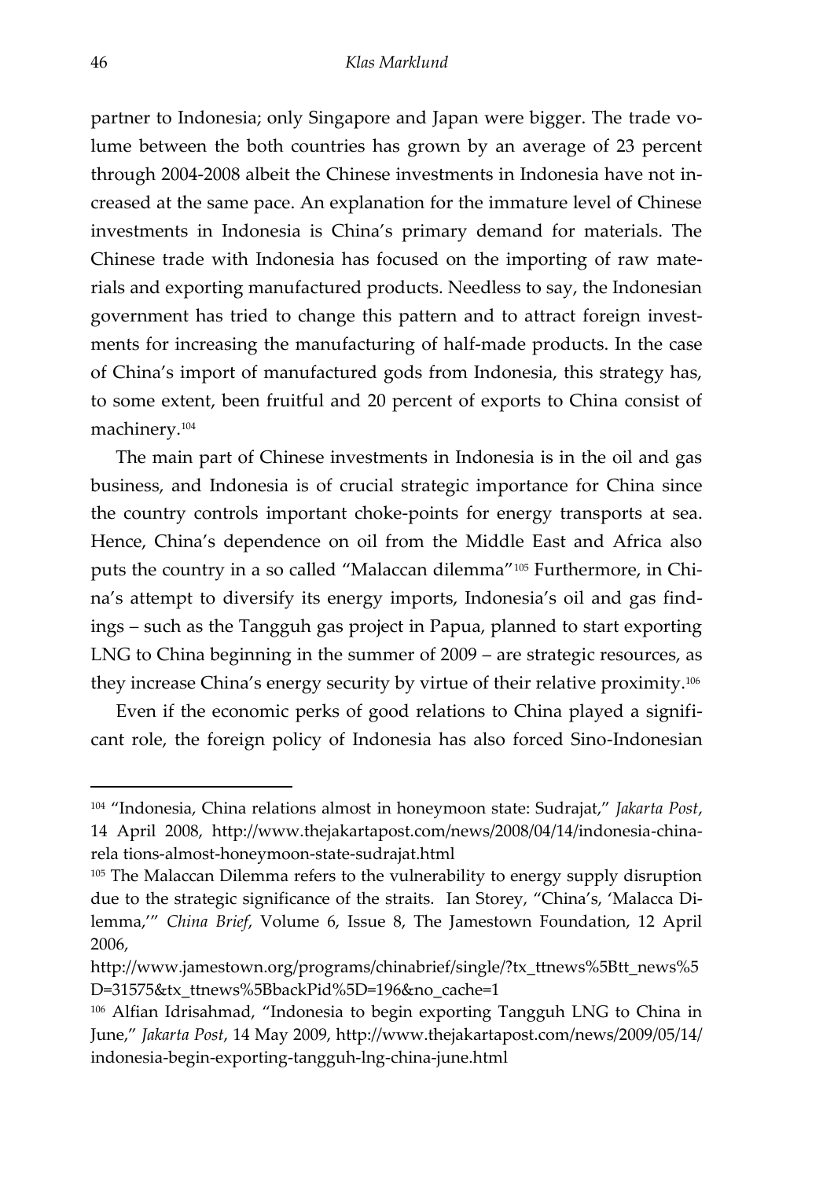partner to Indonesia; only Singapore and Japan were bigger. The trade volume between the both countries has grown by an average of 23 percent through 2004-2008 albeit the Chinese investments in Indonesia have not increased at the same pace. An explanation for the immature level of Chinese investments in Indonesia is China's primary demand for materials. The Chinese trade with Indonesia has focused on the importing of raw materials and exporting manufactured products. Needless to say, the Indonesian government has tried to change this pattern and to attract foreign investments for increasing the manufacturing of half-made products. In the case of China's import of manufactured gods from Indonesia, this strategy has, to some extent, been fruitful and 20 percent of exports to China consist of machinery.[104]

The main part of Chinese investments in Indonesia is in the oil and gas business, and Indonesia is of crucial strategic importance for China since the country controls important choke-points for energy transports at sea. Hence, China's dependence on oil from the Middle East and Africa also puts the country in a so called "Malaccan dilemma"[105] Furthermore, in China's attempt to diversify its energy imports, Indonesia's oil and gas findings – such as the Tangguh gas project in Papua, planned to start exporting LNG to China beginning in the summer of 2009 – are strategic resources, as they increase China's energy security by virtue of their relative proximity.[106]

Even if the economic perks of good relations to China played a significant role, the foreign policy of Indonesia has also forced Sino-Indonesian

---

[104] "Indonesia, China relations almost in honeymoon state: Sudrajat," *Jakarta Post*, 14 April 2008, http://www.thejakartapost.com/news/2008/04/14/indonesia-china-rela tions-almost-honeymoon-state-sudrajat.html

[105] The Malaccan Dilemma refers to the vulnerability to energy supply disruption due to the strategic significance of the straits. Ian Storey, "China's, 'Malacca Dilemma,'" *China Brief*, Volume 6, Issue 8, The Jamestown Foundation, 12 April 2006, http://www.jamestown.org/programs/chinabrief/single/?tx_ttnews%5Btt_news%5D=31575&tx_ttnews%5BbackPid%5D=196&no_cache=1

[106] Alfian Idrisahmad, "Indonesia to begin exporting Tangguh LNG to China in June," *Jakarta Post*, 14 May 2009, http://www.thejakartapost.com/news/2009/05/14/indonesia-begin-exporting-tangguh-lng-china-june.html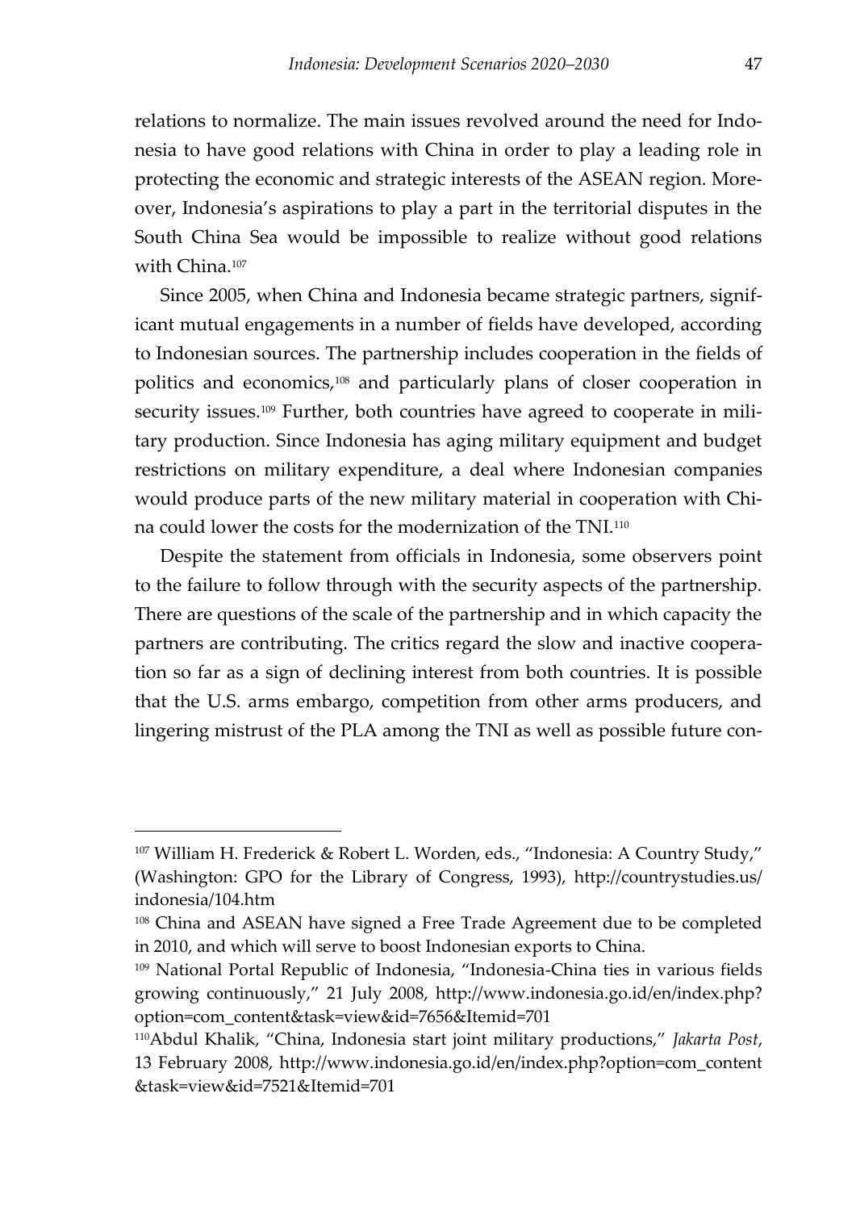relations to normalize. The main issues revolved around the need for Indonesia to have good relations with China in order to play a leading role in protecting the economic and strategic interests of the ASEAN region. Moreover, Indonesia's aspirations to play a part in the territorial disputes in the South China Sea would be impossible to realize without good relations with China.[107]

Since 2005, when China and Indonesia became strategic partners, significant mutual engagements in a number of fields have developed, according to Indonesian sources. The partnership includes cooperation in the fields of politics and economics,[108] and particularly plans of closer cooperation in security issues.[109] Further, both countries have agreed to cooperate in military production. Since Indonesia has aging military equipment and budget restrictions on military expenditure, a deal where Indonesian companies would produce parts of the new military material in cooperation with China could lower the costs for the modernization of the TNI.[110]

Despite the statement from officials in Indonesia, some observers point to the failure to follow through with the security aspects of the partnership. There are questions of the scale of the partnership and in which capacity the partners are contributing. The critics regard the slow and inactive cooperation so far as a sign of declining interest from both countries. It is possible that the U.S. arms embargo, competition from other arms producers, and lingering mistrust of the PLA among the TNI as well as possible future con-

---

[107] William H. Frederick & Robert L. Worden, eds., "Indonesia: A Country Study," (Washington: GPO for the Library of Congress, 1993), http://countrystudies.us/indonesia/104.htm

[108] China and ASEAN have signed a Free Trade Agreement due to be completed in 2010, and which will serve to boost Indonesian exports to China.

[109] National Portal Republic of Indonesia, "Indonesia-China ties in various fields growing continuously," 21 July 2008, http://www.indonesia.go.id/en/index.php?option=com_content&task=view&id=7656&Itemid=701

[110] Abdul Khalik, "China, Indonesia start joint military productions," *Jakarta Post*, 13 February 2008, http://www.indonesia.go.id/en/index.php?option=com_content&task=view&id=7521&Itemid=701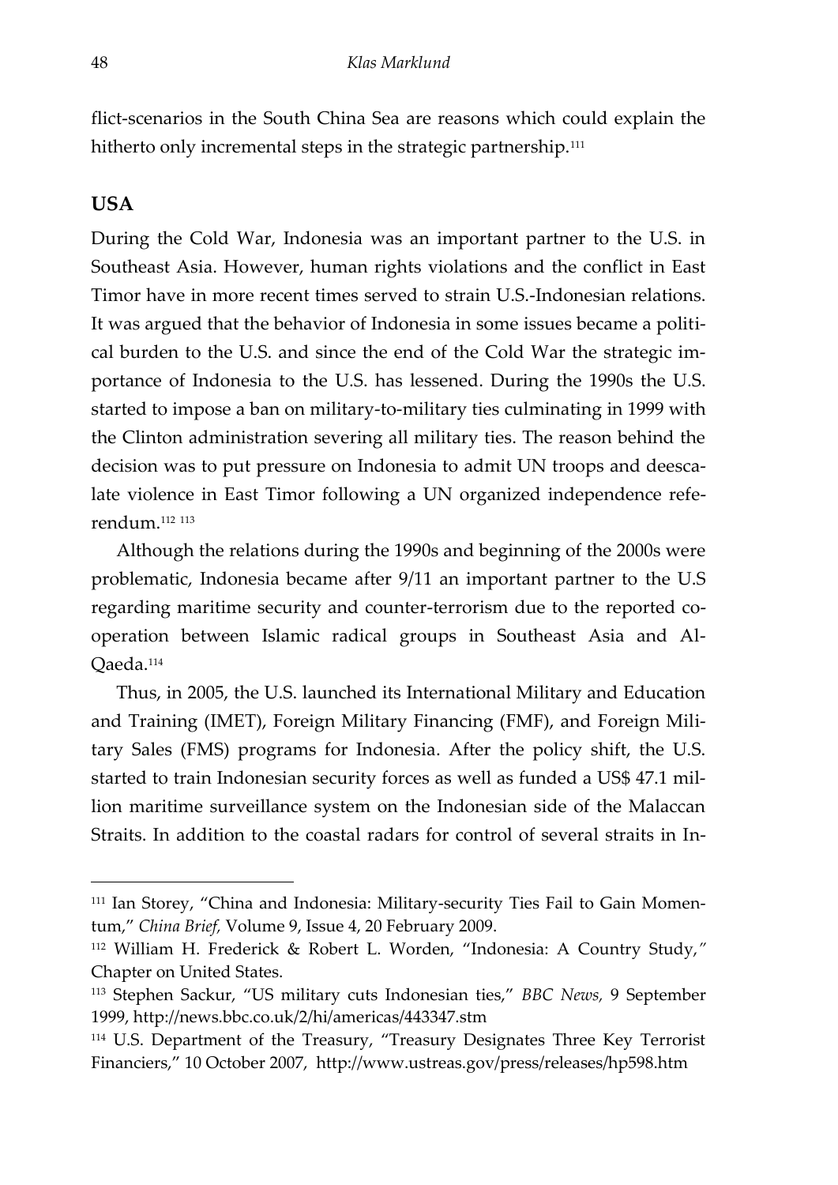flict-scenarios in the South China Sea are reasons which could explain the hitherto only incremental steps in the strategic partnership.[111]

## USA

During the Cold War, Indonesia was an important partner to the U.S. in Southeast Asia. However, human rights violations and the conflict in East Timor have in more recent times served to strain U.S.-Indonesian relations. It was argued that the behavior of Indonesia in some issues became a political burden to the U.S. and since the end of the Cold War the strategic importance of Indonesia to the U.S. has lessened. During the 1990s the U.S. started to impose a ban on military-to-military ties culminating in 1999 with the Clinton administration severing all military ties. The reason behind the decision was to put pressure on Indonesia to admit UN troops and deescalate violence in East Timor following a UN organized independence referendum.[112] [113]

Although the relations during the 1990s and beginning of the 2000s were problematic, Indonesia became after 9/11 an important partner to the U.S regarding maritime security and counter-terrorism due to the reported cooperation between Islamic radical groups in Southeast Asia and Al-Qaeda.[114]

Thus, in 2005, the U.S. launched its International Military and Education and Training (IMET), Foreign Military Financing (FMF), and Foreign Military Sales (FMS) programs for Indonesia. After the policy shift, the U.S. started to train Indonesian security forces as well as funded a US$ 47.1 million maritime surveillance system on the Indonesian side of the Malaccan Straits. In addition to the coastal radars for control of several straits in In-

---

[111] Ian Storey, "China and Indonesia: Military-security Ties Fail to Gain Momentum," *China Brief,* Volume 9, Issue 4, 20 February 2009.

[112] William H. Frederick & Robert L. Worden, "Indonesia: A Country Study," Chapter on United States.

[113] Stephen Sackur, "US military cuts Indonesian ties," *BBC News,* 9 September 1999, http://news.bbc.co.uk/2/hi/americas/443347.stm

[114] U.S. Department of the Treasury, "Treasury Designates Three Key Terrorist Financiers," 10 October 2007, http://www.ustreas.gov/press/releases/hp598.htm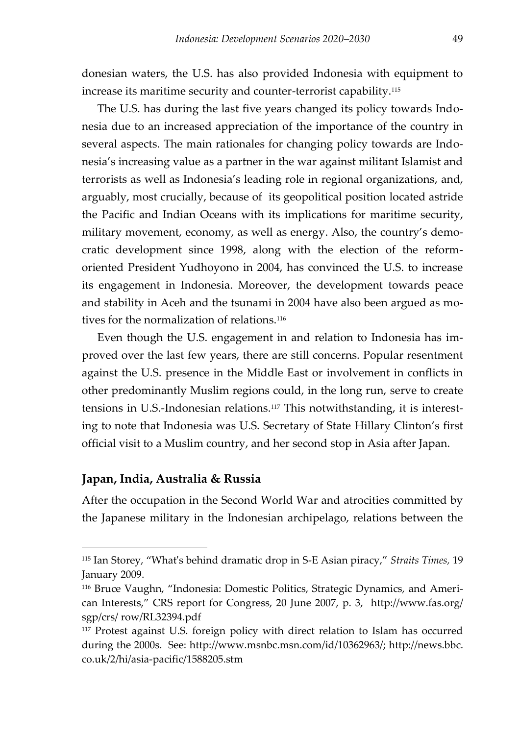donesian waters, the U.S. has also provided Indonesia with equipment to increase its maritime security and counter-terrorist capability.[115]

The U.S. has during the last five years changed its policy towards Indonesia due to an increased appreciation of the importance of the country in several aspects. The main rationales for changing policy towards are Indonesia's increasing value as a partner in the war against militant Islamist and terrorists as well as Indonesia's leading role in regional organizations, and, arguably, most crucially, because of its geopolitical position located astride the Pacific and Indian Oceans with its implications for maritime security, military movement, economy, as well as energy. Also, the country's democratic development since 1998, along with the election of the reform-oriented President Yudhoyono in 2004, has convinced the U.S. to increase its engagement in Indonesia. Moreover, the development towards peace and stability in Aceh and the tsunami in 2004 have also been argued as motives for the normalization of relations.[116]

Even though the U.S. engagement in and relation to Indonesia has improved over the last few years, there are still concerns. Popular resentment against the U.S. presence in the Middle East or involvement in conflicts in other predominantly Muslim regions could, in the long run, serve to create tensions in U.S.-Indonesian relations.[117] This notwithstanding, it is interesting to note that Indonesia was U.S. Secretary of State Hillary Clinton's first official visit to a Muslim country, and her second stop in Asia after Japan.

### Japan, India, Australia & Russia

After the occupation in the Second World War and atrocities committed by the Japanese military in the Indonesian archipelago, relations between the

---

[115] Ian Storey, "What's behind dramatic drop in S-E Asian piracy," *Straits Times*, 19 January 2009.

[116] Bruce Vaughn, "Indonesia: Domestic Politics, Strategic Dynamics, and American Interests," CRS report for Congress, 20 June 2007, p. 3, http://www.fas.org/sgp/crs/ row/RL32394.pdf

[117] Protest against U.S. foreign policy with direct relation to Islam has occurred during the 2000s. See: http://www.msnbc.msn.com/id/10362963/; http://news.bbc.co.uk/2/hi/asia-pacific/1588205.stm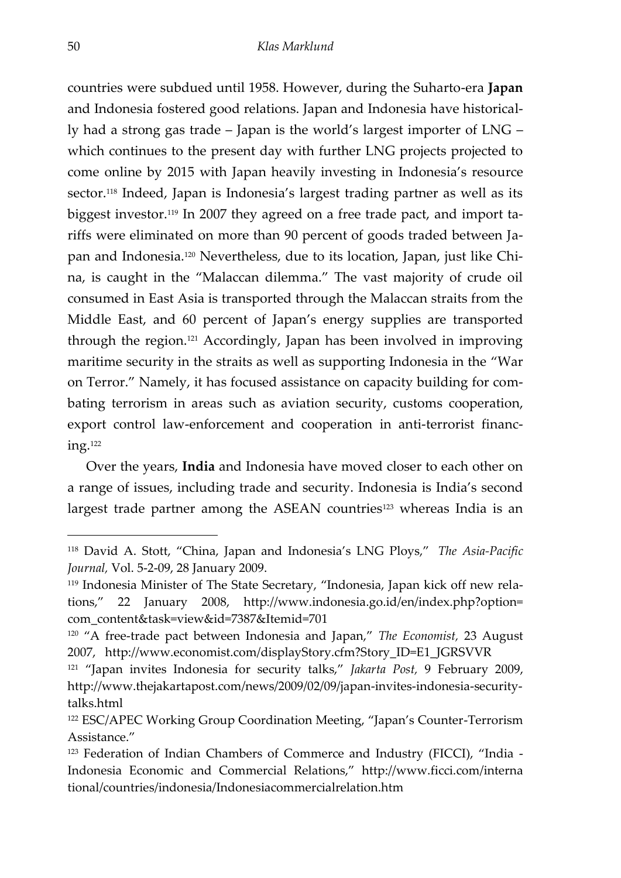countries were subdued until 1958. However, during the Suharto-era **Japan** and Indonesia fostered good relations. Japan and Indonesia have historically had a strong gas trade – Japan is the world's largest importer of LNG – which continues to the present day with further LNG projects projected to come online by 2015 with Japan heavily investing in Indonesia's resource sector.[118] Indeed, Japan is Indonesia's largest trading partner as well as its biggest investor.[119] In 2007 they agreed on a free trade pact, and import tariffs were eliminated on more than 90 percent of goods traded between Japan and Indonesia.[120] Nevertheless, due to its location, Japan, just like China, is caught in the "Malaccan dilemma." The vast majority of crude oil consumed in East Asia is transported through the Malaccan straits from the Middle East, and 60 percent of Japan's energy supplies are transported through the region.[121] Accordingly, Japan has been involved in improving maritime security in the straits as well as supporting Indonesia in the "War on Terror." Namely, it has focused assistance on capacity building for combating terrorism in areas such as aviation security, customs cooperation, export control law-enforcement and cooperation in anti-terrorist financing.[122]

Over the years, **India** and Indonesia have moved closer to each other on a range of issues, including trade and security. Indonesia is India's second largest trade partner among the ASEAN countries[123] whereas India is an

---

[118] David A. Stott, "China, Japan and Indonesia's LNG Ploys," *The Asia-Pacific Journal,* Vol. 5-2-09, 28 January 2009.

[119] Indonesia Minister of The State Secretary, "Indonesia, Japan kick off new relations," 22 January 2008, http://www.indonesia.go.id/en/index.php?option=com_content&task=view&id=7387&Itemid=701

[120] "A free-trade pact between Indonesia and Japan," *The Economist,* 23 August 2007, http://www.economist.com/displayStory.cfm?Story_ID=E1_JGRSVVR

[121] "Japan invites Indonesia for security talks," *Jakarta Post,* 9 February 2009, http://www.thejakartapost.com/news/2009/02/09/japan-invites-indonesia-security-talks.html

[122] ESC/APEC Working Group Coordination Meeting, "Japan's Counter-Terrorism Assistance."

[123] Federation of Indian Chambers of Commerce and Industry (FICCI), "India - Indonesia Economic and Commercial Relations," http://www.ficci.com/international/countries/indonesia/Indonesiacommercialrelation.htm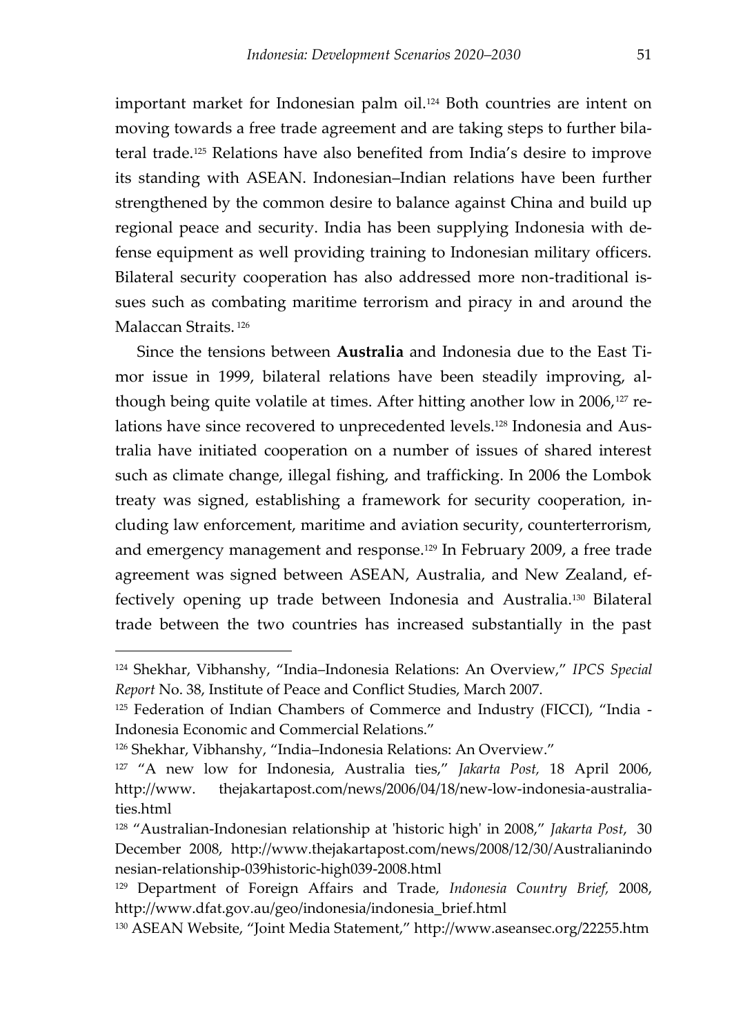important market for Indonesian palm oil.[124] Both countries are intent on moving towards a free trade agreement and are taking steps to further bilateral trade.[125] Relations have also benefited from India's desire to improve its standing with ASEAN. Indonesian–Indian relations have been further strengthened by the common desire to balance against China and build up regional peace and security. India has been supplying Indonesia with defense equipment as well providing training to Indonesian military officers. Bilateral security cooperation has also addressed more non-traditional issues such as combating maritime terrorism and piracy in and around the Malaccan Straits.[126]

Since the tensions between **Australia** and Indonesia due to the East Timor issue in 1999, bilateral relations have been steadily improving, although being quite volatile at times. After hitting another low in 2006,[127] relations have since recovered to unprecedented levels.[128] Indonesia and Australia have initiated cooperation on a number of issues of shared interest such as climate change, illegal fishing, and trafficking. In 2006 the Lombok treaty was signed, establishing a framework for security cooperation, including law enforcement, maritime and aviation security, counterterrorism, and emergency management and response.[129] In February 2009, a free trade agreement was signed between ASEAN, Australia, and New Zealand, effectively opening up trade between Indonesia and Australia.[130] Bilateral trade between the two countries has increased substantially in the past

---

[124] Shekhar, Vibhanshy, "India–Indonesia Relations: An Overview," *IPCS Special Report* No. 38, Institute of Peace and Conflict Studies, March 2007.

[125] Federation of Indian Chambers of Commerce and Industry (FICCI), "India - Indonesia Economic and Commercial Relations."

[126] Shekhar, Vibhanshy, "India–Indonesia Relations: An Overview."

[127] "A new low for Indonesia, Australia ties," *Jakarta Post,* 18 April 2006, http://www. thejakartapost.com/news/2006/04/18/new-low-indonesia-australia-ties.html

[128] "Australian-Indonesian relationship at 'historic high' in 2008," *Jakarta Post*, 30 December 2008, http://www.thejakartapost.com/news/2008/12/30/Australianindonesian-relationship-039historic-high039-2008.html

[129] Department of Foreign Affairs and Trade, *Indonesia Country Brief,* 2008, http://www.dfat.gov.au/geo/indonesia/indonesia_brief.html

[130] ASEAN Website, "Joint Media Statement," http://www.aseansec.org/22255.htm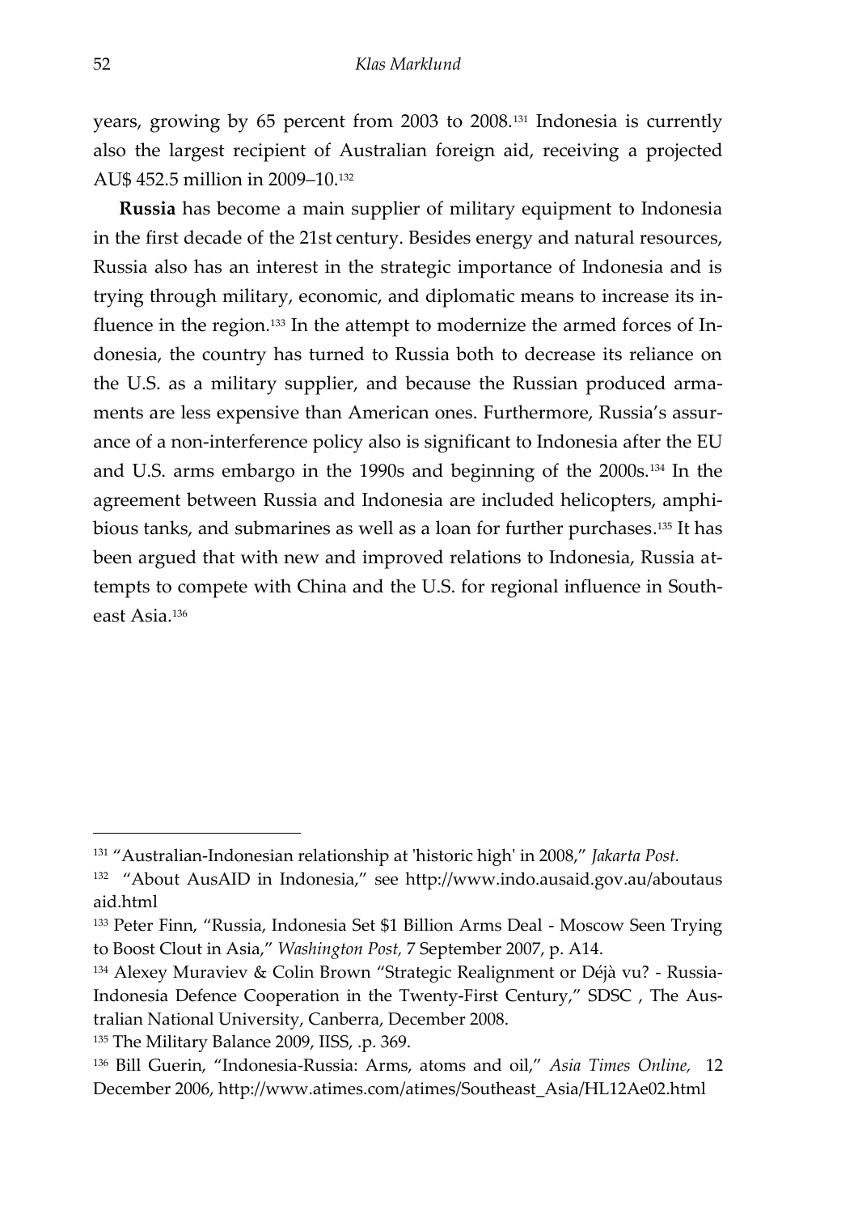years, growing by 65 percent from 2003 to 2008.[131] Indonesia is currently also the largest recipient of Australian foreign aid, receiving a projected AU$ 452.5 million in 2009–10.[132]

**Russia** has become a main supplier of military equipment to Indonesia in the first decade of the 21st century. Besides energy and natural resources, Russia also has an interest in the strategic importance of Indonesia and is trying through military, economic, and diplomatic means to increase its influence in the region.[133] In the attempt to modernize the armed forces of Indonesia, the country has turned to Russia both to decrease its reliance on the U.S. as a military supplier, and because the Russian produced armaments are less expensive than American ones. Furthermore, Russia's assurance of a non-interference policy also is significant to Indonesia after the EU and U.S. arms embargo in the 1990s and beginning of the 2000s.[134] In the agreement between Russia and Indonesia are included helicopters, amphibious tanks, and submarines as well as a loan for further purchases.[135] It has been argued that with new and improved relations to Indonesia, Russia attempts to compete with China and the U.S. for regional influence in Southeast Asia.[136]

---

[131] "Australian-Indonesian relationship at 'historic high' in 2008," *Jakarta Post.*

[132] "About AusAID in Indonesia," see http://www.indo.ausaid.gov.au/aboutausaid.html

[133] Peter Finn, "Russia, Indonesia Set $1 Billion Arms Deal - Moscow Seen Trying to Boost Clout in Asia," *Washington Post,* 7 September 2007, p. A14.

[134] Alexey Muraviev & Colin Brown "Strategic Realignment or Déjà vu? - Russia-Indonesia Defence Cooperation in the Twenty-First Century," SDSC , The Australian National University, Canberra, December 2008.

[135] The Military Balance 2009, IISS, .p. 369.

[136] Bill Guerin, "Indonesia-Russia: Arms, atoms and oil," *Asia Times Online,* 12 December 2006, http://www.atimes.com/atimes/Southeast_Asia/HL12Ae02.html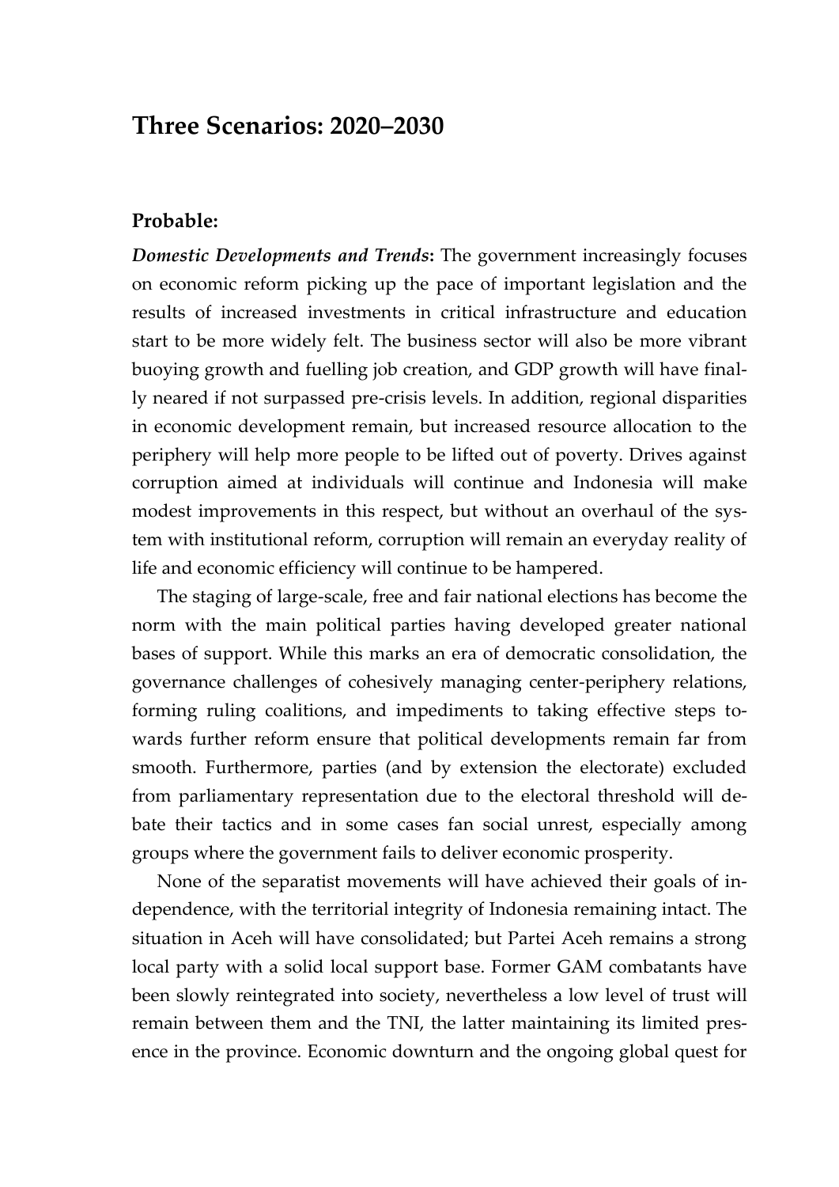## Three Scenarios: 2020–2030

### Probable:

***Domestic Developments and Trends*****:** The government increasingly focuses on economic reform picking up the pace of important legislation and the results of increased investments in critical infrastructure and education start to be more widely felt. The business sector will also be more vibrant buoying growth and fuelling job creation, and GDP growth will have finally neared if not surpassed pre-crisis levels. In addition, regional disparities in economic development remain, but increased resource allocation to the periphery will help more people to be lifted out of poverty. Drives against corruption aimed at individuals will continue and Indonesia will make modest improvements in this respect, but without an overhaul of the system with institutional reform, corruption will remain an everyday reality of life and economic efficiency will continue to be hampered.

The staging of large-scale, free and fair national elections has become the norm with the main political parties having developed greater national bases of support. While this marks an era of democratic consolidation, the governance challenges of cohesively managing center-periphery relations, forming ruling coalitions, and impediments to taking effective steps towards further reform ensure that political developments remain far from smooth. Furthermore, parties (and by extension the electorate) excluded from parliamentary representation due to the electoral threshold will debate their tactics and in some cases fan social unrest, especially among groups where the government fails to deliver economic prosperity.

None of the separatist movements will have achieved their goals of independence, with the territorial integrity of Indonesia remaining intact. The situation in Aceh will have consolidated; but Partei Aceh remains a strong local party with a solid local support base. Former GAM combatants have been slowly reintegrated into society, nevertheless a low level of trust will remain between them and the TNI, the latter maintaining its limited presence in the province. Economic downturn and the ongoing global quest for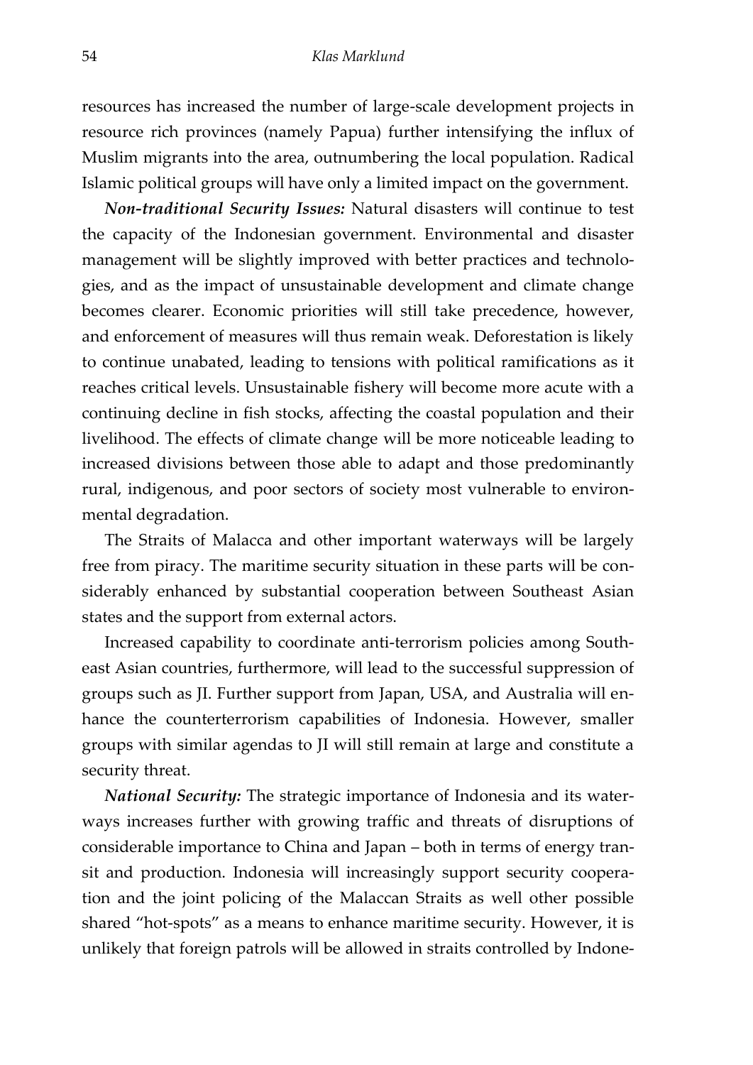resources has increased the number of large-scale development projects in resource rich provinces (namely Papua) further intensifying the influx of Muslim migrants into the area, outnumbering the local population. Radical Islamic political groups will have only a limited impact on the government.

***Non-traditional Security Issues:*** Natural disasters will continue to test the capacity of the Indonesian government. Environmental and disaster management will be slightly improved with better practices and technologies, and as the impact of unsustainable development and climate change becomes clearer. Economic priorities will still take precedence, however, and enforcement of measures will thus remain weak. Deforestation is likely to continue unabated, leading to tensions with political ramifications as it reaches critical levels. Unsustainable fishery will become more acute with a continuing decline in fish stocks, affecting the coastal population and their livelihood. The effects of climate change will be more noticeable leading to increased divisions between those able to adapt and those predominantly rural, indigenous, and poor sectors of society most vulnerable to environmental degradation.

The Straits of Malacca and other important waterways will be largely free from piracy. The maritime security situation in these parts will be considerably enhanced by substantial cooperation between Southeast Asian states and the support from external actors.

Increased capability to coordinate anti-terrorism policies among Southeast Asian countries, furthermore, will lead to the successful suppression of groups such as JI. Further support from Japan, USA, and Australia will enhance the counterterrorism capabilities of Indonesia. However, smaller groups with similar agendas to JI will still remain at large and constitute a security threat.

***National Security:*** The strategic importance of Indonesia and its waterways increases further with growing traffic and threats of disruptions of considerable importance to China and Japan – both in terms of energy transit and production. Indonesia will increasingly support security cooperation and the joint policing of the Malaccan Straits as well other possible shared "hot-spots" as a means to enhance maritime security. However, it is unlikely that foreign patrols will be allowed in straits controlled by Indone-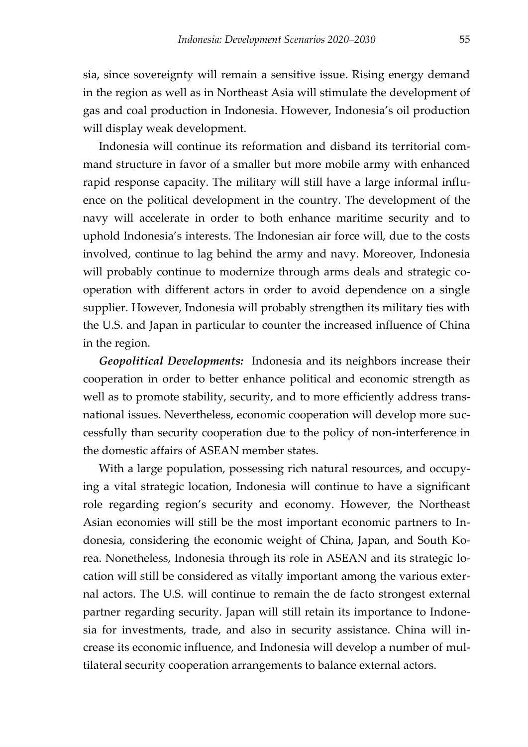sia, since sovereignty will remain a sensitive issue. Rising energy demand in the region as well as in Northeast Asia will stimulate the development of gas and coal production in Indonesia. However, Indonesia's oil production will display weak development.

Indonesia will continue its reformation and disband its territorial command structure in favor of a smaller but more mobile army with enhanced rapid response capacity. The military will still have a large informal influence on the political development in the country. The development of the navy will accelerate in order to both enhance maritime security and to uphold Indonesia's interests. The Indonesian air force will, due to the costs involved, continue to lag behind the army and navy. Moreover, Indonesia will probably continue to modernize through arms deals and strategic cooperation with different actors in order to avoid dependence on a single supplier. However, Indonesia will probably strengthen its military ties with the U.S. and Japan in particular to counter the increased influence of China in the region.

***Geopolitical Developments:*** Indonesia and its neighbors increase their cooperation in order to better enhance political and economic strength as well as to promote stability, security, and to more efficiently address transnational issues. Nevertheless, economic cooperation will develop more successfully than security cooperation due to the policy of non-interference in the domestic affairs of ASEAN member states.

With a large population, possessing rich natural resources, and occupying a vital strategic location, Indonesia will continue to have a significant role regarding region's security and economy. However, the Northeast Asian economies will still be the most important economic partners to Indonesia, considering the economic weight of China, Japan, and South Korea. Nonetheless, Indonesia through its role in ASEAN and its strategic location will still be considered as vitally important among the various external actors. The U.S. will continue to remain the de facto strongest external partner regarding security. Japan will still retain its importance to Indonesia for investments, trade, and also in security assistance. China will increase its economic influence, and Indonesia will develop a number of multilateral security cooperation arrangements to balance external actors.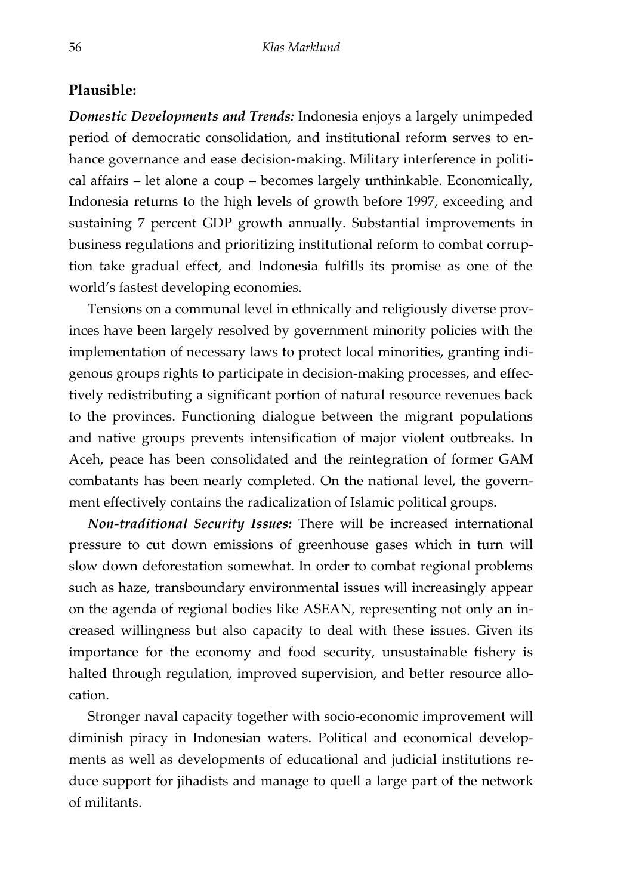**Plausible:**

***Domestic Developments and Trends:*** Indonesia enjoys a largely unimpeded period of democratic consolidation, and institutional reform serves to enhance governance and ease decision-making. Military interference in political affairs – let alone a coup – becomes largely unthinkable. Economically, Indonesia returns to the high levels of growth before 1997, exceeding and sustaining 7 percent GDP growth annually. Substantial improvements in business regulations and prioritizing institutional reform to combat corruption take gradual effect, and Indonesia fulfills its promise as one of the world's fastest developing economies.

Tensions on a communal level in ethnically and religiously diverse provinces have been largely resolved by government minority policies with the implementation of necessary laws to protect local minorities, granting indigenous groups rights to participate in decision-making processes, and effectively redistributing a significant portion of natural resource revenues back to the provinces. Functioning dialogue between the migrant populations and native groups prevents intensification of major violent outbreaks. In Aceh, peace has been consolidated and the reintegration of former GAM combatants has been nearly completed. On the national level, the government effectively contains the radicalization of Islamic political groups.

***Non-traditional Security Issues:*** There will be increased international pressure to cut down emissions of greenhouse gases which in turn will slow down deforestation somewhat. In order to combat regional problems such as haze, transboundary environmental issues will increasingly appear on the agenda of regional bodies like ASEAN, representing not only an increased willingness but also capacity to deal with these issues. Given its importance for the economy and food security, unsustainable fishery is halted through regulation, improved supervision, and better resource allocation.

Stronger naval capacity together with socio-economic improvement will diminish piracy in Indonesian waters. Political and economical developments as well as developments of educational and judicial institutions reduce support for jihadists and manage to quell a large part of the network of militants.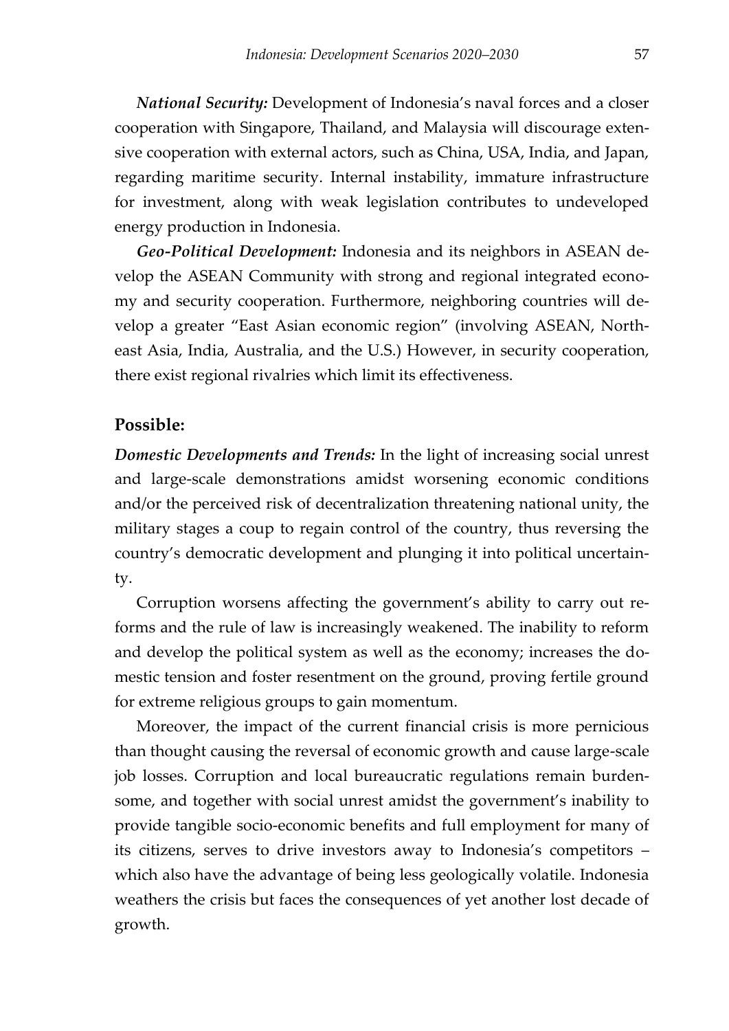***National Security:*** Development of Indonesia's naval forces and a closer cooperation with Singapore, Thailand, and Malaysia will discourage extensive cooperation with external actors, such as China, USA, India, and Japan, regarding maritime security. Internal instability, immature infrastructure for investment, along with weak legislation contributes to undeveloped energy production in Indonesia.

***Geo-Political Development:*** Indonesia and its neighbors in ASEAN develop the ASEAN Community with strong and regional integrated economy and security cooperation. Furthermore, neighboring countries will develop a greater "East Asian economic region" (involving ASEAN, Northeast Asia, India, Australia, and the U.S.) However, in security cooperation, there exist regional rivalries which limit its effectiveness.

## Possible:

***Domestic Developments and Trends:*** In the light of increasing social unrest and large-scale demonstrations amidst worsening economic conditions and/or the perceived risk of decentralization threatening national unity, the military stages a coup to regain control of the country, thus reversing the country's democratic development and plunging it into political uncertainty.

Corruption worsens affecting the government's ability to carry out reforms and the rule of law is increasingly weakened. The inability to reform and develop the political system as well as the economy; increases the domestic tension and foster resentment on the ground, proving fertile ground for extreme religious groups to gain momentum.

Moreover, the impact of the current financial crisis is more pernicious than thought causing the reversal of economic growth and cause large-scale job losses. Corruption and local bureaucratic regulations remain burdensome, and together with social unrest amidst the government's inability to provide tangible socio-economic benefits and full employment for many of its citizens, serves to drive investors away to Indonesia's competitors – which also have the advantage of being less geologically volatile. Indonesia weathers the crisis but faces the consequences of yet another lost decade of growth.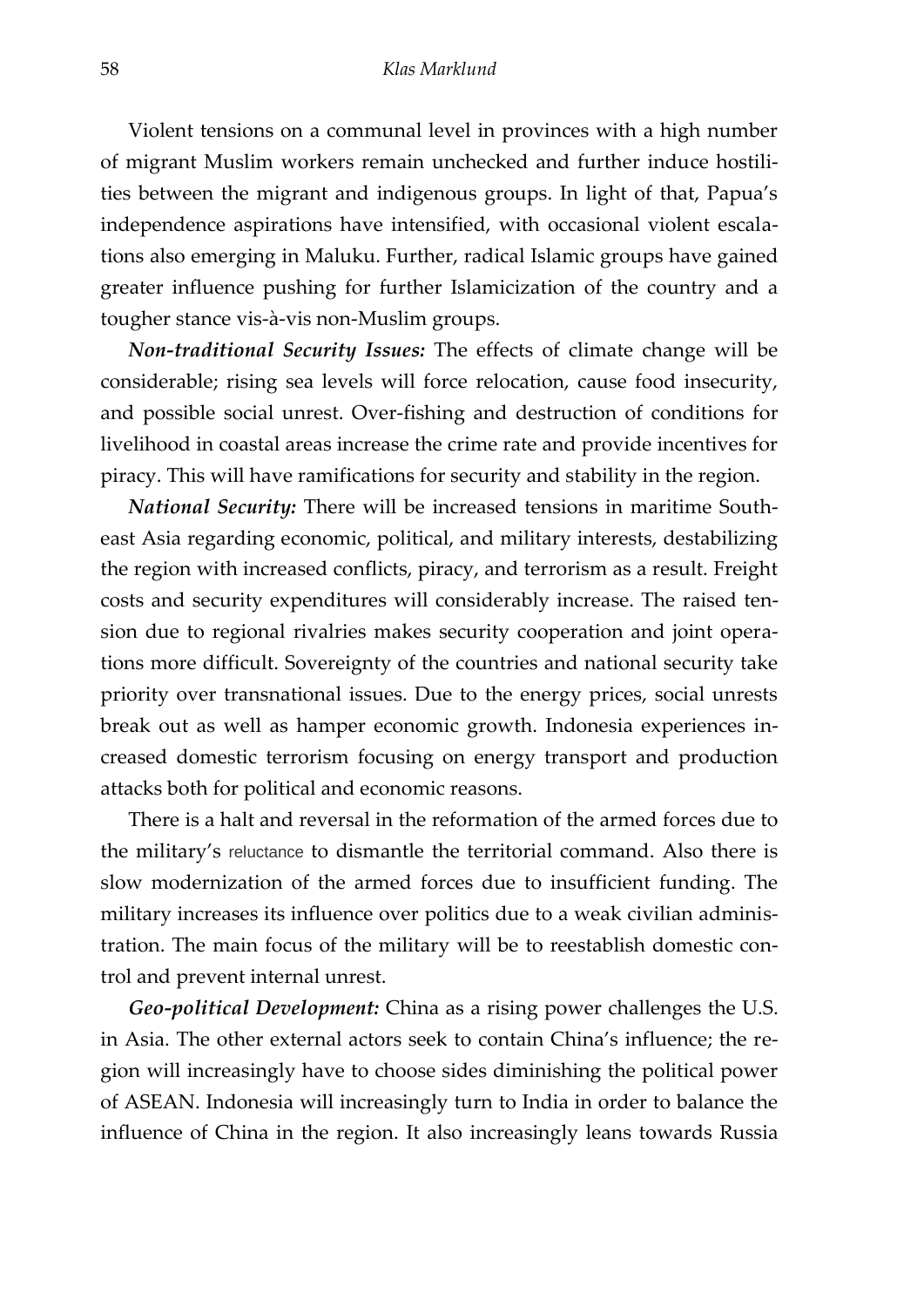Violent tensions on a communal level in provinces with a high number of migrant Muslim workers remain unchecked and further induce hostilities between the migrant and indigenous groups. In light of that, Papua's independence aspirations have intensified, with occasional violent escalations also emerging in Maluku. Further, radical Islamic groups have gained greater influence pushing for further Islamicization of the country and a tougher stance vis-à-vis non-Muslim groups.

***Non-traditional Security Issues:*** The effects of climate change will be considerable; rising sea levels will force relocation, cause food insecurity, and possible social unrest. Over-fishing and destruction of conditions for livelihood in coastal areas increase the crime rate and provide incentives for piracy. This will have ramifications for security and stability in the region.

***National Security:*** There will be increased tensions in maritime Southeast Asia regarding economic, political, and military interests, destabilizing the region with increased conflicts, piracy, and terrorism as a result. Freight costs and security expenditures will considerably increase. The raised tension due to regional rivalries makes security cooperation and joint operations more difficult. Sovereignty of the countries and national security take priority over transnational issues. Due to the energy prices, social unrests break out as well as hamper economic growth. Indonesia experiences increased domestic terrorism focusing on energy transport and production attacks both for political and economic reasons.

There is a halt and reversal in the reformation of the armed forces due to the military's reluctance to dismantle the territorial command. Also there is slow modernization of the armed forces due to insufficient funding. The military increases its influence over politics due to a weak civilian administration. The main focus of the military will be to reestablish domestic control and prevent internal unrest.

***Geo-political Development:*** China as a rising power challenges the U.S. in Asia. The other external actors seek to contain China's influence; the region will increasingly have to choose sides diminishing the political power of ASEAN. Indonesia will increasingly turn to India in order to balance the influence of China in the region. It also increasingly leans towards Russia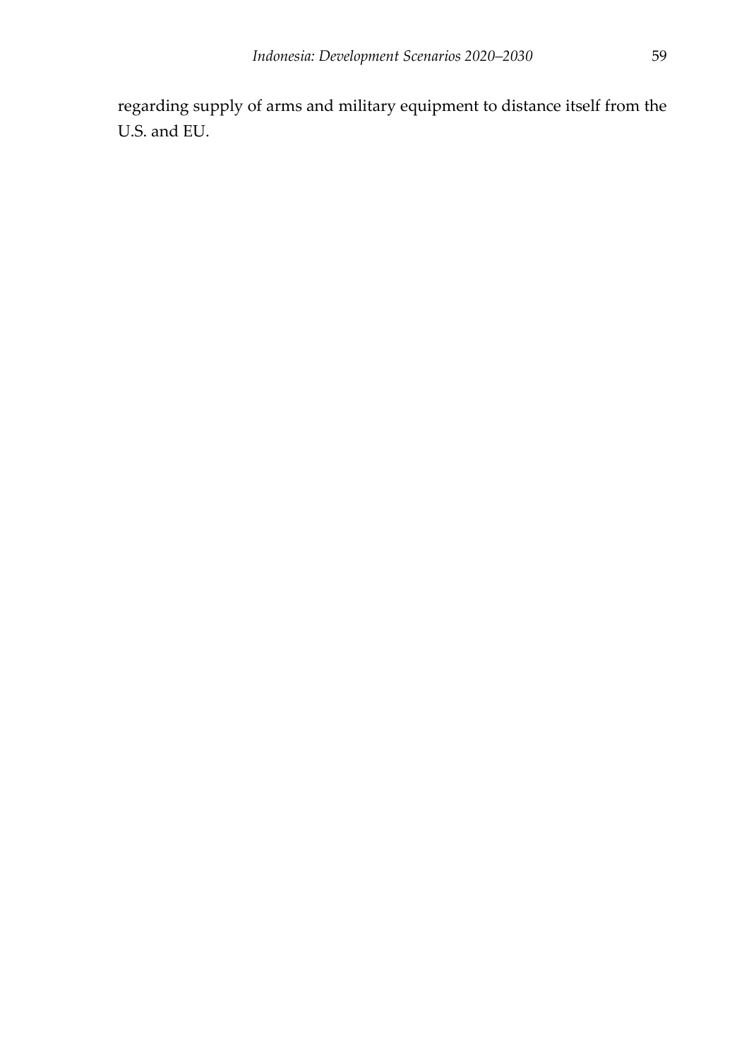regarding supply of arms and military equipment to distance itself from the U.S. and EU.